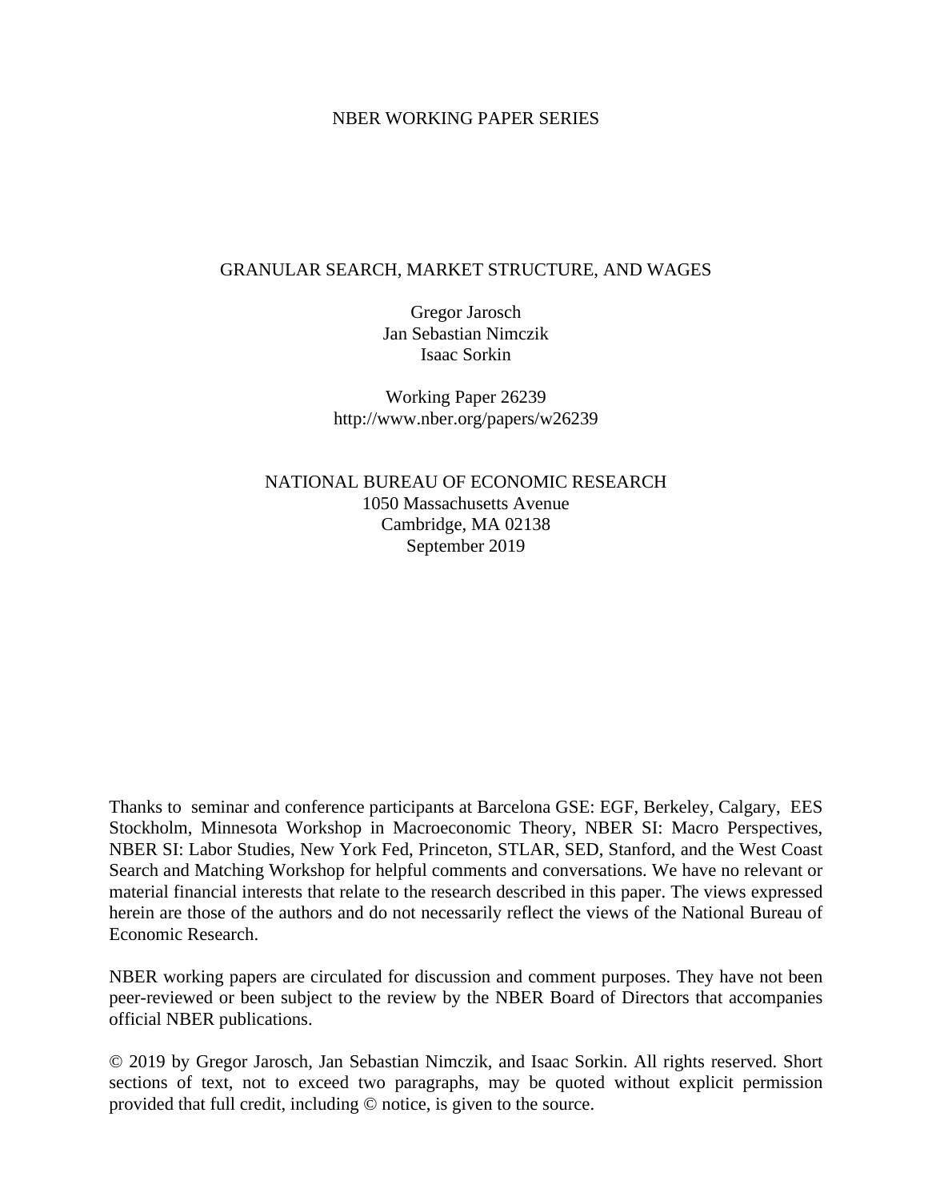NBER WORKING PAPER SERIES

# GRANULAR SEARCH, MARKET STRUCTURE, AND WAGES

Gregor Jarosch
Jan Sebastian Nimczik
Isaac Sorkin

Working Paper 26239
http://www.nber.org/papers/w26239

NATIONAL BUREAU OF ECONOMIC RESEARCH
1050 Massachusetts Avenue
Cambridge, MA 02138
September 2019

Thanks to seminar and conference participants at Barcelona GSE: EGF, Berkeley, Calgary, EES Stockholm, Minnesota Workshop in Macroeconomic Theory, NBER SI: Macro Perspectives, NBER SI: Labor Studies, New York Fed, Princeton, STLAR, SED, Stanford, and the West Coast Search and Matching Workshop for helpful comments and conversations. We have no relevant or material financial interests that relate to the research described in this paper. The views expressed herein are those of the authors and do not necessarily reflect the views of the National Bureau of Economic Research.

NBER working papers are circulated for discussion and comment purposes. They have not been peer-reviewed or been subject to the review by the NBER Board of Directors that accompanies official NBER publications.

© 2019 by Gregor Jarosch, Jan Sebastian Nimczik, and Isaac Sorkin. All rights reserved. Short sections of text, not to exceed two paragraphs, may be quoted without explicit permission provided that full credit, including © notice, is given to the source.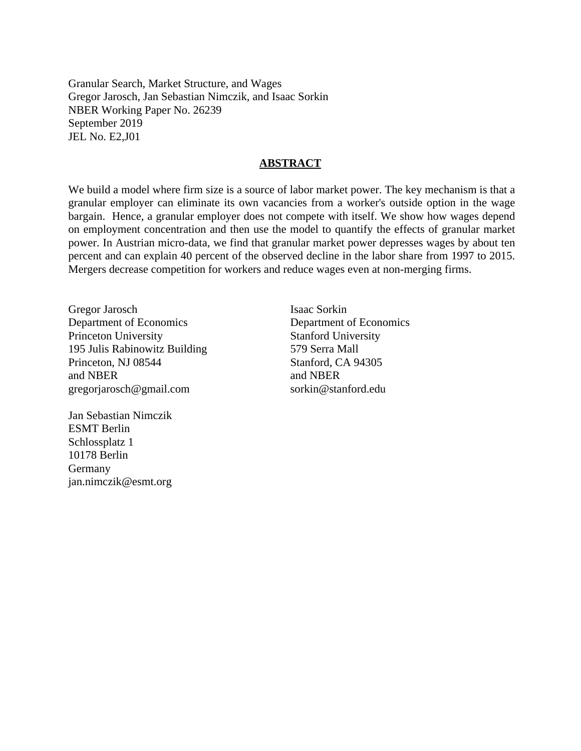Granular Search, Market Structure, and Wages
Gregor Jarosch, Jan Sebastian Nimczik, and Isaac Sorkin
NBER Working Paper No. 26239
September 2019
JEL No. E2,J01

## ABSTRACT

We build a model where firm size is a source of labor market power. The key mechanism is that a granular employer can eliminate its own vacancies from a worker's outside option in the wage bargain. Hence, a granular employer does not compete with itself. We show how wages depend on employment concentration and then use the model to quantify the effects of granular market power. In Austrian micro-data, we find that granular market power depresses wages by about ten percent and can explain 40 percent of the observed decline in the labor share from 1997 to 2015. Mergers decrease competition for workers and reduce wages even at non-merging firms.

Gregor Jarosch
Department of Economics
Princeton University
195 Julis Rabinowitz Building
Princeton, NJ 08544
and NBER
gregorjarosch@gmail.com

Isaac Sorkin
Department of Economics
Stanford University
579 Serra Mall
Stanford, CA 94305
and NBER
sorkin@stanford.edu

Jan Sebastian Nimczik
ESMT Berlin
Schlossplatz 1
10178 Berlin
Germany
jan.nimczik@esmt.org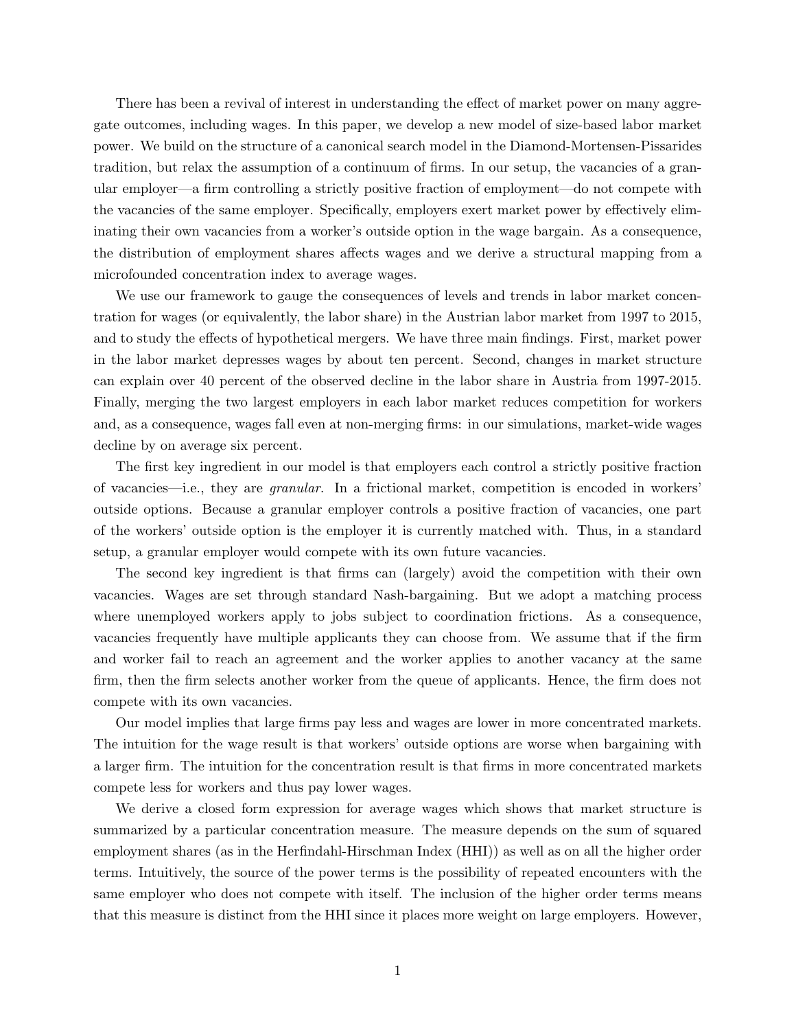There has been a revival of interest in understanding the effect of market power on many aggregate outcomes, including wages. In this paper, we develop a new model of size-based labor market power. We build on the structure of a canonical search model in the Diamond-Mortensen-Pissarides tradition, but relax the assumption of a continuum of firms. In our setup, the vacancies of a granular employer—a firm controlling a strictly positive fraction of employment—do not compete with the vacancies of the same employer. Specifically, employers exert market power by effectively eliminating their own vacancies from a worker's outside option in the wage bargain. As a consequence, the distribution of employment shares affects wages and we derive a structural mapping from a microfounded concentration index to average wages.

We use our framework to gauge the consequences of levels and trends in labor market concentration for wages (or equivalently, the labor share) in the Austrian labor market from 1997 to 2015, and to study the effects of hypothetical mergers. We have three main findings. First, market power in the labor market depresses wages by about ten percent. Second, changes in market structure can explain over 40 percent of the observed decline in the labor share in Austria from 1997-2015. Finally, merging the two largest employers in each labor market reduces competition for workers and, as a consequence, wages fall even at non-merging firms: in our simulations, market-wide wages decline by on average six percent.

The first key ingredient in our model is that employers each control a strictly positive fraction of vacancies—i.e., they are *granular*. In a frictional market, competition is encoded in workers' outside options. Because a granular employer controls a positive fraction of vacancies, one part of the workers' outside option is the employer it is currently matched with. Thus, in a standard setup, a granular employer would compete with its own future vacancies.

The second key ingredient is that firms can (largely) avoid the competition with their own vacancies. Wages are set through standard Nash-bargaining. But we adopt a matching process where unemployed workers apply to jobs subject to coordination frictions. As a consequence, vacancies frequently have multiple applicants they can choose from. We assume that if the firm and worker fail to reach an agreement and the worker applies to another vacancy at the same firm, then the firm selects another worker from the queue of applicants. Hence, the firm does not compete with its own vacancies.

Our model implies that large firms pay less and wages are lower in more concentrated markets. The intuition for the wage result is that workers' outside options are worse when bargaining with a larger firm. The intuition for the concentration result is that firms in more concentrated markets compete less for workers and thus pay lower wages.

We derive a closed form expression for average wages which shows that market structure is summarized by a particular concentration measure. The measure depends on the sum of squared employment shares (as in the Herfindahl-Hirschman Index (HHI)) as well as on all the higher order terms. Intuitively, the source of the power terms is the possibility of repeated encounters with the same employer who does not compete with itself. The inclusion of the higher order terms means that this measure is distinct from the HHI since it places more weight on large employers. However,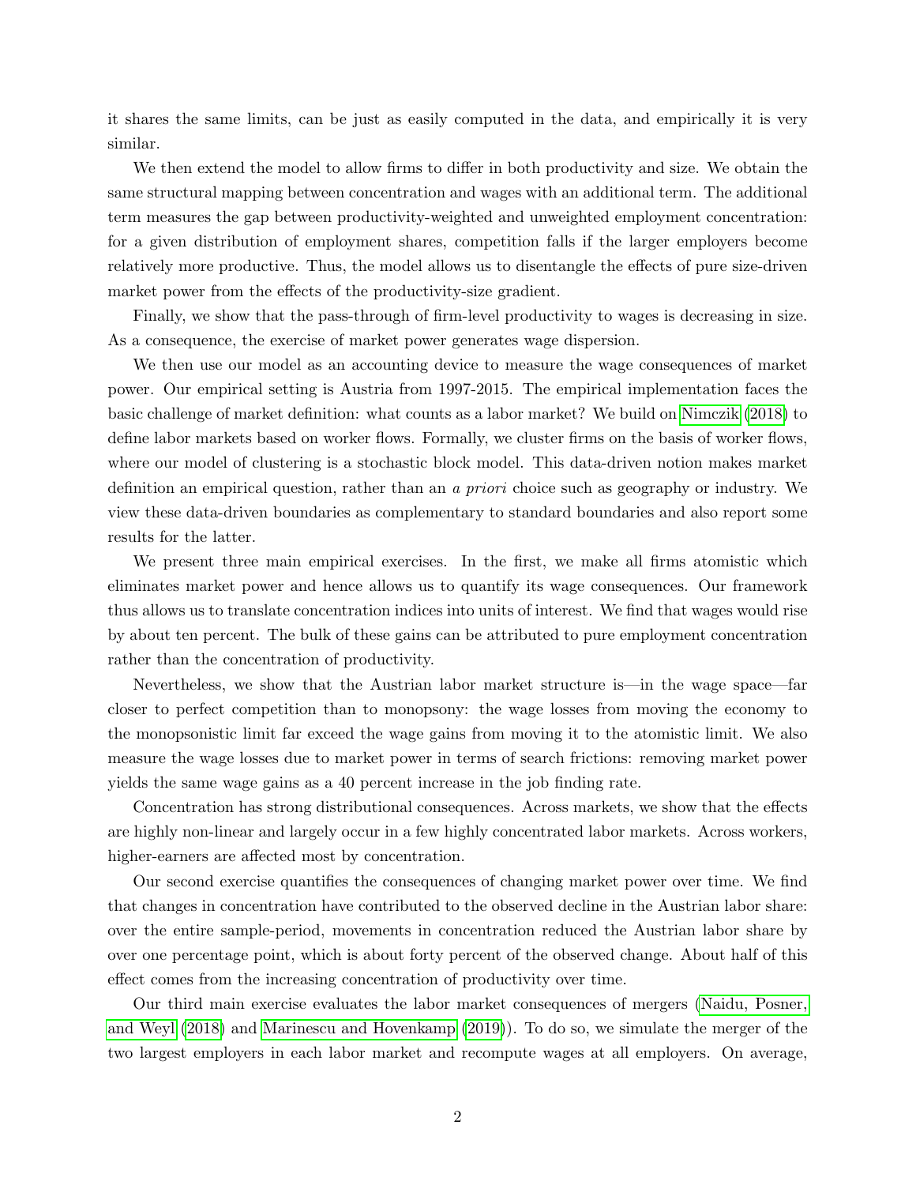it shares the same limits, can be just as easily computed in the data, and empirically it is very similar.

We then extend the model to allow firms to differ in both productivity and size. We obtain the same structural mapping between concentration and wages with an additional term. The additional term measures the gap between productivity-weighted and unweighted employment concentration: for a given distribution of employment shares, competition falls if the larger employers become relatively more productive. Thus, the model allows us to disentangle the effects of pure size-driven market power from the effects of the productivity-size gradient.

Finally, we show that the pass-through of firm-level productivity to wages is decreasing in size. As a consequence, the exercise of market power generates wage dispersion.

We then use our model as an accounting device to measure the wage consequences of market power. Our empirical setting is Austria from 1997-2015. The empirical implementation faces the basic challenge of market definition: what counts as a labor market? We build on Nimczik (2018) to define labor markets based on worker flows. Formally, we cluster firms on the basis of worker flows, where our model of clustering is a stochastic block model. This data-driven notion makes market definition an empirical question, rather than an *a priori* choice such as geography or industry. We view these data-driven boundaries as complementary to standard boundaries and also report some results for the latter.

We present three main empirical exercises. In the first, we make all firms atomistic which eliminates market power and hence allows us to quantify its wage consequences. Our framework thus allows us to translate concentration indices into units of interest. We find that wages would rise by about ten percent. The bulk of these gains can be attributed to pure employment concentration rather than the concentration of productivity.

Nevertheless, we show that the Austrian labor market structure is—in the wage space—far closer to perfect competition than to monopsony: the wage losses from moving the economy to the monopsonistic limit far exceed the wage gains from moving it to the atomistic limit. We also measure the wage losses due to market power in terms of search frictions: removing market power yields the same wage gains as a 40 percent increase in the job finding rate.

Concentration has strong distributional consequences. Across markets, we show that the effects are highly non-linear and largely occur in a few highly concentrated labor markets. Across workers, higher-earners are affected most by concentration.

Our second exercise quantifies the consequences of changing market power over time. We find that changes in concentration have contributed to the observed decline in the Austrian labor share: over the entire sample-period, movements in concentration reduced the Austrian labor share by over one percentage point, which is about forty percent of the observed change. About half of this effect comes from the increasing concentration of productivity over time.

Our third main exercise evaluates the labor market consequences of mergers (Naidu, Posner, and Weyl (2018) and Marinescu and Hovenkamp (2019)). To do so, we simulate the merger of the two largest employers in each labor market and recompute wages at all employers. On average,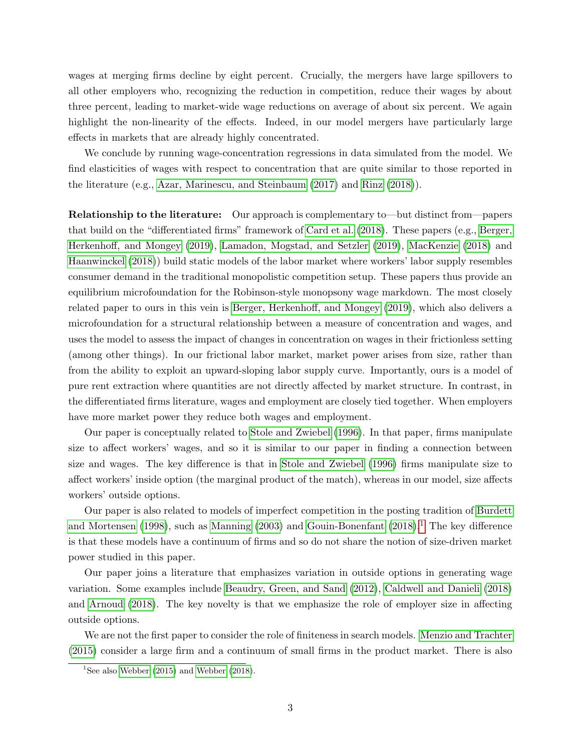wages at merging firms decline by eight percent. Crucially, the mergers have large spillovers to all other employers who, recognizing the reduction in competition, reduce their wages by about three percent, leading to market-wide wage reductions on average of about six percent. We again highlight the non-linearity of the effects. Indeed, in our model mergers have particularly large effects in markets that are already highly concentrated.

We conclude by running wage-concentration regressions in data simulated from the model. We find elasticities of wages with respect to concentration that are quite similar to those reported in the literature (e.g., Azar, Marinescu, and Steinbaum (2017) and Rinz (2018)).

**Relationship to the literature:** Our approach is complementary to—but distinct from—papers that build on the "differentiated firms" framework of Card et al. (2018). These papers (e.g., Berger, Herkenhoff, and Mongey (2019), Lamadon, Mogstad, and Setzler (2019), MacKenzie (2018) and Haanwinckel (2018)) build static models of the labor market where workers' labor supply resembles consumer demand in the traditional monopolistic competition setup. These papers thus provide an equilibrium microfoundation for the Robinson-style monopsony wage markdown. The most closely related paper to ours in this vein is Berger, Herkenhoff, and Mongey (2019), which also delivers a microfoundation for a structural relationship between a measure of concentration and wages, and uses the model to assess the impact of changes in concentration on wages in their frictionless setting (among other things). In our frictional labor market, market power arises from size, rather than from the ability to exploit an upward-sloping labor supply curve. Importantly, ours is a model of pure rent extraction where quantities are not directly affected by market structure. In contrast, in the differentiated firms literature, wages and employment are closely tied together. When employers have more market power they reduce both wages and employment.

Our paper is conceptually related to Stole and Zwiebel (1996). In that paper, firms manipulate size to affect workers' wages, and so it is similar to our paper in finding a connection between size and wages. The key difference is that in Stole and Zwiebel (1996) firms manipulate size to affect workers' inside option (the marginal product of the match), whereas in our model, size affects workers' outside options.

Our paper is also related to models of imperfect competition in the posting tradition of Burdett and Mortensen (1998), such as Manning (2003) and Gouin-Bonenfant (2018).[1] The key difference is that these models have a continuum of firms and so do not share the notion of size-driven market power studied in this paper.

Our paper joins a literature that emphasizes variation in outside options in generating wage variation. Some examples include Beaudry, Green, and Sand (2012), Caldwell and Danieli (2018) and Arnoud (2018). The key novelty is that we emphasize the role of employer size in affecting outside options.

We are not the first paper to consider the role of finiteness in search models. Menzio and Trachter (2015) consider a large firm and a continuum of small firms in the product market. There is also

[1] See also Webber (2015) and Webber (2018).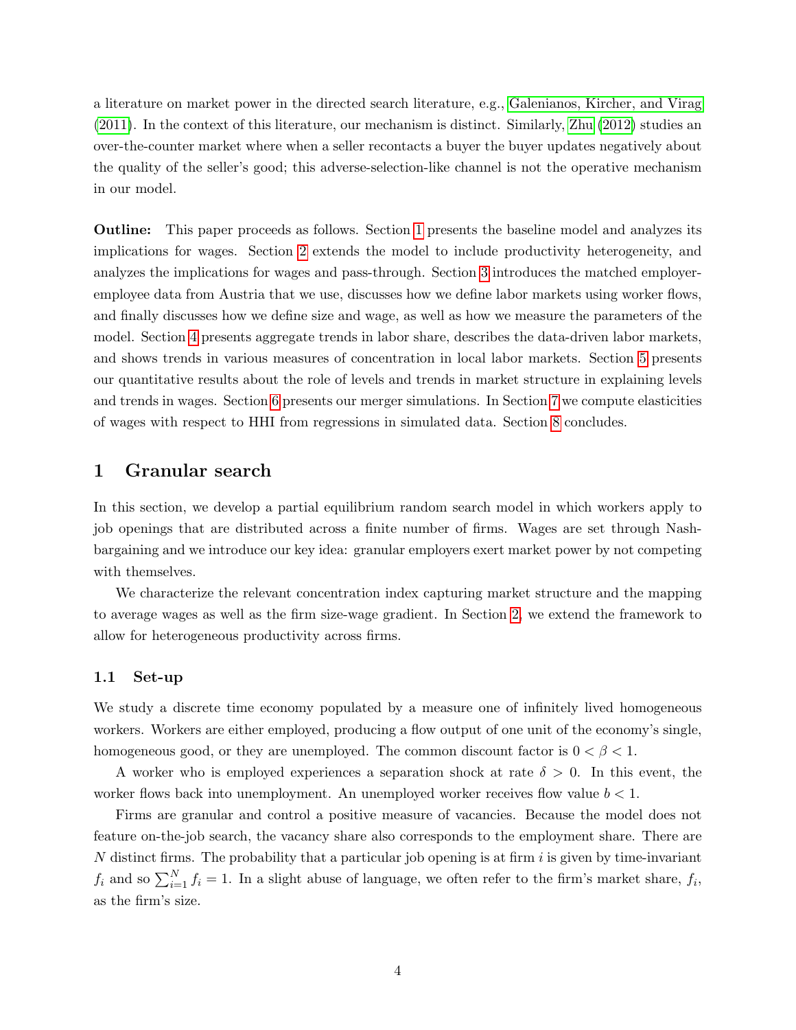a literature on market power in the directed search literature, e.g., Galenianos, Kircher, and Virag (2011). In the context of this literature, our mechanism is distinct. Similarly, Zhu (2012) studies an over-the-counter market where when a seller recontacts a buyer the buyer updates negatively about the quality of the seller's good; this adverse-selection-like channel is not the operative mechanism in our model.

**Outline:** This paper proceeds as follows. Section 1 presents the baseline model and analyzes its implications for wages. Section 2 extends the model to include productivity heterogeneity, and analyzes the implications for wages and pass-through. Section 3 introduces the matched employer-employee data from Austria that we use, discusses how we define labor markets using worker flows, and finally discusses how we define size and wage, as well as how we measure the parameters of the model. Section 4 presents aggregate trends in labor share, describes the data-driven labor markets, and shows trends in various measures of concentration in local labor markets. Section 5 presents our quantitative results about the role of levels and trends in market structure in explaining levels and trends in wages. Section 6 presents our merger simulations. In Section 7 we compute elasticities of wages with respect to HHI from regressions in simulated data. Section 8 concludes.

# 1 Granular search

In this section, we develop a partial equilibrium random search model in which workers apply to job openings that are distributed across a finite number of firms. Wages are set through Nash-bargaining and we introduce our key idea: granular employers exert market power by not competing with themselves.

We characterize the relevant concentration index capturing market structure and the mapping to average wages as well as the firm size-wage gradient. In Section 2, we extend the framework to allow for heterogeneous productivity across firms.

## 1.1 Set-up

We study a discrete time economy populated by a measure one of infinitely lived homogeneous workers. Workers are either employed, producing a flow output of one unit of the economy's single, homogeneous good, or they are unemployed. The common discount factor is $0 < \beta < 1$.

A worker who is employed experiences a separation shock at rate $\delta > 0$. In this event, the worker flows back into unemployment. An unemployed worker receives flow value $b < 1$.

Firms are granular and control a positive measure of vacancies. Because the model does not feature on-the-job search, the vacancy share also corresponds to the employment share. There are $N$ distinct firms. The probability that a particular job opening is at firm $i$ is given by time-invariant $f_i$ and so $\sum_{i=1}^{N} f_i = 1$. In a slight abuse of language, we often refer to the firm's market share, $f_i$, as the firm's size.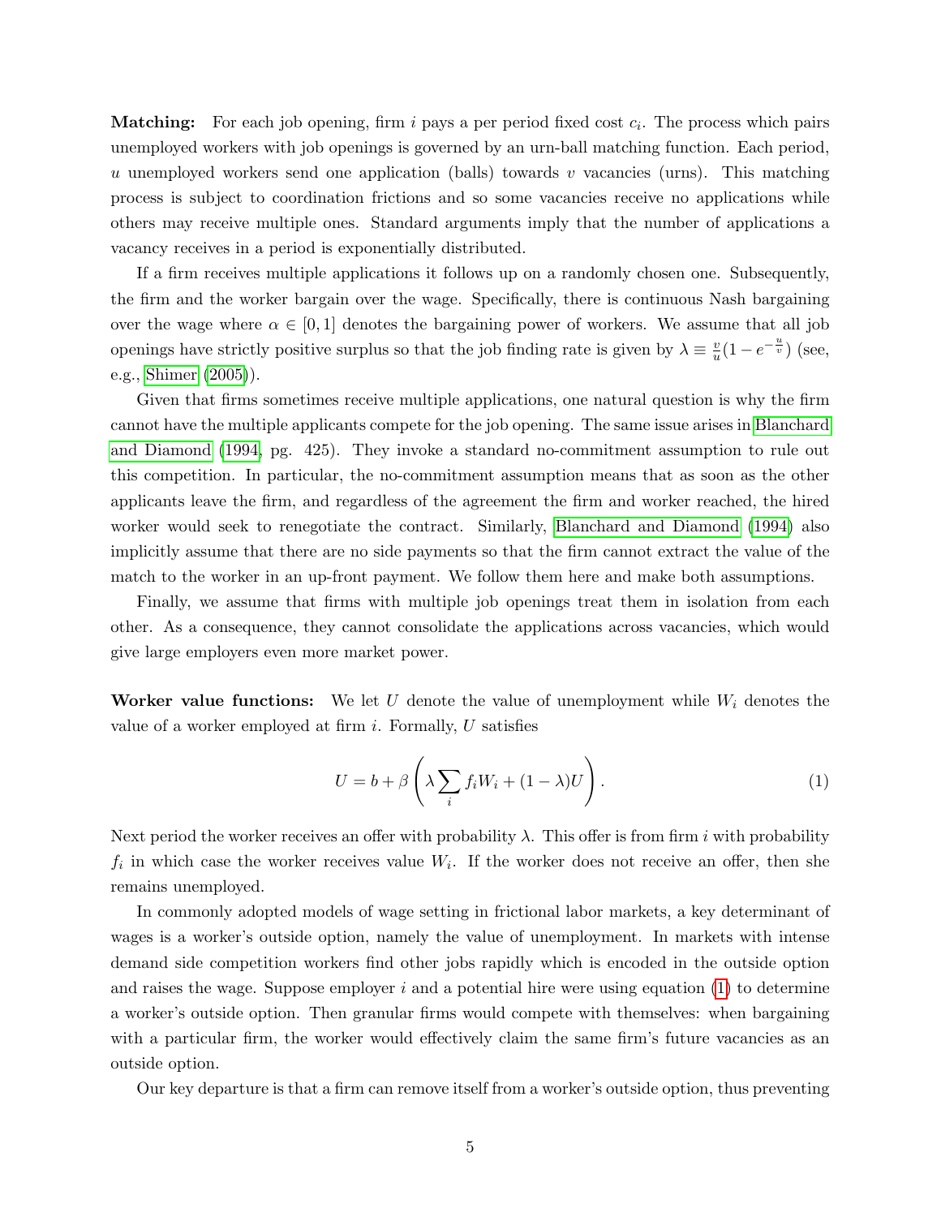**Matching:** For each job opening, firm $i$ pays a per period fixed cost $c_i$. The process which pairs unemployed workers with job openings is governed by an urn-ball matching function. Each period, $u$ unemployed workers send one application (balls) towards $v$ vacancies (urns). This matching process is subject to coordination frictions and so some vacancies receive no applications while others may receive multiple ones. Standard arguments imply that the number of applications a vacancy receives in a period is exponentially distributed.

If a firm receives multiple applications it follows up on a randomly chosen one. Subsequently, the firm and the worker bargain over the wage. Specifically, there is continuous Nash bargaining over the wage where $\alpha \in [0, 1]$ denotes the bargaining power of workers. We assume that all job openings have strictly positive surplus so that the job finding rate is given by $\lambda \equiv \frac{v}{u}(1 - e^{-\frac{u}{v}})$ (see, e.g., Shimer (2005)).

Given that firms sometimes receive multiple applications, one natural question is why the firm cannot have the multiple applicants compete for the job opening. The same issue arises in Blanchard and Diamond (1994, pg. 425). They invoke a standard no-commitment assumption to rule out this competition. In particular, the no-commitment assumption means that as soon as the other applicants leave the firm, and regardless of the agreement the firm and worker reached, the hired worker would seek to renegotiate the contract. Similarly, Blanchard and Diamond (1994) also implicitly assume that there are no side payments so that the firm cannot extract the value of the match to the worker in an up-front payment. We follow them here and make both assumptions.

Finally, we assume that firms with multiple job openings treat them in isolation from each other. As a consequence, they cannot consolidate the applications across vacancies, which would give large employers even more market power.

**Worker value functions:** We let $U$ denote the value of unemployment while $W_i$ denotes the value of a worker employed at firm $i$. Formally, $U$ satisfies

$$U = b + \beta \left( \lambda \sum_i f_i W_i + (1 - \lambda) U \right). \tag{1}$$

Next period the worker receives an offer with probability $\lambda$. This offer is from firm $i$ with probability $f_i$ in which case the worker receives value $W_i$. If the worker does not receive an offer, then she remains unemployed.

In commonly adopted models of wage setting in frictional labor markets, a key determinant of wages is a worker's outside option, namely the value of unemployment. In markets with intense demand side competition workers find other jobs rapidly which is encoded in the outside option and raises the wage. Suppose employer $i$ and a potential hire were using equation (1) to determine a worker's outside option. Then granular firms would compete with themselves: when bargaining with a particular firm, the worker would effectively claim the same firm's future vacancies as an outside option.

Our key departure is that a firm can remove itself from a worker's outside option, thus preventing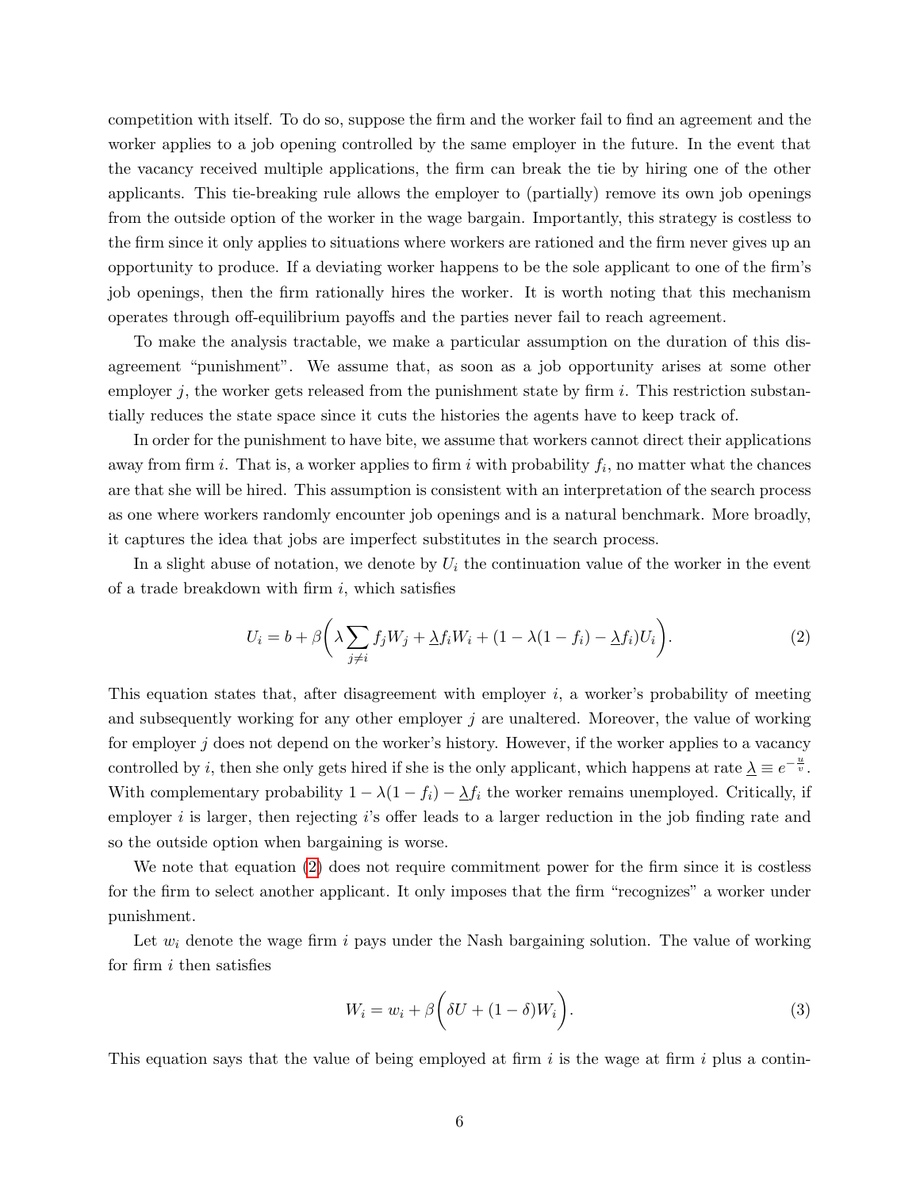competition with itself. To do so, suppose the firm and the worker fail to find an agreement and the worker applies to a job opening controlled by the same employer in the future. In the event that the vacancy received multiple applications, the firm can break the tie by hiring one of the other applicants. This tie-breaking rule allows the employer to (partially) remove its own job openings from the outside option of the worker in the wage bargain. Importantly, this strategy is costless to the firm since it only applies to situations where workers are rationed and the firm never gives up an opportunity to produce. If a deviating worker happens to be the sole applicant to one of the firm's job openings, then the firm rationally hires the worker. It is worth noting that this mechanism operates through off-equilibrium payoffs and the parties never fail to reach agreement.

To make the analysis tractable, we make a particular assumption on the duration of this disagreement "punishment". We assume that, as soon as a job opportunity arises at some other employer $j$, the worker gets released from the punishment state by firm $i$. This restriction substantially reduces the state space since it cuts the histories the agents have to keep track of.

In order for the punishment to have bite, we assume that workers cannot direct their applications away from firm $i$. That is, a worker applies to firm $i$ with probability $f_i$, no matter what the chances are that she will be hired. This assumption is consistent with an interpretation of the search process as one where workers randomly encounter job openings and is a natural benchmark. More broadly, it captures the idea that jobs are imperfect substitutes in the search process.

In a slight abuse of notation, we denote by $U_i$ the continuation value of the worker in the event of a trade breakdown with firm $i$, which satisfies

$$U_i = b + \beta\bigg(\lambda \sum_{j\neq i} f_j W_j + \underline{\lambda} f_i W_i + (1 - \lambda(1 - f_i) - \underline{\lambda} f_i) U_i\bigg). \tag{2}$$

This equation states that, after disagreement with employer $i$, a worker's probability of meeting and subsequently working for any other employer $j$ are unaltered. Moreover, the value of working for employer $j$ does not depend on the worker's history. However, if the worker applies to a vacancy controlled by $i$, then she only gets hired if she is the only applicant, which happens at rate $\underline{\lambda} \equiv e^{-\frac{u}{v}}$. With complementary probability $1 - \lambda(1 - f_i) - \underline{\lambda} f_i$ the worker remains unemployed. Critically, if employer $i$ is larger, then rejecting $i$'s offer leads to a larger reduction in the job finding rate and so the outside option when bargaining is worse.

We note that equation (2) does not require commitment power for the firm since it is costless for the firm to select another applicant. It only imposes that the firm "recognizes" a worker under punishment.

Let $w_i$ denote the wage firm $i$ pays under the Nash bargaining solution. The value of working for firm $i$ then satisfies

$$W_i = w_i + \beta\bigg(\delta U + (1 - \delta) W_i\bigg). \tag{3}$$

This equation says that the value of being employed at firm $i$ is the wage at firm $i$ plus a contin-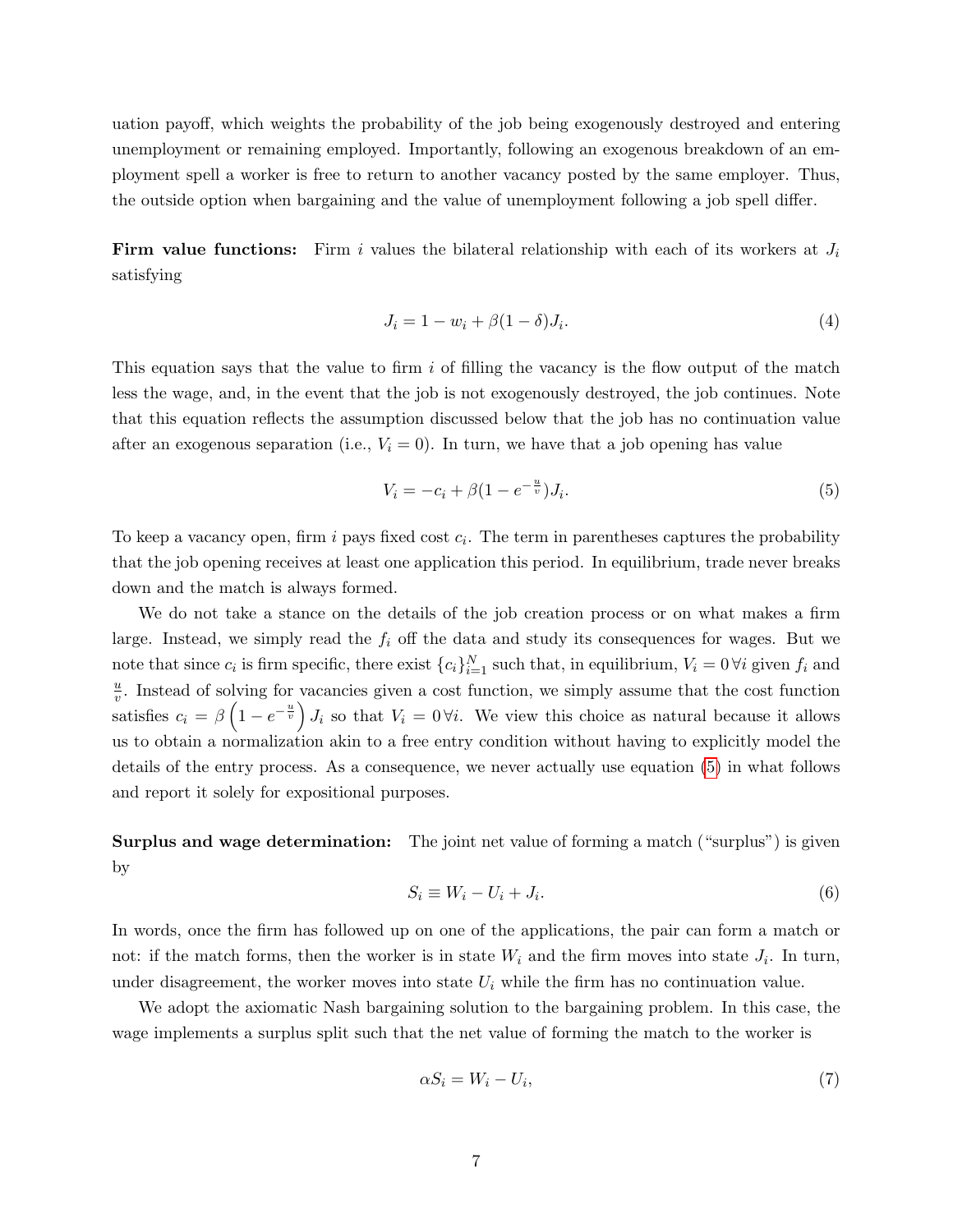uation payoff, which weights the probability of the job being exogenously destroyed and entering unemployment or remaining employed. Importantly, following an exogenous breakdown of an employment spell a worker is free to return to another vacancy posted by the same employer. Thus, the outside option when bargaining and the value of unemployment following a job spell differ.

**Firm value functions:** Firm $i$ values the bilateral relationship with each of its workers at $J_i$ satisfying

$$J_i = 1 - w_i + \beta(1-\delta)J_i. \tag{4}$$

This equation says that the value to firm $i$ of filling the vacancy is the flow output of the match less the wage, and, in the event that the job is not exogenously destroyed, the job continues. Note that this equation reflects the assumption discussed below that the job has no continuation value after an exogenous separation (i.e., $V_i = 0$). In turn, we have that a job opening has value

$$V_i = -c_i + \beta(1 - e^{-\frac{u}{v}})J_i. \tag{5}$$

To keep a vacancy open, firm $i$ pays fixed cost $c_i$. The term in parentheses captures the probability that the job opening receives at least one application this period. In equilibrium, trade never breaks down and the match is always formed.

We do not take a stance on the details of the job creation process or on what makes a firm large. Instead, we simply read the $f_i$ off the data and study its consequences for wages. But we note that since $c_i$ is firm specific, there exist $\{c_i\}_{i=1}^N$ such that, in equilibrium, $V_i = 0\,\forall i$ given $f_i$ and $\frac{u}{v}$. Instead of solving for vacancies given a cost function, we simply assume that the cost function satisfies $c_i = \beta\left(1 - e^{-\frac{u}{v}}\right)J_i$ so that $V_i = 0\,\forall i$. We view this choice as natural because it allows us to obtain a normalization akin to a free entry condition without having to explicitly model the details of the entry process. As a consequence, we never actually use equation (5) in what follows and report it solely for expositional purposes.

**Surplus and wage determination:** The joint net value of forming a match ("surplus") is given by

$$S_i \equiv W_i - U_i + J_i. \tag{6}$$

In words, once the firm has followed up on one of the applications, the pair can form a match or not: if the match forms, then the worker is in state $W_i$ and the firm moves into state $J_i$. In turn, under disagreement, the worker moves into state $U_i$ while the firm has no continuation value.

We adopt the axiomatic Nash bargaining solution to the bargaining problem. In this case, the wage implements a surplus split such that the net value of forming the match to the worker is

$$\alpha S_i = W_i - U_i, \tag{7}$$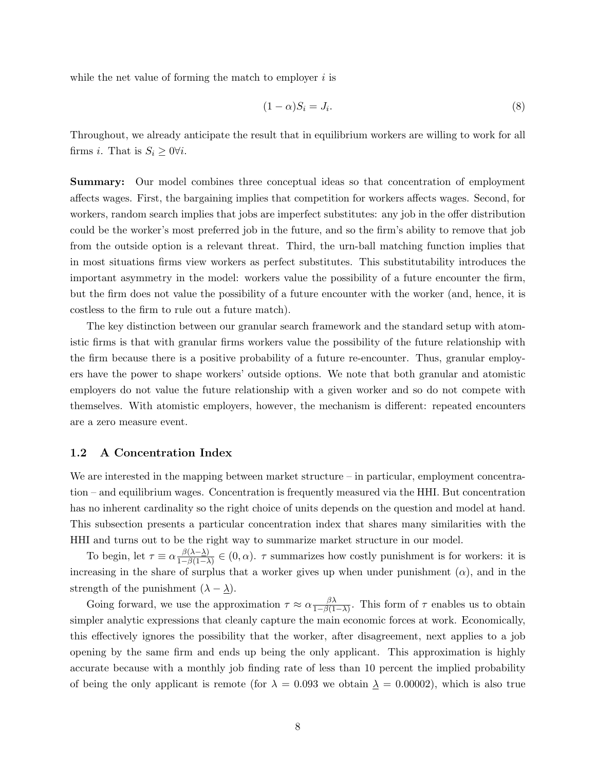while the net value of forming the match to employer $i$ is

$$(1-\alpha)S_i = J_i. \tag{8}$$

Throughout, we already anticipate the result that in equilibrium workers are willing to work for all firms $i$. That is $S_i \geq 0 \forall i$.

**Summary:** Our model combines three conceptual ideas so that concentration of employment affects wages. First, the bargaining implies that competition for workers affects wages. Second, for workers, random search implies that jobs are imperfect substitutes: any job in the offer distribution could be the worker's most preferred job in the future, and so the firm's ability to remove that job from the outside option is a relevant threat. Third, the urn-ball matching function implies that in most situations firms view workers as perfect substitutes. This substitutability introduces the important asymmetry in the model: workers value the possibility of a future encounter the firm, but the firm does not value the possibility of a future encounter with the worker (and, hence, it is costless to the firm to rule out a future match).

The key distinction between our granular search framework and the standard setup with atomistic firms is that with granular firms workers value the possibility of the future relationship with the firm because there is a positive probability of a future re-encounter. Thus, granular employers have the power to shape workers' outside options. We note that both granular and atomistic employers do not value the future relationship with a given worker and so do not compete with themselves. With atomistic employers, however, the mechanism is different: repeated encounters are a zero measure event.

### 1.2 A Concentration Index

We are interested in the mapping between market structure – in particular, employment concentration – and equilibrium wages. Concentration is frequently measured via the HHI. But concentration has no inherent cardinality so the right choice of units depends on the question and model at hand. This subsection presents a particular concentration index that shares many similarities with the HHI and turns out to be the right way to summarize market structure in our model.

To begin, let $\tau \equiv \alpha \frac{\beta(\lambda - \underline{\lambda})}{1-\beta(1-\lambda)} \in (0, \alpha)$. $\tau$ summarizes how costly punishment is for workers: it is increasing in the share of surplus that a worker gives up when under punishment ($\alpha$), and in the strength of the punishment ($\lambda - \underline{\lambda}$).

Going forward, we use the approximation $\tau \approx \alpha \frac{\beta\lambda}{1-\beta(1-\lambda)}$. This form of $\tau$ enables us to obtain simpler analytic expressions that cleanly capture the main economic forces at work. Economically, this effectively ignores the possibility that the worker, after disagreement, next applies to a job opening by the same firm and ends up being the only applicant. This approximation is highly accurate because with a monthly job finding rate of less than 10 percent the implied probability of being the only applicant is remote (for $\lambda = 0.093$ we obtain $\underline{\lambda} = 0.00002$), which is also true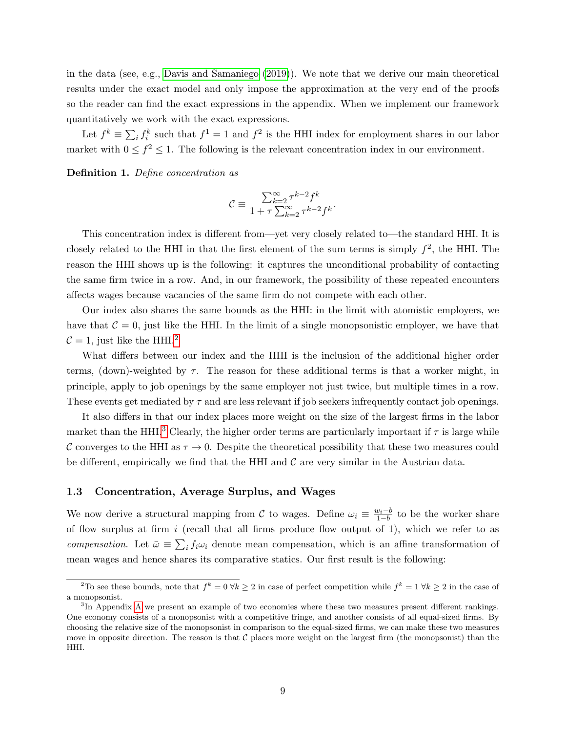in the data (see, e.g., Davis and Samaniego (2019)). We note that we derive our main theoretical results under the exact model and only impose the approximation at the very end of the proofs so the reader can find the exact expressions in the appendix. When we implement our framework quantitatively we work with the exact expressions.

Let $f^k \equiv \sum_i f_i^k$ such that $f^1 = 1$ and $f^2$ is the HHI index for employment shares in our labor market with $0 \leq f^2 \leq 1$. The following is the relevant concentration index in our environment.

**Definition 1.** *Define concentration as*

$$\mathcal{C} \equiv \frac{\sum_{k=2}^{\infty} \tau^{k-2} f^k}{1 + \tau \sum_{k=2}^{\infty} \tau^{k-2} f^k}.$$

This concentration index is different from—yet very closely related to—the standard HHI. It is closely related to the HHI in that the first element of the sum terms is simply $f^2$, the HHI. The reason the HHI shows up is the following: it captures the unconditional probability of contacting the same firm twice in a row. And, in our framework, the possibility of these repeated encounters affects wages because vacancies of the same firm do not compete with each other.

Our index also shares the same bounds as the HHI: in the limit with atomistic employers, we have that $\mathcal{C} = 0$, just like the HHI. In the limit of a single monopsonistic employer, we have that $\mathcal{C} = 1$, just like the HHI.[2]

What differs between our index and the HHI is the inclusion of the additional higher order terms, (down)-weighted by $\tau$. The reason for these additional terms is that a worker might, in principle, apply to job openings by the same employer not just twice, but multiple times in a row. These events get mediated by $\tau$ and are less relevant if job seekers infrequently contact job openings.

It also differs in that our index places more weight on the size of the largest firms in the labor market than the HHI.[3] Clearly, the higher order terms are particularly important if $\tau$ is large while $\mathcal{C}$ converges to the HHI as $\tau \to 0$. Despite the theoretical possibility that these two measures could be different, empirically we find that the HHI and $\mathcal{C}$ are very similar in the Austrian data.

### 1.3 Concentration, Average Surplus, and Wages

We now derive a structural mapping from $\mathcal{C}$ to wages. Define $\omega_i \equiv \frac{w_i - b}{1 - b}$ to be the worker share of flow surplus at firm $i$ (recall that all firms produce flow output of 1), which we refer to as *compensation*. Let $\bar{\omega} \equiv \sum_i f_i \omega_i$ denote mean compensation, which is an affine transformation of mean wages and hence shares its comparative statics. Our first result is the following:

[2] To see these bounds, note that $f^k = 0 \; \forall k \geq 2$ in case of perfect competition while $f^k = 1 \; \forall k \geq 2$ in the case of a monopsonist.

[3] In Appendix A we present an example of two economies where these two measures present different rankings. One economy consists of a monopsonist with a competitive fringe, and another consists of all equal-sized firms. By choosing the relative size of the monopsonist in comparison to the equal-sized firms, we can make these two measures move in opposite direction. The reason is that $\mathcal{C}$ places more weight on the largest firm (the monopsonist) than the HHI.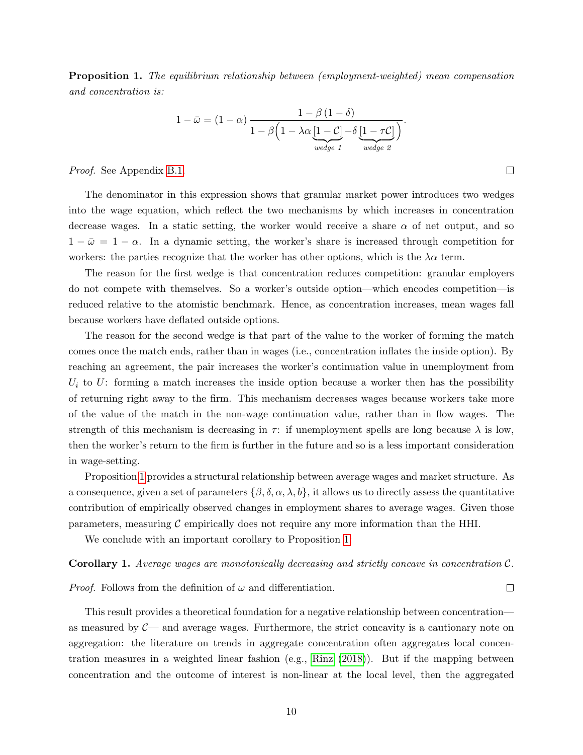**Proposition 1.** *The equilibrium relationship between (employment-weighted) mean compensation and concentration is:*

$$1-\bar{\omega} = (1-\alpha)\,\frac{1-\beta\,(1-\delta)}{1-\beta\Big(1-\lambda\alpha\underbrace{[1-\mathcal{C}]}_{\textit{wedge 1}}-\delta\underbrace{[1-\tau\mathcal{C}]}_{\textit{wedge 2}}\Big)}.$$

*Proof.* See Appendix B.1. □

The denominator in this expression shows that granular market power introduces two wedges into the wage equation, which reflect the two mechanisms by which increases in concentration decrease wages. In a static setting, the worker would receive a share $\alpha$ of net output, and so $1-\bar{\omega} = 1-\alpha$. In a dynamic setting, the worker's share is increased through competition for workers: the parties recognize that the worker has other options, which is the $\lambda\alpha$ term.

The reason for the first wedge is that concentration reduces competition: granular employers do not compete with themselves. So a worker's outside option—which encodes competition—is reduced relative to the atomistic benchmark. Hence, as concentration increases, mean wages fall because workers have deflated outside options.

The reason for the second wedge is that part of the value to the worker of forming the match comes once the match ends, rather than in wages (i.e., concentration inflates the inside option). By reaching an agreement, the pair increases the worker's continuation value in unemployment from $U_i$ to $U$: forming a match increases the inside option because a worker then has the possibility of returning right away to the firm. This mechanism decreases wages because workers take more of the value of the match in the non-wage continuation value, rather than in flow wages. The strength of this mechanism is decreasing in $\tau$: if unemployment spells are long because $\lambda$ is low, then the worker's return to the firm is further in the future and so is a less important consideration in wage-setting.

Proposition 1 provides a structural relationship between average wages and market structure. As a consequence, given a set of parameters $\{\beta, \delta, \alpha, \lambda, b\}$, it allows us to directly assess the quantitative contribution of empirically observed changes in employment shares to average wages. Given those parameters, measuring $\mathcal{C}$ empirically does not require any more information than the HHI.

We conclude with an important corollary to Proposition 1:

**Corollary 1.** *Average wages are monotonically decreasing and strictly concave in concentration $\mathcal{C}$.*

*Proof.* Follows from the definition of $\omega$ and differentiation. □

This result provides a theoretical foundation for a negative relationship between concentration—as measured by $\mathcal{C}$— and average wages. Furthermore, the strict concavity is a cautionary note on aggregation: the literature on trends in aggregate concentration often aggregates local concentration measures in a weighted linear fashion (e.g., Rinz (2018)). But if the mapping between concentration and the outcome of interest is non-linear at the local level, then the aggregated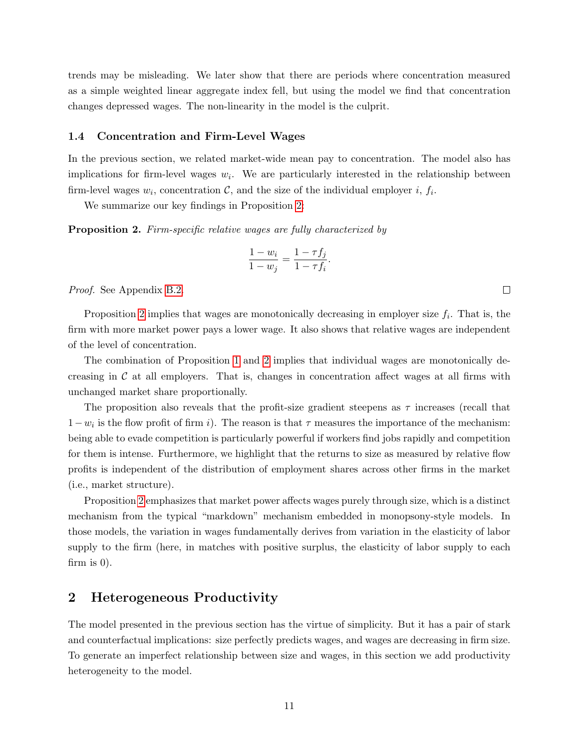trends may be misleading. We later show that there are periods where concentration measured as a simple weighted linear aggregate index fell, but using the model we find that concentration changes depressed wages. The non-linearity in the model is the culprit.

### 1.4 Concentration and Firm-Level Wages

In the previous section, we related market-wide mean pay to concentration. The model also has implications for firm-level wages $w_i$. We are particularly interested in the relationship between firm-level wages $w_i$, concentration $\mathcal{C}$, and the size of the individual employer $i$, $f_i$.

We summarize our key findings in Proposition 2:

**Proposition 2.** *Firm-specific relative wages are fully characterized by*

$$\frac{1 - w_i}{1 - w_j} = \frac{1 - \tau f_j}{1 - \tau f_i}.$$

*Proof.* See Appendix B.2. □

Proposition 2 implies that wages are monotonically decreasing in employer size $f_i$. That is, the firm with more market power pays a lower wage. It also shows that relative wages are independent of the level of concentration.

The combination of Proposition 1 and 2 implies that individual wages are monotonically decreasing in $\mathcal{C}$ at all employers. That is, changes in concentration affect wages at all firms with unchanged market share proportionally.

The proposition also reveals that the profit-size gradient steepens as $\tau$ increases (recall that $1 - w_i$ is the flow profit of firm $i$). The reason is that $\tau$ measures the importance of the mechanism: being able to evade competition is particularly powerful if workers find jobs rapidly and competition for them is intense. Furthermore, we highlight that the returns to size as measured by relative flow profits is independent of the distribution of employment shares across other firms in the market (i.e., market structure).

Proposition 2 emphasizes that market power affects wages purely through size, which is a distinct mechanism from the typical "markdown" mechanism embedded in monopsony-style models. In those models, the variation in wages fundamentally derives from variation in the elasticity of labor supply to the firm (here, in matches with positive surplus, the elasticity of labor supply to each firm is 0).

## 2 Heterogeneous Productivity

The model presented in the previous section has the virtue of simplicity. But it has a pair of stark and counterfactual implications: size perfectly predicts wages, and wages are decreasing in firm size. To generate an imperfect relationship between size and wages, in this section we add productivity heterogeneity to the model.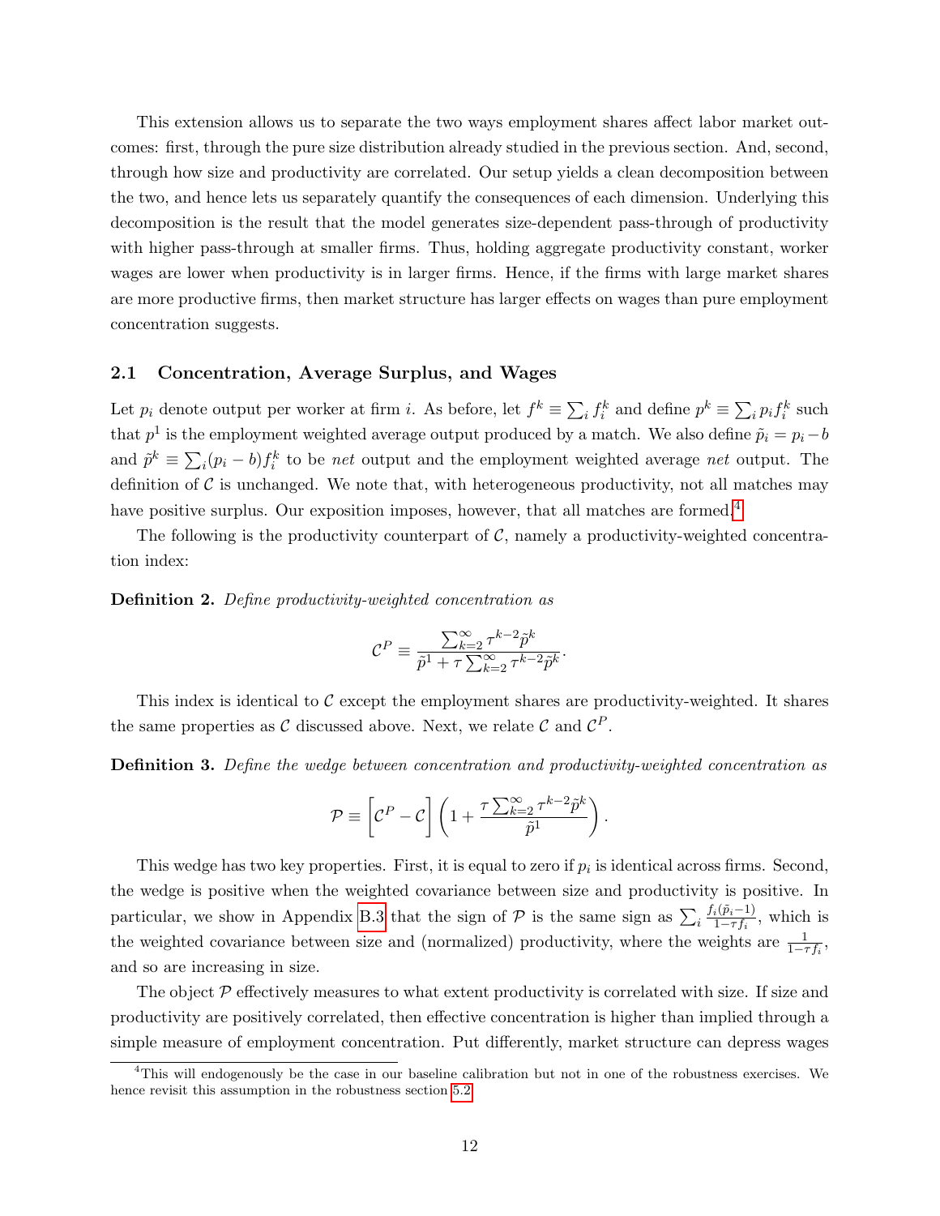This extension allows us to separate the two ways employment shares affect labor market outcomes: first, through the pure size distribution already studied in the previous section. And, second, through how size and productivity are correlated. Our setup yields a clean decomposition between the two, and hence lets us separately quantify the consequences of each dimension. Underlying this decomposition is the result that the model generates size-dependent pass-through of productivity with higher pass-through at smaller firms. Thus, holding aggregate productivity constant, worker wages are lower when productivity is in larger firms. Hence, if the firms with large market shares are more productive firms, then market structure has larger effects on wages than pure employment concentration suggests.

## 2.1 Concentration, Average Surplus, and Wages

Let $p_i$ denote output per worker at firm $i$. As before, let $f^k \equiv \sum_i f_i^k$ and define $p^k \equiv \sum_i p_i f_i^k$ such that $p^1$ is the employment weighted average output produced by a match. We also define $\tilde{p}_i = p_i - b$ and $\tilde{p}^k \equiv \sum_i (p_i - b) f_i^k$ to be *net* output and the employment weighted average *net* output. The definition of $\mathcal{C}$ is unchanged. We note that, with heterogeneous productivity, not all matches may have positive surplus. Our exposition imposes, however, that all matches are formed.[4]

The following is the productivity counterpart of $\mathcal{C}$, namely a productivity-weighted concentration index:

**Definition 2.** *Define productivity-weighted concentration as*

$$\mathcal{C}^P \equiv \frac{\sum_{k=2}^{\infty} \tau^{k-2} \tilde{p}^k}{\tilde{p}^1 + \tau \sum_{k=2}^{\infty} \tau^{k-2} \tilde{p}^k}.$$

This index is identical to $\mathcal{C}$ except the employment shares are productivity-weighted. It shares the same properties as $\mathcal{C}$ discussed above. Next, we relate $\mathcal{C}$ and $\mathcal{C}^P$.

**Definition 3.** *Define the wedge between concentration and productivity-weighted concentration as*

$$\mathcal{P} \equiv \left[\mathcal{C}^P - \mathcal{C}\right] \left(1 + \frac{\tau \sum_{k=2}^{\infty} \tau^{k-2} \tilde{p}^k}{\tilde{p}^1}\right).$$

This wedge has two key properties. First, it is equal to zero if $p_i$ is identical across firms. Second, the wedge is positive when the weighted covariance between size and productivity is positive. In particular, we show in Appendix B.3 that the sign of $\mathcal{P}$ is the same sign as $\sum_i \frac{f_i(\tilde{p}_i - 1)}{1 - \tau f_i}$, which is the weighted covariance between size and (normalized) productivity, where the weights are $\frac{1}{1-\tau f_i}$, and so are increasing in size.

The object $\mathcal{P}$ effectively measures to what extent productivity is correlated with size. If size and productivity are positively correlated, then effective concentration is higher than implied through a simple measure of employment concentration. Put differently, market structure can depress wages

[4] This will endogenously be the case in our baseline calibration but not in one of the robustness exercises. We hence revisit this assumption in the robustness section 5.2.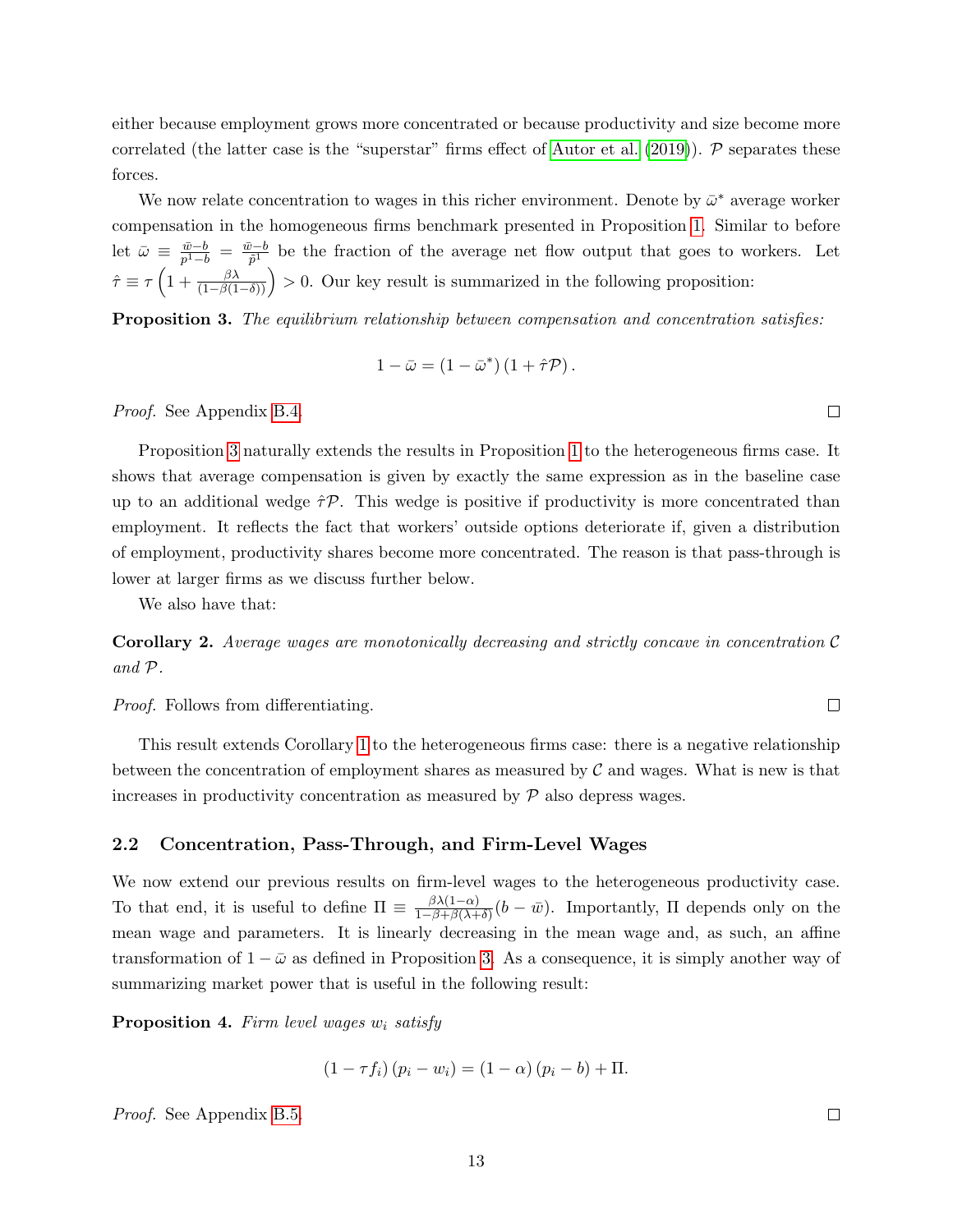either because employment grows more concentrated or because productivity and size become more correlated (the latter case is the "superstar" firms effect of Autor et al. (2019)). $\mathcal{P}$ separates these forces.

We now relate concentration to wages in this richer environment. Denote by $\bar{\omega}^*$ average worker compensation in the homogeneous firms benchmark presented in Proposition 1. Similar to before let $\bar{\omega} \equiv \frac{\bar{w}-b}{p^1-b} = \frac{\bar{w}-b}{\tilde{p}^1}$ be the fraction of the average net flow output that goes to workers. Let $\hat{\tau} \equiv \tau\left(1 + \frac{\beta\lambda}{(1-\beta(1-\delta))}\right) > 0$. Our key result is summarized in the following proposition:

**Proposition 3.** *The equilibrium relationship between compensation and concentration satisfies:*

$$1 - \bar{\omega} = (1 - \bar{\omega}^*)\left(1 + \hat{\tau}\mathcal{P}\right).$$

*Proof.* See Appendix B.4. □

Proposition 3 naturally extends the results in Proposition 1 to the heterogeneous firms case. It shows that average compensation is given by exactly the same expression as in the baseline case up to an additional wedge $\hat{\tau}\mathcal{P}$. This wedge is positive if productivity is more concentrated than employment. It reflects the fact that workers' outside options deteriorate if, given a distribution of employment, productivity shares become more concentrated. The reason is that pass-through is lower at larger firms as we discuss further below.

We also have that:

**Corollary 2.** *Average wages are monotonically decreasing and strictly concave in concentration $\mathcal{C}$ and $\mathcal{P}$.*

*Proof.* Follows from differentiating. □

This result extends Corollary 1 to the heterogeneous firms case: there is a negative relationship between the concentration of employment shares as measured by $\mathcal{C}$ and wages. What is new is that increases in productivity concentration as measured by $\mathcal{P}$ also depress wages.

## 2.2 Concentration, Pass-Through, and Firm-Level Wages

We now extend our previous results on firm-level wages to the heterogeneous productivity case. To that end, it is useful to define $\Pi \equiv \frac{\beta\lambda(1-\alpha)}{1-\beta+\beta(\lambda+\delta)}(b - \bar{w})$. Importantly, $\Pi$ depends only on the mean wage and parameters. It is linearly decreasing in the mean wage and, as such, an affine transformation of $1 - \bar{\omega}$ as defined in Proposition 3. As a consequence, it is simply another way of summarizing market power that is useful in the following result:

**Proposition 4.** *Firm level wages $w_i$ satisfy*

$$(1 - \tau f_i)(p_i - w_i) = (1 - \alpha)(p_i - b) + \Pi.$$

*Proof.* See Appendix B.5. □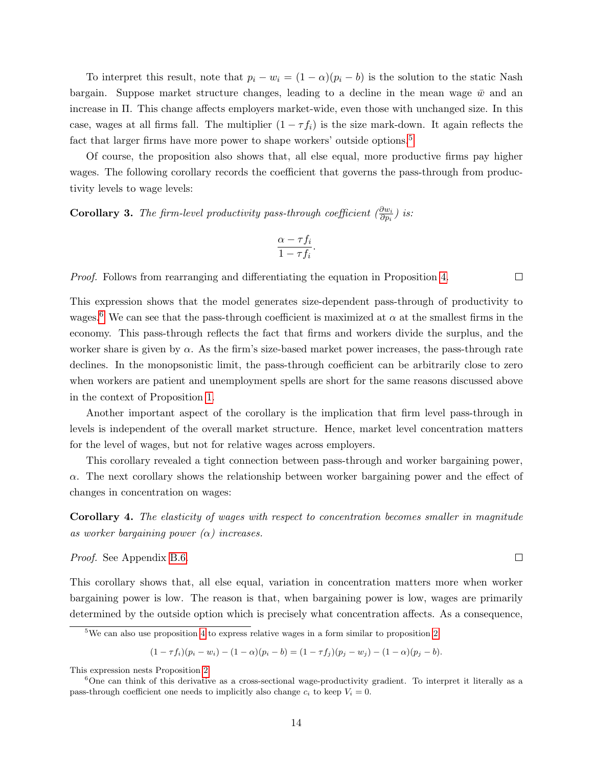To interpret this result, note that $p_i - w_i = (1-\alpha)(p_i - b)$ is the solution to the static Nash bargain. Suppose market structure changes, leading to a decline in the mean wage $\bar{w}$ and an increase in $\Pi$. This change affects employers market-wide, even those with unchanged size. In this case, wages at all firms fall. The multiplier $(1 - \tau f_i)$ is the size mark-down. It again reflects the fact that larger firms have more power to shape workers' outside options.[5]

Of course, the proposition also shows that, all else equal, more productive firms pay higher wages. The following corollary records the coefficient that governs the pass-through from productivity levels to wage levels:

**Corollary 3.** *The firm-level productivity pass-through coefficient ($\frac{\partial w_i}{\partial p_i}$) is:*

$$\frac{\alpha - \tau f_i}{1 - \tau f_i}.$$

*Proof.* Follows from rearranging and differentiating the equation in Proposition 4. □

This expression shows that the model generates size-dependent pass-through of productivity to wages.[6] We can see that the pass-through coefficient is maximized at $\alpha$ at the smallest firms in the economy. This pass-through reflects the fact that firms and workers divide the surplus, and the worker share is given by $\alpha$. As the firm's size-based market power increases, the pass-through rate declines. In the monopsonistic limit, the pass-through coefficient can be arbitrarily close to zero when workers are patient and unemployment spells are short for the same reasons discussed above in the context of Proposition 1.

Another important aspect of the corollary is the implication that firm level pass-through in levels is independent of the overall market structure. Hence, market level concentration matters for the level of wages, but not for relative wages across employers.

This corollary revealed a tight connection between pass-through and worker bargaining power, $\alpha$. The next corollary shows the relationship between worker bargaining power and the effect of changes in concentration on wages:

**Corollary 4.** *The elasticity of wages with respect to concentration becomes smaller in magnitude as worker bargaining power ($\alpha$) increases.*

*Proof.* See Appendix B.6. □

This corollary shows that, all else equal, variation in concentration matters more when worker bargaining power is low. The reason is that, when bargaining power is low, wages are primarily determined by the outside option which is precisely what concentration affects. As a consequence,

---

[5] We can also use proposition 4 to express relative wages in a form similar to proposition 2:

$$(1 - \tau f_i)(p_i - w_i) - (1-\alpha)(p_i - b) = (1 - \tau f_j)(p_j - w_j) - (1-\alpha)(p_j - b).$$

This expression nests Proposition 2.

[6] One can think of this derivative as a cross-sectional wage-productivity gradient. To interpret it literally as a pass-through coefficient one needs to implicitly also change $c_i$ to keep $V_i = 0$.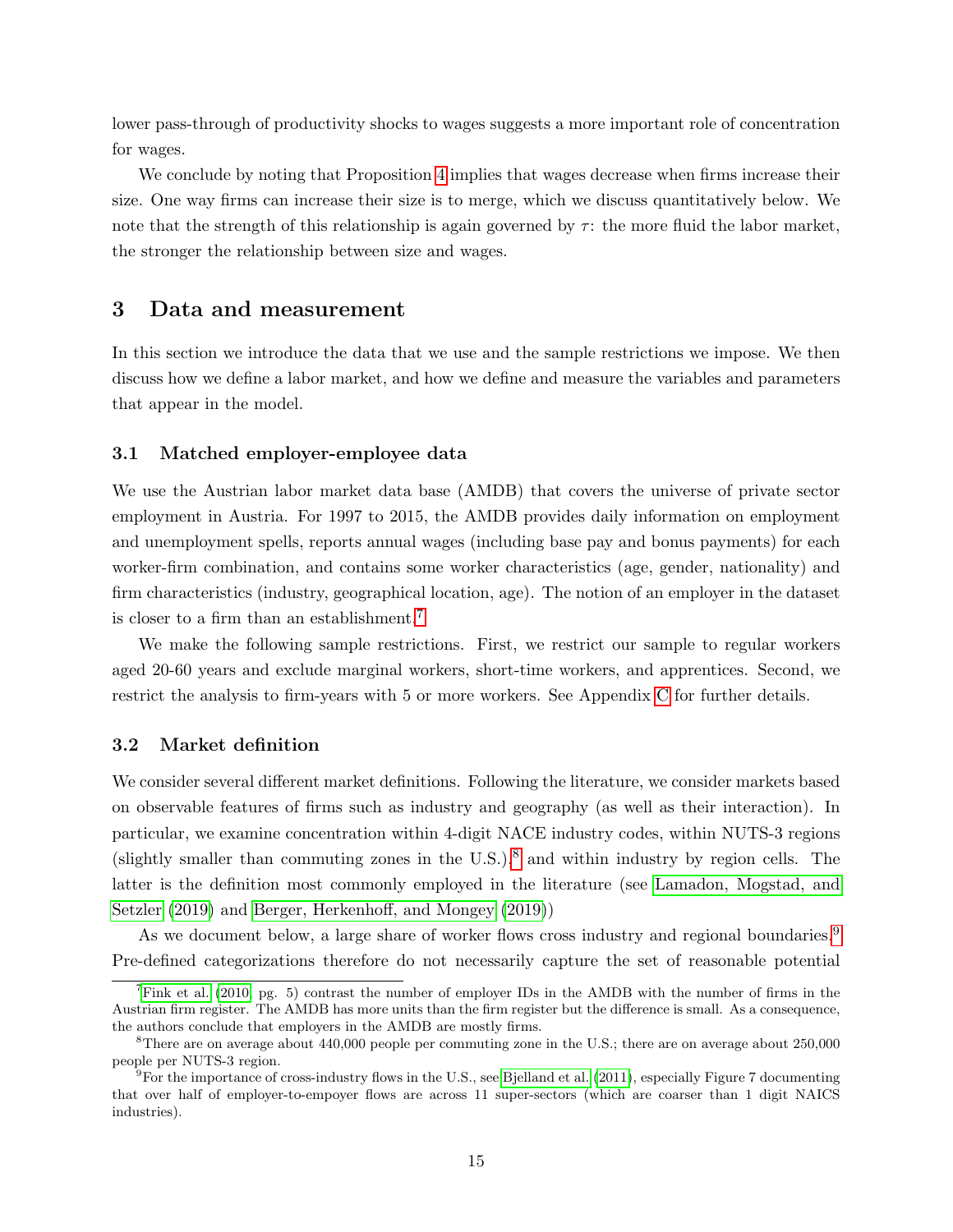lower pass-through of productivity shocks to wages suggests a more important role of concentration for wages.

We conclude by noting that Proposition 4 implies that wages decrease when firms increase their size. One way firms can increase their size is to merge, which we discuss quantitatively below. We note that the strength of this relationship is again governed by $\tau$: the more fluid the labor market, the stronger the relationship between size and wages.

## 3 Data and measurement

In this section we introduce the data that we use and the sample restrictions we impose. We then discuss how we define a labor market, and how we define and measure the variables and parameters that appear in the model.

### 3.1 Matched employer-employee data

We use the Austrian labor market data base (AMDB) that covers the universe of private sector employment in Austria. For 1997 to 2015, the AMDB provides daily information on employment and unemployment spells, reports annual wages (including base pay and bonus payments) for each worker-firm combination, and contains some worker characteristics (age, gender, nationality) and firm characteristics (industry, geographical location, age). The notion of an employer in the dataset is closer to a firm than an establishment.[7]

We make the following sample restrictions. First, we restrict our sample to regular workers aged 20-60 years and exclude marginal workers, short-time workers, and apprentices. Second, we restrict the analysis to firm-years with 5 or more workers. See Appendix C for further details.

### 3.2 Market definition

We consider several different market definitions. Following the literature, we consider markets based on observable features of firms such as industry and geography (as well as their interaction). In particular, we examine concentration within 4-digit NACE industry codes, within NUTS-3 regions (slightly smaller than commuting zones in the U.S.),[8] and within industry by region cells. The latter is the definition most commonly employed in the literature (see Lamadon, Mogstad, and Setzler (2019) and Berger, Herkenhoff, and Mongey (2019))

As we document below, a large share of worker flows cross industry and regional boundaries.[9] Pre-defined categorizations therefore do not necessarily capture the set of reasonable potential

---

[7] Fink et al. (2010, pg. 5) contrast the number of employer IDs in the AMDB with the number of firms in the Austrian firm register. The AMDB has more units than the firm register but the difference is small. As a consequence, the authors conclude that employers in the AMDB are mostly firms.

[8] There are on average about 440,000 people per commuting zone in the U.S.; there are on average about 250,000 people per NUTS-3 region.

[9] For the importance of cross-industry flows in the U.S., see Bjelland et al. (2011), especially Figure 7 documenting that over half of employer-to-empoyer flows are across 11 super-sectors (which are coarser than 1 digit NAICS industries).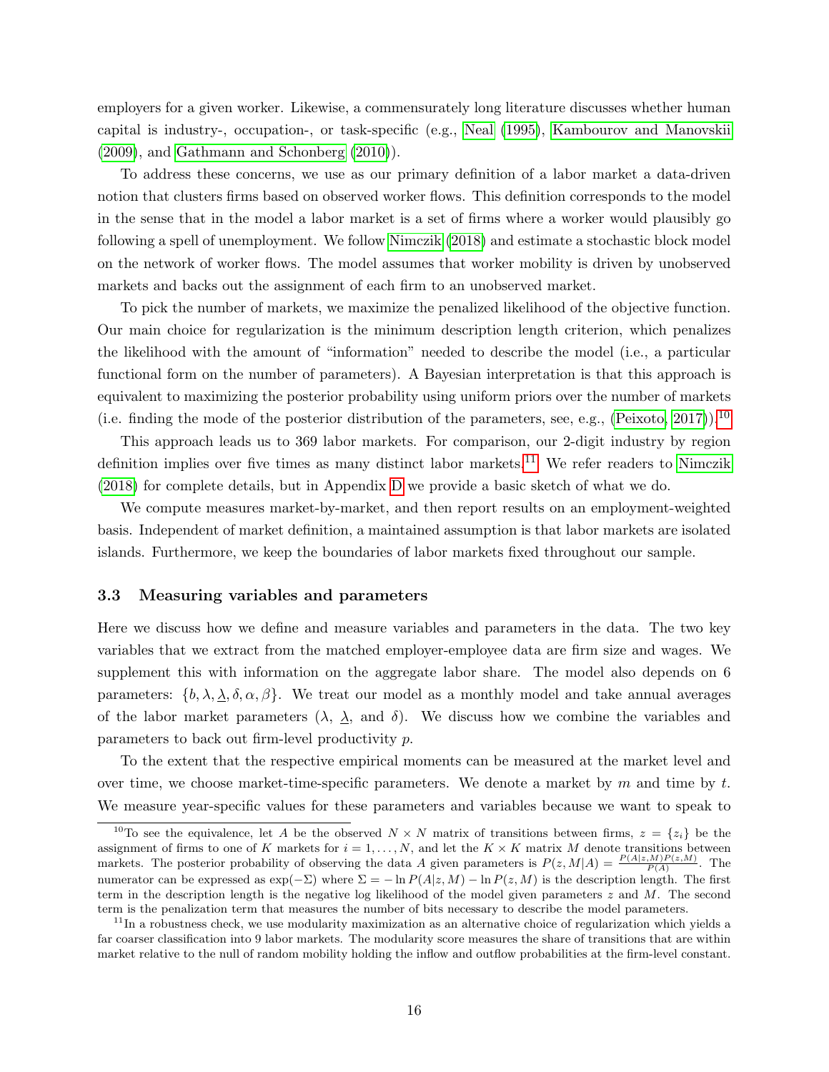employers for a given worker. Likewise, a commensurately long literature discusses whether human capital is industry-, occupation-, or task-specific (e.g., Neal (1995), Kambourov and Manovskii (2009), and Gathmann and Schonberg (2010)).

To address these concerns, we use as our primary definition of a labor market a data-driven notion that clusters firms based on observed worker flows. This definition corresponds to the model in the sense that in the model a labor market is a set of firms where a worker would plausibly go following a spell of unemployment. We follow Nimczik (2018) and estimate a stochastic block model on the network of worker flows. The model assumes that worker mobility is driven by unobserved markets and backs out the assignment of each firm to an unobserved market.

To pick the number of markets, we maximize the penalized likelihood of the objective function. Our main choice for regularization is the minimum description length criterion, which penalizes the likelihood with the amount of "information" needed to describe the model (i.e., a particular functional form on the number of parameters). A Bayesian interpretation is that this approach is equivalent to maximizing the posterior probability using uniform priors over the number of markets (i.e. finding the mode of the posterior distribution of the parameters, see, e.g., (Peixoto, 2017)).[10]

This approach leads us to 369 labor markets. For comparison, our 2-digit industry by region definition implies over five times as many distinct labor markets.[11] We refer readers to Nimczik (2018) for complete details, but in Appendix D we provide a basic sketch of what we do.

We compute measures market-by-market, and then report results on an employment-weighted basis. Independent of market definition, a maintained assumption is that labor markets are isolated islands. Furthermore, we keep the boundaries of labor markets fixed throughout our sample.

### 3.3 Measuring variables and parameters

Here we discuss how we define and measure variables and parameters in the data. The two key variables that we extract from the matched employer-employee data are firm size and wages. We supplement this with information on the aggregate labor share. The model also depends on 6 parameters: $\{b, \lambda, \underline{\lambda}, \delta, \alpha, \beta\}$. We treat our model as a monthly model and take annual averages of the labor market parameters ($\lambda$, $\underline{\lambda}$, and $\delta$). We discuss how we combine the variables and parameters to back out firm-level productivity $p$.

To the extent that the respective empirical moments can be measured at the market level and over time, we choose market-time-specific parameters. We denote a market by $m$ and time by $t$. We measure year-specific values for these parameters and variables because we want to speak to

[10] To see the equivalence, let $A$ be the observed $N \times N$ matrix of transitions between firms, $z = \{z_i\}$ be the assignment of firms to one of $K$ markets for $i = 1, \ldots, N$, and let the $K \times K$ matrix $M$ denote transitions between markets. The posterior probability of observing the data $A$ given parameters is $P(z, M|A) = \frac{P(A|z,M)P(z,M)}{P(A)}$. The numerator can be expressed as $\exp(-\Sigma)$ where $\Sigma = -\ln P(A|z, M) - \ln P(z, M)$ is the description length. The first term in the description length is the negative log likelihood of the model given parameters $z$ and $M$. The second term is the penalization term that measures the number of bits necessary to describe the model parameters.

[11] In a robustness check, we use modularity maximization as an alternative choice of regularization which yields a far coarser classification into 9 labor markets. The modularity score measures the share of transitions that are within market relative to the null of random mobility holding the inflow and outflow probabilities at the firm-level constant.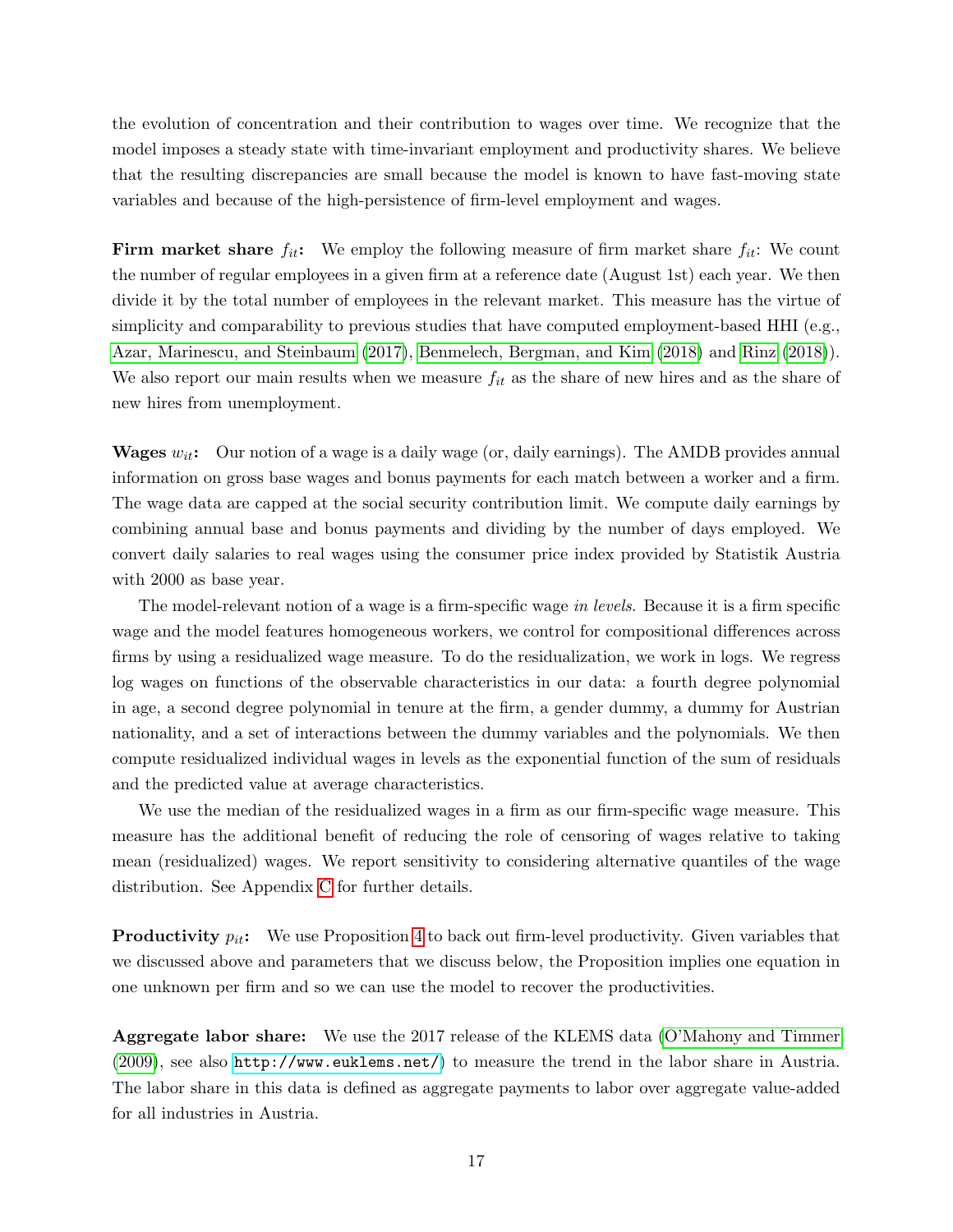the evolution of concentration and their contribution to wages over time. We recognize that the model imposes a steady state with time-invariant employment and productivity shares. We believe that the resulting discrepancies are small because the model is known to have fast-moving state variables and because of the high-persistence of firm-level employment and wages.

**Firm market share $f_{it}$:** We employ the following measure of firm market share $f_{it}$: We count the number of regular employees in a given firm at a reference date (August 1st) each year. We then divide it by the total number of employees in the relevant market. This measure has the virtue of simplicity and comparability to previous studies that have computed employment-based HHI (e.g., Azar, Marinescu, and Steinbaum (2017), Benmelech, Bergman, and Kim (2018) and Rinz (2018)). We also report our main results when we measure $f_{it}$ as the share of new hires and as the share of new hires from unemployment.

**Wages $w_{it}$:** Our notion of a wage is a daily wage (or, daily earnings). The AMDB provides annual information on gross base wages and bonus payments for each match between a worker and a firm. The wage data are capped at the social security contribution limit. We compute daily earnings by combining annual base and bonus payments and dividing by the number of days employed. We convert daily salaries to real wages using the consumer price index provided by Statistik Austria with 2000 as base year.

The model-relevant notion of a wage is a firm-specific wage *in levels*. Because it is a firm specific wage and the model features homogeneous workers, we control for compositional differences across firms by using a residualized wage measure. To do the residualization, we work in logs. We regress log wages on functions of the observable characteristics in our data: a fourth degree polynomial in age, a second degree polynomial in tenure at the firm, a gender dummy, a dummy for Austrian nationality, and a set of interactions between the dummy variables and the polynomials. We then compute residualized individual wages in levels as the exponential function of the sum of residuals and the predicted value at average characteristics.

We use the median of the residualized wages in a firm as our firm-specific wage measure. This measure has the additional benefit of reducing the role of censoring of wages relative to taking mean (residualized) wages. We report sensitivity to considering alternative quantiles of the wage distribution. See Appendix C for further details.

**Productivity $p_{it}$:** We use Proposition 4 to back out firm-level productivity. Given variables that we discussed above and parameters that we discuss below, the Proposition implies one equation in one unknown per firm and so we can use the model to recover the productivities.

**Aggregate labor share:** We use the 2017 release of the KLEMS data (O'Mahony and Timmer (2009), see also http://www.euklems.net/) to measure the trend in the labor share in Austria. The labor share in this data is defined as aggregate payments to labor over aggregate value-added for all industries in Austria.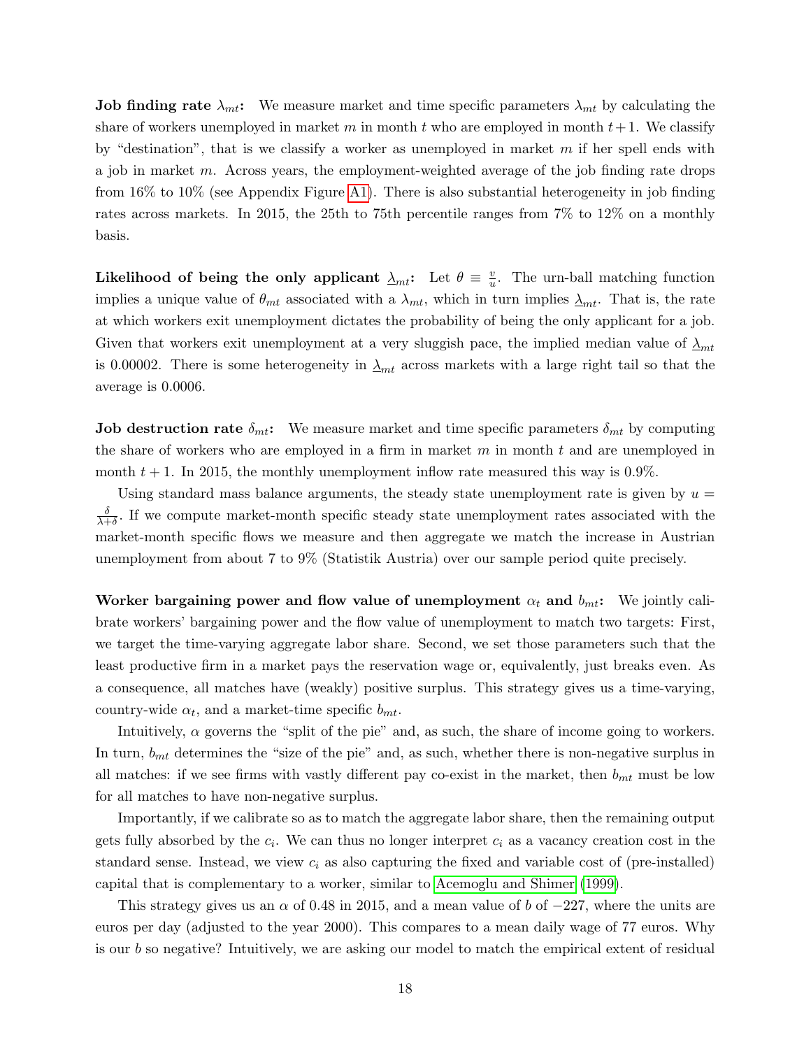**Job finding rate $\lambda_{mt}$:** We measure market and time specific parameters $\lambda_{mt}$ by calculating the share of workers unemployed in market $m$ in month $t$ who are employed in month $t+1$. We classify by "destination", that is we classify a worker as unemployed in market $m$ if her spell ends with a job in market $m$. Across years, the employment-weighted average of the job finding rate drops from 16% to 10% (see Appendix Figure A1). There is also substantial heterogeneity in job finding rates across markets. In 2015, the 25th to 75th percentile ranges from 7% to 12% on a monthly basis.

**Likelihood of being the only applicant $\underline{\lambda}_{mt}$:** Let $\theta \equiv \frac{v}{u}$. The urn-ball matching function implies a unique value of $\theta_{mt}$ associated with a $\lambda_{mt}$, which in turn implies $\underline{\lambda}_{mt}$. That is, the rate at which workers exit unemployment dictates the probability of being the only applicant for a job. Given that workers exit unemployment at a very sluggish pace, the implied median value of $\underline{\lambda}_{mt}$ is 0.00002. There is some heterogeneity in $\underline{\lambda}_{mt}$ across markets with a large right tail so that the average is 0.0006.

**Job destruction rate $\delta_{mt}$:** We measure market and time specific parameters $\delta_{mt}$ by computing the share of workers who are employed in a firm in market $m$ in month $t$ and are unemployed in month $t+1$. In 2015, the monthly unemployment inflow rate measured this way is 0.9%.

Using standard mass balance arguments, the steady state unemployment rate is given by $u = \frac{\delta}{\lambda+\delta}$. If we compute market-month specific steady state unemployment rates associated with the market-month specific flows we measure and then aggregate we match the increase in Austrian unemployment from about 7 to 9% (Statistik Austria) over our sample period quite precisely.

**Worker bargaining power and flow value of unemployment $\alpha_t$ and $b_{mt}$:** We jointly calibrate workers' bargaining power and the flow value of unemployment to match two targets: First, we target the time-varying aggregate labor share. Second, we set those parameters such that the least productive firm in a market pays the reservation wage or, equivalently, just breaks even. As a consequence, all matches have (weakly) positive surplus. This strategy gives us a time-varying, country-wide $\alpha_t$, and a market-time specific $b_{mt}$.

Intuitively, $\alpha$ governs the "split of the pie" and, as such, the share of income going to workers. In turn, $b_{mt}$ determines the "size of the pie" and, as such, whether there is non-negative surplus in all matches: if we see firms with vastly different pay co-exist in the market, then $b_{mt}$ must be low for all matches to have non-negative surplus.

Importantly, if we calibrate so as to match the aggregate labor share, then the remaining output gets fully absorbed by the $c_i$. We can thus no longer interpret $c_i$ as a vacancy creation cost in the standard sense. Instead, we view $c_i$ as also capturing the fixed and variable cost of (pre-installed) capital that is complementary to a worker, similar to Acemoglu and Shimer (1999).

This strategy gives us an $\alpha$ of 0.48 in 2015, and a mean value of $b$ of $-227$, where the units are euros per day (adjusted to the year 2000). This compares to a mean daily wage of 77 euros. Why is our $b$ so negative? Intuitively, we are asking our model to match the empirical extent of residual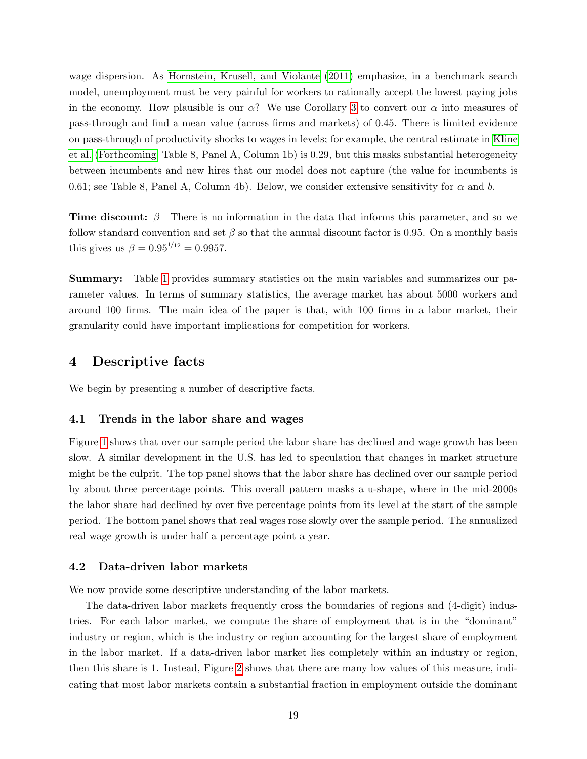wage dispersion. As Hornstein, Krusell, and Violante (2011) emphasize, in a benchmark search model, unemployment must be very painful for workers to rationally accept the lowest paying jobs in the economy. How plausible is our $\alpha$? We use Corollary 3 to convert our $\alpha$ into measures of pass-through and find a mean value (across firms and markets) of 0.45. There is limited evidence on pass-through of productivity shocks to wages in levels; for example, the central estimate in Kline et al. (Forthcoming, Table 8, Panel A, Column 1b) is 0.29, but this masks substantial heterogeneity between incumbents and new hires that our model does not capture (the value for incumbents is 0.61; see Table 8, Panel A, Column 4b). Below, we consider extensive sensitivity for $\alpha$ and $b$.

**Time discount:** $\beta$ There is no information in the data that informs this parameter, and so we follow standard convention and set $\beta$ so that the annual discount factor is 0.95. On a monthly basis this gives us $\beta = 0.95^{1/12} = 0.9957$.

**Summary:** Table 1 provides summary statistics on the main variables and summarizes our parameter values. In terms of summary statistics, the average market has about 5000 workers and around 100 firms. The main idea of the paper is that, with 100 firms in a labor market, their granularity could have important implications for competition for workers.

# 4 Descriptive facts

We begin by presenting a number of descriptive facts.

## 4.1 Trends in the labor share and wages

Figure 1 shows that over our sample period the labor share has declined and wage growth has been slow. A similar development in the U.S. has led to speculation that changes in market structure might be the culprit. The top panel shows that the labor share has declined over our sample period by about three percentage points. This overall pattern masks a u-shape, where in the mid-2000s the labor share had declined by over five percentage points from its level at the start of the sample period. The bottom panel shows that real wages rose slowly over the sample period. The annualized real wage growth is under half a percentage point a year.

## 4.2 Data-driven labor markets

We now provide some descriptive understanding of the labor markets.

The data-driven labor markets frequently cross the boundaries of regions and (4-digit) industries. For each labor market, we compute the share of employment that is in the "dominant" industry or region, which is the industry or region accounting for the largest share of employment in the labor market. If a data-driven labor market lies completely within an industry or region, then this share is 1. Instead, Figure 2 shows that there are many low values of this measure, indicating that most labor markets contain a substantial fraction in employment outside the dominant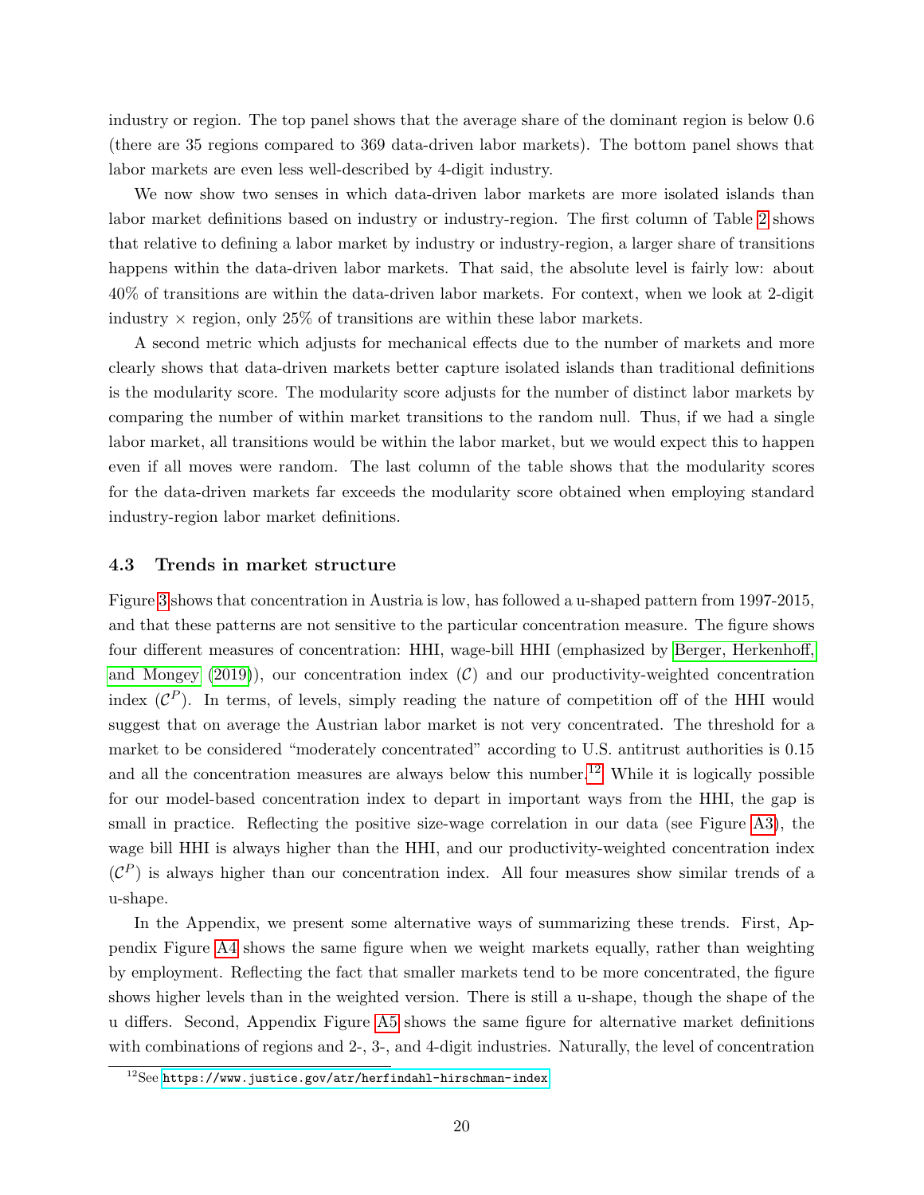industry or region. The top panel shows that the average share of the dominant region is below 0.6 (there are 35 regions compared to 369 data-driven labor markets). The bottom panel shows that labor markets are even less well-described by 4-digit industry.

We now show two senses in which data-driven labor markets are more isolated islands than labor market definitions based on industry or industry-region. The first column of Table 2 shows that relative to defining a labor market by industry or industry-region, a larger share of transitions happens within the data-driven labor markets. That said, the absolute level is fairly low: about 40% of transitions are within the data-driven labor markets. For context, when we look at 2-digit industry × region, only 25% of transitions are within these labor markets.

A second metric which adjusts for mechanical effects due to the number of markets and more clearly shows that data-driven markets better capture isolated islands than traditional definitions is the modularity score. The modularity score adjusts for the number of distinct labor markets by comparing the number of within market transitions to the random null. Thus, if we had a single labor market, all transitions would be within the labor market, but we would expect this to happen even if all moves were random. The last column of the table shows that the modularity scores for the data-driven markets far exceeds the modularity score obtained when employing standard industry-region labor market definitions.

### 4.3 Trends in market structure

Figure 3 shows that concentration in Austria is low, has followed a u-shaped pattern from 1997-2015, and that these patterns are not sensitive to the particular concentration measure. The figure shows four different measures of concentration: HHI, wage-bill HHI (emphasized by Berger, Herkenhoff, and Mongey (2019)), our concentration index ($\mathcal{C}$) and our productivity-weighted concentration index ($\mathcal{C}^P$). In terms, of levels, simply reading the nature of competition off of the HHI would suggest that on average the Austrian labor market is not very concentrated. The threshold for a market to be considered "moderately concentrated" according to U.S. antitrust authorities is 0.15 and all the concentration measures are always below this number.[12] While it is logically possible for our model-based concentration index to depart in important ways from the HHI, the gap is small in practice. Reflecting the positive size-wage correlation in our data (see Figure A3), the wage bill HHI is always higher than the HHI, and our productivity-weighted concentration index ($\mathcal{C}^P$) is always higher than our concentration index. All four measures show similar trends of a u-shape.

In the Appendix, we present some alternative ways of summarizing these trends. First, Appendix Figure A4 shows the same figure when we weight markets equally, rather than weighting by employment. Reflecting the fact that smaller markets tend to be more concentrated, the figure shows higher levels than in the weighted version. There is still a u-shape, though the shape of the u differs. Second, Appendix Figure A5 shows the same figure for alternative market definitions with combinations of regions and 2-, 3-, and 4-digit industries. Naturally, the level of concentration

[12] See https://www.justice.gov/atr/herfindahl-hirschman-index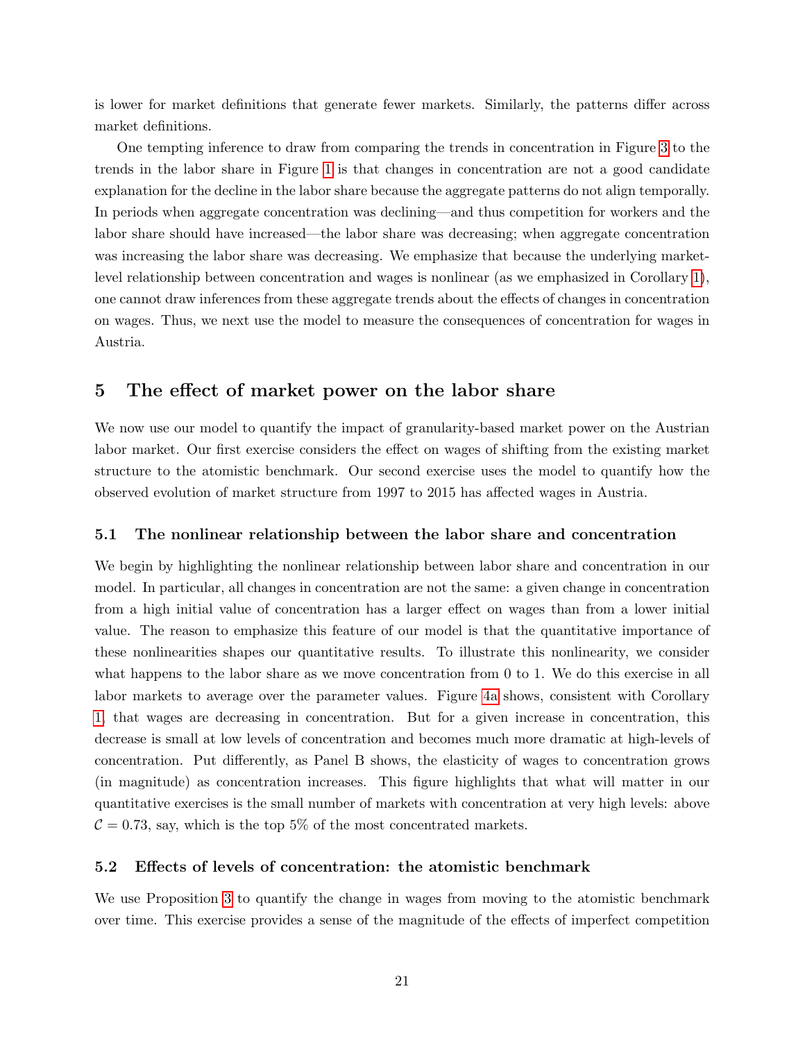is lower for market definitions that generate fewer markets. Similarly, the patterns differ across market definitions.

One tempting inference to draw from comparing the trends in concentration in Figure 3 to the trends in the labor share in Figure 1 is that changes in concentration are not a good candidate explanation for the decline in the labor share because the aggregate patterns do not align temporally. In periods when aggregate concentration was declining—and thus competition for workers and the labor share should have increased—the labor share was decreasing; when aggregate concentration was increasing the labor share was decreasing. We emphasize that because the underlying market-level relationship between concentration and wages is nonlinear (as we emphasized in Corollary 1), one cannot draw inferences from these aggregate trends about the effects of changes in concentration on wages. Thus, we next use the model to measure the consequences of concentration for wages in Austria.

## 5 The effect of market power on the labor share

We now use our model to quantify the impact of granularity-based market power on the Austrian labor market. Our first exercise considers the effect on wages of shifting from the existing market structure to the atomistic benchmark. Our second exercise uses the model to quantify how the observed evolution of market structure from 1997 to 2015 has affected wages in Austria.

### 5.1 The nonlinear relationship between the labor share and concentration

We begin by highlighting the nonlinear relationship between labor share and concentration in our model. In particular, all changes in concentration are not the same: a given change in concentration from a high initial value of concentration has a larger effect on wages than from a lower initial value. The reason to emphasize this feature of our model is that the quantitative importance of these nonlinearities shapes our quantitative results. To illustrate this nonlinearity, we consider what happens to the labor share as we move concentration from 0 to 1. We do this exercise in all labor markets to average over the parameter values. Figure 4a shows, consistent with Corollary 1, that wages are decreasing in concentration. But for a given increase in concentration, this decrease is small at low levels of concentration and becomes much more dramatic at high-levels of concentration. Put differently, as Panel B shows, the elasticity of wages to concentration grows (in magnitude) as concentration increases. This figure highlights that what will matter in our quantitative exercises is the small number of markets with concentration at very high levels: above $\mathcal{C} = 0.73$, say, which is the top 5% of the most concentrated markets.

### 5.2 Effects of levels of concentration: the atomistic benchmark

We use Proposition 3 to quantify the change in wages from moving to the atomistic benchmark over time. This exercise provides a sense of the magnitude of the effects of imperfect competition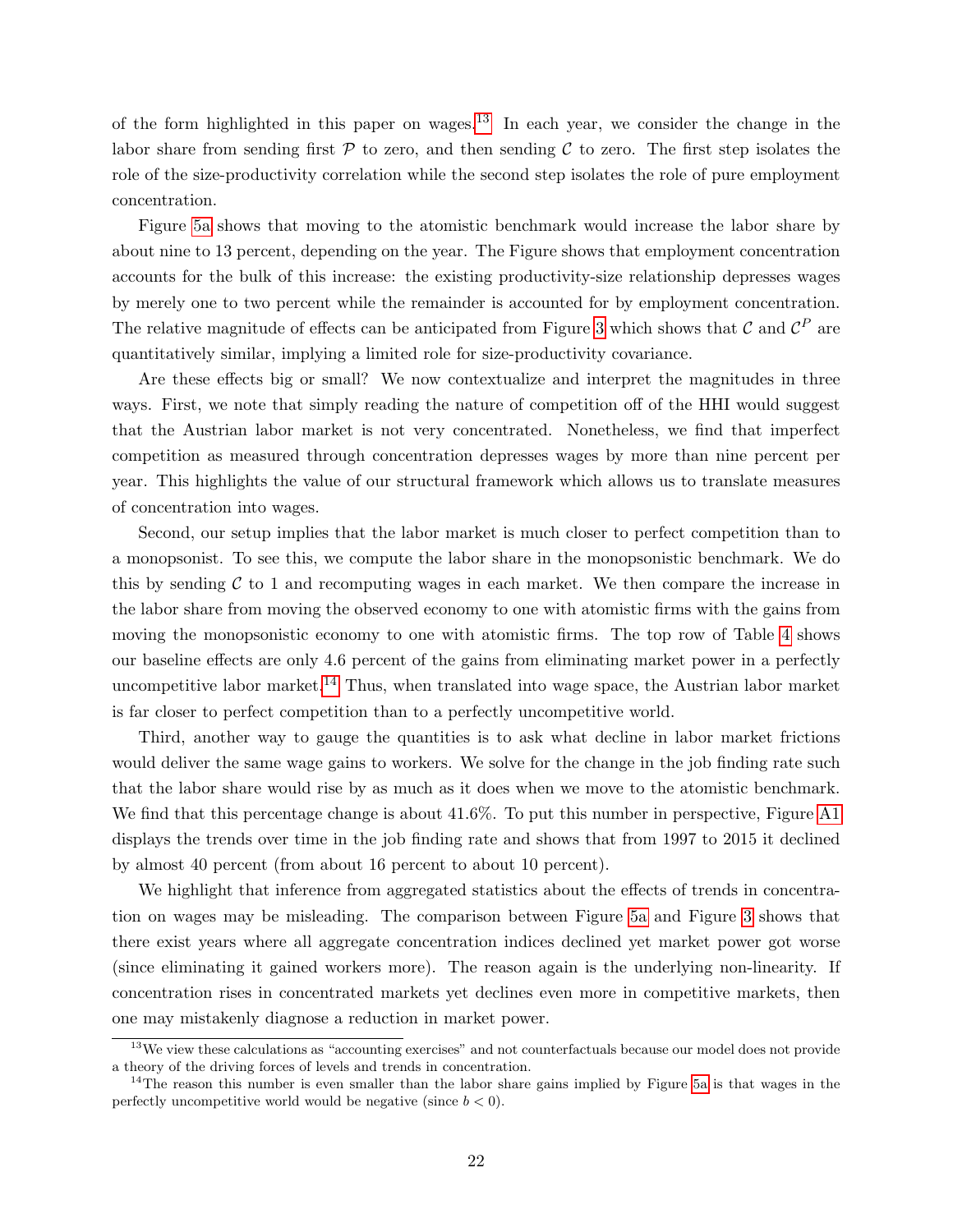of the form highlighted in this paper on wages.[13] In each year, we consider the change in the labor share from sending first $\mathcal{P}$ to zero, and then sending $\mathcal{C}$ to zero. The first step isolates the role of the size-productivity correlation while the second step isolates the role of pure employment concentration.

Figure 5a shows that moving to the atomistic benchmark would increase the labor share by about nine to 13 percent, depending on the year. The Figure shows that employment concentration accounts for the bulk of this increase: the existing productivity-size relationship depresses wages by merely one to two percent while the remainder is accounted for by employment concentration. The relative magnitude of effects can be anticipated from Figure 3 which shows that $\mathcal{C}$ and $\mathcal{C}^P$ are quantitatively similar, implying a limited role for size-productivity covariance.

Are these effects big or small? We now contextualize and interpret the magnitudes in three ways. First, we note that simply reading the nature of competition off of the HHI would suggest that the Austrian labor market is not very concentrated. Nonetheless, we find that imperfect competition as measured through concentration depresses wages by more than nine percent per year. This highlights the value of our structural framework which allows us to translate measures of concentration into wages.

Second, our setup implies that the labor market is much closer to perfect competition than to a monopsonist. To see this, we compute the labor share in the monopsonistic benchmark. We do this by sending $\mathcal{C}$ to 1 and recomputing wages in each market. We then compare the increase in the labor share from moving the observed economy to one with atomistic firms with the gains from moving the monopsonistic economy to one with atomistic firms. The top row of Table 4 shows our baseline effects are only 4.6 percent of the gains from eliminating market power in a perfectly uncompetitive labor market.[14] Thus, when translated into wage space, the Austrian labor market is far closer to perfect competition than to a perfectly uncompetitive world.

Third, another way to gauge the quantities is to ask what decline in labor market frictions would deliver the same wage gains to workers. We solve for the change in the job finding rate such that the labor share would rise by as much as it does when we move to the atomistic benchmark. We find that this percentage change is about 41.6%. To put this number in perspective, Figure A1 displays the trends over time in the job finding rate and shows that from 1997 to 2015 it declined by almost 40 percent (from about 16 percent to about 10 percent).

We highlight that inference from aggregated statistics about the effects of trends in concentration on wages may be misleading. The comparison between Figure 5a and Figure 3 shows that there exist years where all aggregate concentration indices declined yet market power got worse (since eliminating it gained workers more). The reason again is the underlying non-linearity. If concentration rises in concentrated markets yet declines even more in competitive markets, then one may mistakenly diagnose a reduction in market power.

[13] We view these calculations as "accounting exercises" and not counterfactuals because our model does not provide a theory of the driving forces of levels and trends in concentration.

[14] The reason this number is even smaller than the labor share gains implied by Figure 5a is that wages in the perfectly uncompetitive world would be negative (since $b < 0$).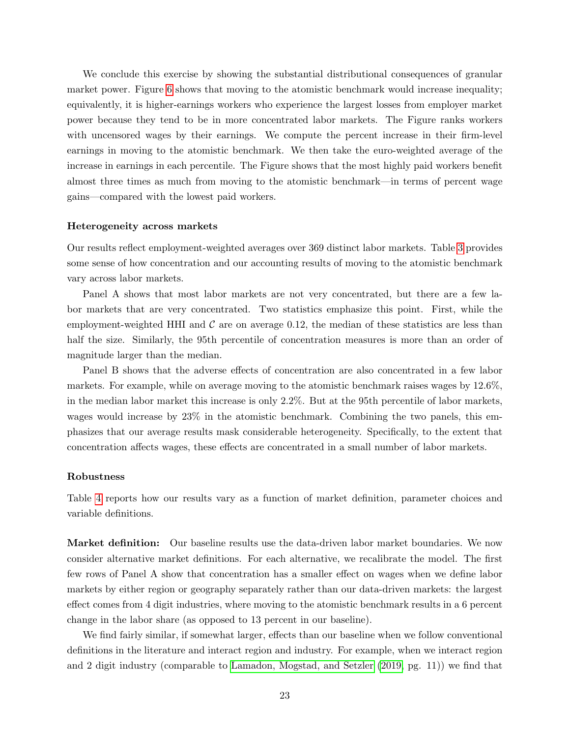We conclude this exercise by showing the substantial distributional consequences of granular market power. Figure 6 shows that moving to the atomistic benchmark would increase inequality; equivalently, it is higher-earnings workers who experience the largest losses from employer market power because they tend to be in more concentrated labor markets. The Figure ranks workers with uncensored wages by their earnings. We compute the percent increase in their firm-level earnings in moving to the atomistic benchmark. We then take the euro-weighted average of the increase in earnings in each percentile. The Figure shows that the most highly paid workers benefit almost three times as much from moving to the atomistic benchmark—in terms of percent wage gains—compared with the lowest paid workers.

**Heterogeneity across markets**

Our results reflect employment-weighted averages over 369 distinct labor markets. Table 3 provides some sense of how concentration and our accounting results of moving to the atomistic benchmark vary across labor markets.

Panel A shows that most labor markets are not very concentrated, but there are a few labor markets that are very concentrated. Two statistics emphasize this point. First, while the employment-weighted HHI and $\mathcal{C}$ are on average 0.12, the median of these statistics are less than half the size. Similarly, the 95th percentile of concentration measures is more than an order of magnitude larger than the median.

Panel B shows that the adverse effects of concentration are also concentrated in a few labor markets. For example, while on average moving to the atomistic benchmark raises wages by 12.6%, in the median labor market this increase is only 2.2%. But at the 95th percentile of labor markets, wages would increase by 23% in the atomistic benchmark. Combining the two panels, this emphasizes that our average results mask considerable heterogeneity. Specifically, to the extent that concentration affects wages, these effects are concentrated in a small number of labor markets.

**Robustness**

Table 4 reports how our results vary as a function of market definition, parameter choices and variable definitions.

**Market definition:** Our baseline results use the data-driven labor market boundaries. We now consider alternative market definitions. For each alternative, we recalibrate the model. The first few rows of Panel A show that concentration has a smaller effect on wages when we define labor markets by either region or geography separately rather than our data-driven markets: the largest effect comes from 4 digit industries, where moving to the atomistic benchmark results in a 6 percent change in the labor share (as opposed to 13 percent in our baseline).

We find fairly similar, if somewhat larger, effects than our baseline when we follow conventional definitions in the literature and interact region and industry. For example, when we interact region and 2 digit industry (comparable to Lamadon, Mogstad, and Setzler (2019, pg. 11)) we find that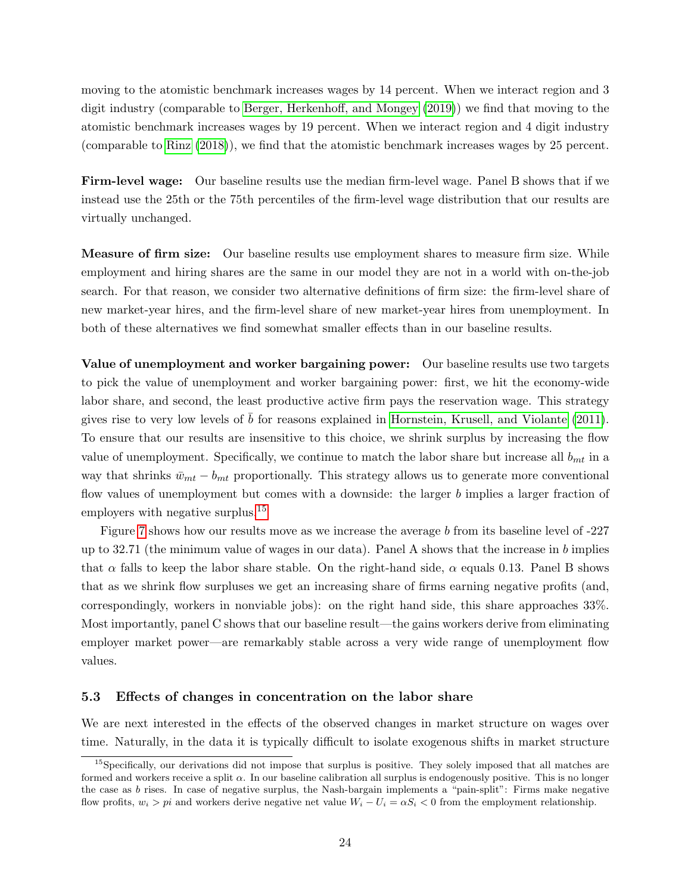moving to the atomistic benchmark increases wages by 14 percent. When we interact region and 3 digit industry (comparable to Berger, Herkenhoff, and Mongey (2019)) we find that moving to the atomistic benchmark increases wages by 19 percent. When we interact region and 4 digit industry (comparable to Rinz (2018)), we find that the atomistic benchmark increases wages by 25 percent.

**Firm-level wage:** Our baseline results use the median firm-level wage. Panel B shows that if we instead use the 25th or the 75th percentiles of the firm-level wage distribution that our results are virtually unchanged.

**Measure of firm size:** Our baseline results use employment shares to measure firm size. While employment and hiring shares are the same in our model they are not in a world with on-the-job search. For that reason, we consider two alternative definitions of firm size: the firm-level share of new market-year hires, and the firm-level share of new market-year hires from unemployment. In both of these alternatives we find somewhat smaller effects than in our baseline results.

**Value of unemployment and worker bargaining power:** Our baseline results use two targets to pick the value of unemployment and worker bargaining power: first, we hit the economy-wide labor share, and second, the least productive active firm pays the reservation wage. This strategy gives rise to very low levels of $\bar{b}$ for reasons explained in Hornstein, Krusell, and Violante (2011). To ensure that our results are insensitive to this choice, we shrink surplus by increasing the flow value of unemployment. Specifically, we continue to match the labor share but increase all $b_{mt}$ in a way that shrinks $\bar{w}_{mt} - b_{mt}$ proportionally. This strategy allows us to generate more conventional flow values of unemployment but comes with a downside: the larger $b$ implies a larger fraction of employers with negative surplus.[15]

Figure 7 shows how our results move as we increase the average $b$ from its baseline level of -227 up to 32.71 (the minimum value of wages in our data). Panel A shows that the increase in $b$ implies that $\alpha$ falls to keep the labor share stable. On the right-hand side, $\alpha$ equals 0.13. Panel B shows that as we shrink flow surpluses we get an increasing share of firms earning negative profits (and, correspondingly, workers in nonviable jobs): on the right hand side, this share approaches 33%. Most importantly, panel C shows that our baseline result—the gains workers derive from eliminating employer market power—are remarkably stable across a very wide range of unemployment flow values.

### 5.3 Effects of changes in concentration on the labor share

We are next interested in the effects of the observed changes in market structure on wages over time. Naturally, in the data it is typically difficult to isolate exogenous shifts in market structure

[15] Specifically, our derivations did not impose that surplus is positive. They solely imposed that all matches are formed and workers receive a split $\alpha$. In our baseline calibration all surplus is endogenously positive. This is no longer the case as $b$ rises. In case of negative surplus, the Nash-bargain implements a "pain-split": Firms make negative flow profits, $w_i > pi$ and workers derive negative net value $W_i - U_i = \alpha S_i < 0$ from the employment relationship.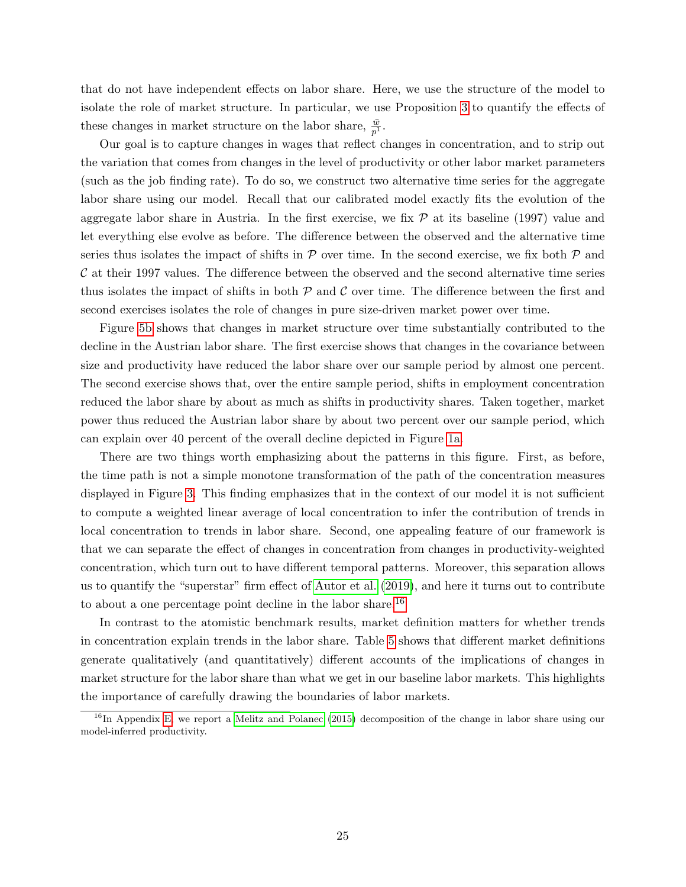that do not have independent effects on labor share. Here, we use the structure of the model to isolate the role of market structure. In particular, we use Proposition 3 to quantify the effects of these changes in market structure on the labor share, $\frac{\bar{w}}{p^1}$.

Our goal is to capture changes in wages that reflect changes in concentration, and to strip out the variation that comes from changes in the level of productivity or other labor market parameters (such as the job finding rate). To do so, we construct two alternative time series for the aggregate labor share using our model. Recall that our calibrated model exactly fits the evolution of the aggregate labor share in Austria. In the first exercise, we fix $\mathcal{P}$ at its baseline (1997) value and let everything else evolve as before. The difference between the observed and the alternative time series thus isolates the impact of shifts in $\mathcal{P}$ over time. In the second exercise, we fix both $\mathcal{P}$ and $\mathcal{C}$ at their 1997 values. The difference between the observed and the second alternative time series thus isolates the impact of shifts in both $\mathcal{P}$ and $\mathcal{C}$ over time. The difference between the first and second exercises isolates the role of changes in pure size-driven market power over time.

Figure 5b shows that changes in market structure over time substantially contributed to the decline in the Austrian labor share. The first exercise shows that changes in the covariance between size and productivity have reduced the labor share over our sample period by almost one percent. The second exercise shows that, over the entire sample period, shifts in employment concentration reduced the labor share by about as much as shifts in productivity shares. Taken together, market power thus reduced the Austrian labor share by about two percent over our sample period, which can explain over 40 percent of the overall decline depicted in Figure 1a.

There are two things worth emphasizing about the patterns in this figure. First, as before, the time path is not a simple monotone transformation of the path of the concentration measures displayed in Figure 3. This finding emphasizes that in the context of our model it is not sufficient to compute a weighted linear average of local concentration to infer the contribution of trends in local concentration to trends in labor share. Second, one appealing feature of our framework is that we can separate the effect of changes in concentration from changes in productivity-weighted concentration, which turn out to have different temporal patterns. Moreover, this separation allows us to quantify the "superstar" firm effect of Autor et al. (2019), and here it turns out to contribute to about a one percentage point decline in the labor share.[16]

In contrast to the atomistic benchmark results, market definition matters for whether trends in concentration explain trends in the labor share. Table 5 shows that different market definitions generate qualitatively (and quantitatively) different accounts of the implications of changes in market structure for the labor share than what we get in our baseline labor markets. This highlights the importance of carefully drawing the boundaries of labor markets.

[16] In Appendix E, we report a Melitz and Polanec (2015) decomposition of the change in labor share using our model-inferred productivity.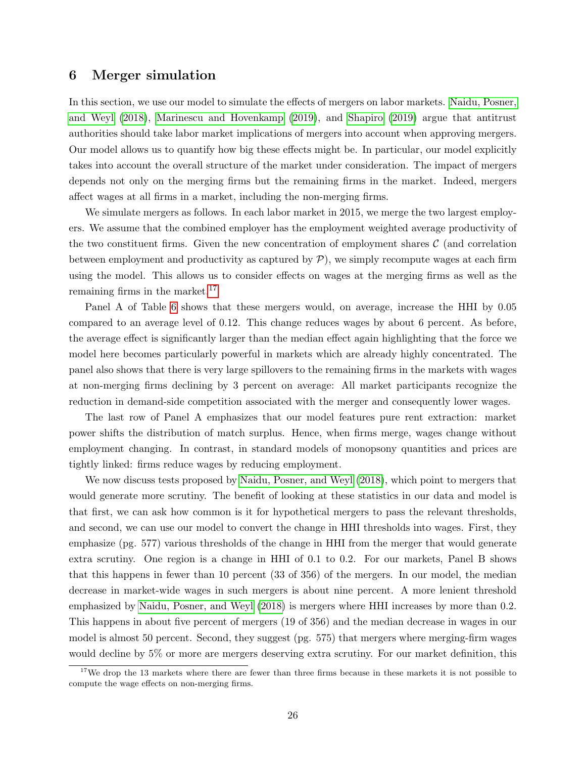## 6 Merger simulation

In this section, we use our model to simulate the effects of mergers on labor markets. Naidu, Posner, and Weyl (2018), Marinescu and Hovenkamp (2019), and Shapiro (2019) argue that antitrust authorities should take labor market implications of mergers into account when approving mergers. Our model allows us to quantify how big these effects might be. In particular, our model explicitly takes into account the overall structure of the market under consideration. The impact of mergers depends not only on the merging firms but the remaining firms in the market. Indeed, mergers affect wages at all firms in a market, including the non-merging firms.

We simulate mergers as follows. In each labor market in 2015, we merge the two largest employers. We assume that the combined employer has the employment weighted average productivity of the two constituent firms. Given the new concentration of employment shares $\mathcal{C}$ (and correlation between employment and productivity as captured by $\mathcal{P}$), we simply recompute wages at each firm using the model. This allows us to consider effects on wages at the merging firms as well as the remaining firms in the market.[17]

Panel A of Table 6 shows that these mergers would, on average, increase the HHI by 0.05 compared to an average level of 0.12. This change reduces wages by about 6 percent. As before, the average effect is significantly larger than the median effect again highlighting that the force we model here becomes particularly powerful in markets which are already highly concentrated. The panel also shows that there is very large spillovers to the remaining firms in the markets with wages at non-merging firms declining by 3 percent on average: All market participants recognize the reduction in demand-side competition associated with the merger and consequently lower wages.

The last row of Panel A emphasizes that our model features pure rent extraction: market power shifts the distribution of match surplus. Hence, when firms merge, wages change without employment changing. In contrast, in standard models of monopsony quantities and prices are tightly linked: firms reduce wages by reducing employment.

We now discuss tests proposed by Naidu, Posner, and Weyl (2018), which point to mergers that would generate more scrutiny. The benefit of looking at these statistics in our data and model is that first, we can ask how common is it for hypothetical mergers to pass the relevant thresholds, and second, we can use our model to convert the change in HHI thresholds into wages. First, they emphasize (pg. 577) various thresholds of the change in HHI from the merger that would generate extra scrutiny. One region is a change in HHI of 0.1 to 0.2. For our markets, Panel B shows that this happens in fewer than 10 percent (33 of 356) of the mergers. In our model, the median decrease in market-wide wages in such mergers is about nine percent. A more lenient threshold emphasized by Naidu, Posner, and Weyl (2018) is mergers where HHI increases by more than 0.2. This happens in about five percent of mergers (19 of 356) and the median decrease in wages in our model is almost 50 percent. Second, they suggest (pg. 575) that mergers where merging-firm wages would decline by 5% or more are mergers deserving extra scrutiny. For our market definition, this

[17] We drop the 13 markets where there are fewer than three firms because in these markets it is not possible to compute the wage effects on non-merging firms.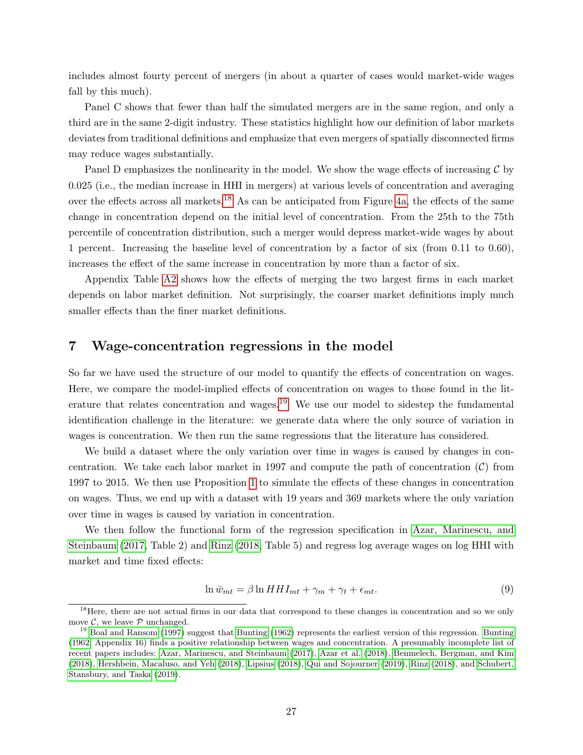includes almost fourty percent of mergers (in about a quarter of cases would market-wide wages fall by this much).

Panel C shows that fewer than half the simulated mergers are in the same region, and only a third are in the same 2-digit industry. These statistics highlight how our definition of labor markets deviates from traditional definitions and emphasize that even mergers of spatially disconnected firms may reduce wages substantially.

Panel D emphasizes the nonlinearity in the model. We show the wage effects of increasing $\mathcal{C}$ by 0.025 (i.e., the median increase in HHI in mergers) at various levels of concentration and averaging over the effects across all markets.[18] As can be anticipated from Figure 4a, the effects of the same change in concentration depend on the initial level of concentration. From the 25th to the 75th percentile of concentration distribution, such a merger would depress market-wide wages by about 1 percent. Increasing the baseline level of concentration by a factor of six (from 0.11 to 0.60), increases the effect of the same increase in concentration by more than a factor of six.

Appendix Table A2 shows how the effects of merging the two largest firms in each market depends on labor market definition. Not surprisingly, the coarser market definitions imply much smaller effects than the finer market definitions.

## 7 Wage-concentration regressions in the model

So far we have used the structure of our model to quantify the effects of concentration on wages. Here, we compare the model-implied effects of concentration on wages to those found in the literature that relates concentration and wages.[19] We use our model to sidestep the fundamental identification challenge in the literature: we generate data where the only source of variation in wages is concentration. We then run the same regressions that the literature has considered.

We build a dataset where the only variation over time in wages is caused by changes in concentration. We take each labor market in 1997 and compute the path of concentration ($\mathcal{C}$) from 1997 to 2015. We then use Proposition 1 to simulate the effects of these changes in concentration on wages. Thus, we end up with a dataset with 19 years and 369 markets where the only variation over time in wages is caused by variation in concentration.

We then follow the functional form of the regression specification in Azar, Marinescu, and Steinbaum (2017, Table 2) and Rinz (2018, Table 5) and regress log average wages on log HHI with market and time fixed effects:

$$\ln \bar{w}_{mt} = \beta \ln HHI_{mt} + \gamma_m + \gamma_t + \epsilon_{mt}. \tag{9}$$

[18] Here, there are not actual firms in our data that correspond to these changes in concentration and so we only move $\mathcal{C}$, we leave $\mathcal{P}$ unchanged.

[19] Boal and Ransom (1997) suggest that Bunting (1962) represents the earliest version of this regression. Bunting (1962, Appendix 16) finds a positive relationship between wages and concentration. A presumably incomplete list of recent papers includes: Azar, Marinescu, and Steinbaum (2017), Azar et al. (2018), Benmelech, Bergman, and Kim (2018), Hershbein, Macaluso, and Yeh (2018), Lipsius (2018), Qui and Sojourner (2019), Rinz (2018), and Schubert, Stansbury, and Taska (2019).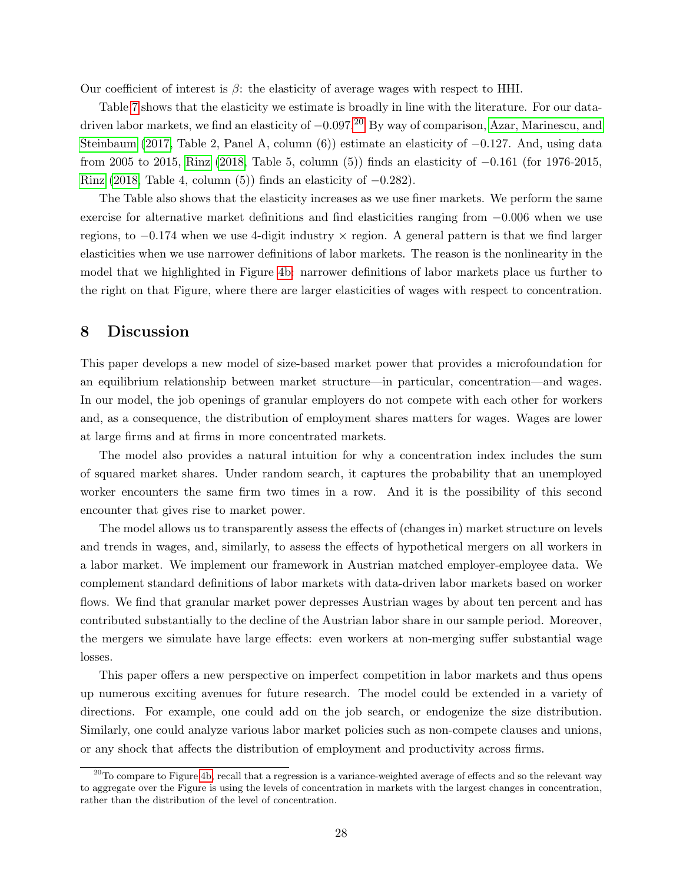Our coefficient of interest is $\beta$: the elasticity of average wages with respect to HHI.

Table 7 shows that the elasticity we estimate is broadly in line with the literature. For our data-driven labor markets, we find an elasticity of $-0.097$.[20] By way of comparison, Azar, Marinescu, and Steinbaum (2017, Table 2, Panel A, column (6)) estimate an elasticity of $-0.127$. And, using data from 2005 to 2015, Rinz (2018, Table 5, column (5)) finds an elasticity of $-0.161$ (for 1976-2015, Rinz (2018, Table 4, column (5)) finds an elasticity of $-0.282$).

The Table also shows that the elasticity increases as we use finer markets. We perform the same exercise for alternative market definitions and find elasticities ranging from $-0.006$ when we use regions, to $-0.174$ when we use 4-digit industry $\times$ region. A general pattern is that we find larger elasticities when we use narrower definitions of labor markets. The reason is the nonlinearity in the model that we highlighted in Figure 4b: narrower definitions of labor markets place us further to the right on that Figure, where there are larger elasticities of wages with respect to concentration.

# 8 Discussion

This paper develops a new model of size-based market power that provides a microfoundation for an equilibrium relationship between market structure—in particular, concentration—and wages. In our model, the job openings of granular employers do not compete with each other for workers and, as a consequence, the distribution of employment shares matters for wages. Wages are lower at large firms and at firms in more concentrated markets.

The model also provides a natural intuition for why a concentration index includes the sum of squared market shares. Under random search, it captures the probability that an unemployed worker encounters the same firm two times in a row. And it is the possibility of this second encounter that gives rise to market power.

The model allows us to transparently assess the effects of (changes in) market structure on levels and trends in wages, and, similarly, to assess the effects of hypothetical mergers on all workers in a labor market. We implement our framework in Austrian matched employer-employee data. We complement standard definitions of labor markets with data-driven labor markets based on worker flows. We find that granular market power depresses Austrian wages by about ten percent and has contributed substantially to the decline of the Austrian labor share in our sample period. Moreover, the mergers we simulate have large effects: even workers at non-merging suffer substantial wage losses.

This paper offers a new perspective on imperfect competition in labor markets and thus opens up numerous exciting avenues for future research. The model could be extended in a variety of directions. For example, one could add on the job search, or endogenize the size distribution. Similarly, one could analyze various labor market policies such as non-compete clauses and unions, or any shock that affects the distribution of employment and productivity across firms.

[20] To compare to Figure 4b, recall that a regression is a variance-weighted average of effects and so the relevant way to aggregate over the Figure is using the levels of concentration in markets with the largest changes in concentration, rather than the distribution of the level of concentration.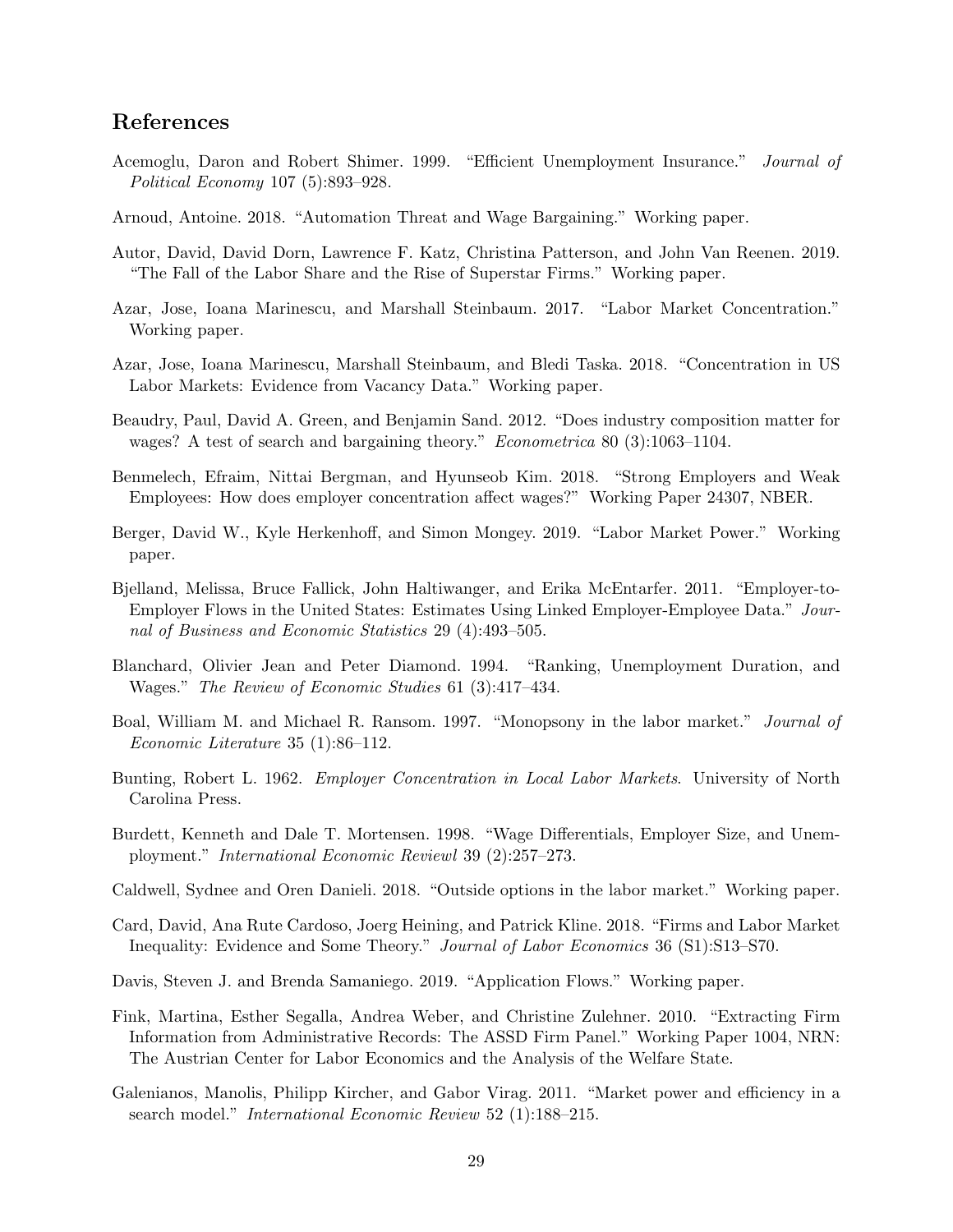## References

Acemoglu, Daron and Robert Shimer. 1999. "Efficient Unemployment Insurance." *Journal of Political Economy* 107 (5):893–928.

Arnoud, Antoine. 2018. "Automation Threat and Wage Bargaining." Working paper.

Autor, David, David Dorn, Lawrence F. Katz, Christina Patterson, and John Van Reenen. 2019. "The Fall of the Labor Share and the Rise of Superstar Firms." Working paper.

Azar, Jose, Ioana Marinescu, and Marshall Steinbaum. 2017. "Labor Market Concentration." Working paper.

Azar, Jose, Ioana Marinescu, Marshall Steinbaum, and Bledi Taska. 2018. "Concentration in US Labor Markets: Evidence from Vacancy Data." Working paper.

Beaudry, Paul, David A. Green, and Benjamin Sand. 2012. "Does industry composition matter for wages? A test of search and bargaining theory." *Econometrica* 80 (3):1063–1104.

Benmelech, Efraim, Nittai Bergman, and Hyunseob Kim. 2018. "Strong Employers and Weak Employees: How does employer concentration affect wages?" Working Paper 24307, NBER.

Berger, David W., Kyle Herkenhoff, and Simon Mongey. 2019. "Labor Market Power." Working paper.

Bjelland, Melissa, Bruce Fallick, John Haltiwanger, and Erika McEntarfer. 2011. "Employer-to-Employer Flows in the United States: Estimates Using Linked Employer-Employee Data." *Journal of Business and Economic Statistics* 29 (4):493–505.

Blanchard, Olivier Jean and Peter Diamond. 1994. "Ranking, Unemployment Duration, and Wages." *The Review of Economic Studies* 61 (3):417–434.

Boal, William M. and Michael R. Ransom. 1997. "Monopsony in the labor market." *Journal of Economic Literature* 35 (1):86–112.

Bunting, Robert L. 1962. *Employer Concentration in Local Labor Markets*. University of North Carolina Press.

Burdett, Kenneth and Dale T. Mortensen. 1998. "Wage Differentials, Employer Size, and Unemployment." *International Economic Reviewl* 39 (2):257–273.

Caldwell, Sydnee and Oren Danieli. 2018. "Outside options in the labor market." Working paper.

Card, David, Ana Rute Cardoso, Joerg Heining, and Patrick Kline. 2018. "Firms and Labor Market Inequality: Evidence and Some Theory." *Journal of Labor Economics* 36 (S1):S13–S70.

Davis, Steven J. and Brenda Samaniego. 2019. "Application Flows." Working paper.

Fink, Martina, Esther Segalla, Andrea Weber, and Christine Zulehner. 2010. "Extracting Firm Information from Administrative Records: The ASSD Firm Panel." Working Paper 1004, NRN: The Austrian Center for Labor Economics and the Analysis of the Welfare State.

Galenianos, Manolis, Philipp Kircher, and Gabor Virag. 2011. "Market power and efficiency in a search model." *International Economic Review* 52 (1):188–215.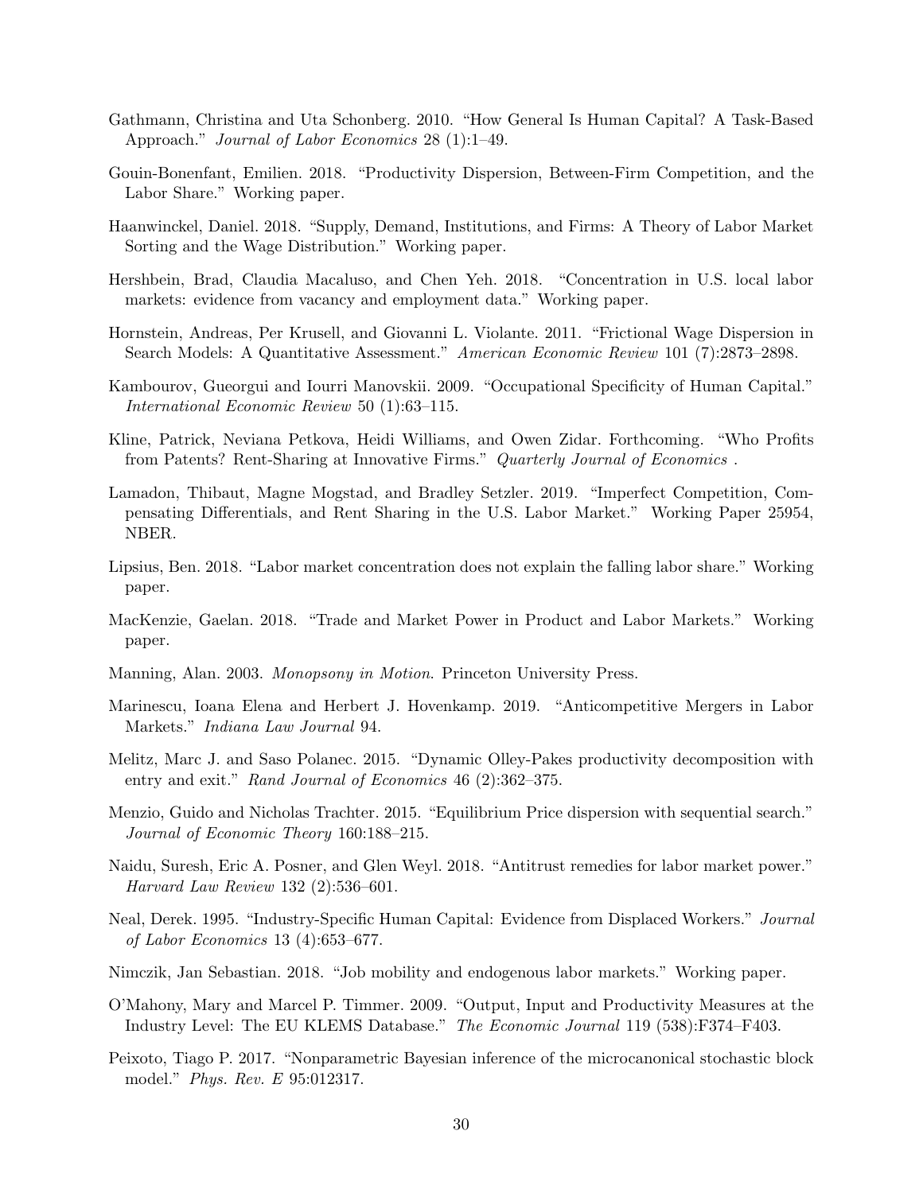Gathmann, Christina and Uta Schonberg. 2010. "How General Is Human Capital? A Task-Based Approach." *Journal of Labor Economics* 28 (1):1–49.

Gouin-Bonenfant, Emilien. 2018. "Productivity Dispersion, Between-Firm Competition, and the Labor Share." Working paper.

Haanwinckel, Daniel. 2018. "Supply, Demand, Institutions, and Firms: A Theory of Labor Market Sorting and the Wage Distribution." Working paper.

Hershbein, Brad, Claudia Macaluso, and Chen Yeh. 2018. "Concentration in U.S. local labor markets: evidence from vacancy and employment data." Working paper.

Hornstein, Andreas, Per Krusell, and Giovanni L. Violante. 2011. "Frictional Wage Dispersion in Search Models: A Quantitative Assessment." *American Economic Review* 101 (7):2873–2898.

Kambourov, Gueorgui and Iourri Manovskii. 2009. "Occupational Specificity of Human Capital." *International Economic Review* 50 (1):63–115.

Kline, Patrick, Neviana Petkova, Heidi Williams, and Owen Zidar. Forthcoming. "Who Profits from Patents? Rent-Sharing at Innovative Firms." *Quarterly Journal of Economics* .

Lamadon, Thibaut, Magne Mogstad, and Bradley Setzler. 2019. "Imperfect Competition, Compensating Differentials, and Rent Sharing in the U.S. Labor Market." Working Paper 25954, NBER.

Lipsius, Ben. 2018. "Labor market concentration does not explain the falling labor share." Working paper.

MacKenzie, Gaelan. 2018. "Trade and Market Power in Product and Labor Markets." Working paper.

Manning, Alan. 2003. *Monopsony in Motion*. Princeton University Press.

Marinescu, Ioana Elena and Herbert J. Hovenkamp. 2019. "Anticompetitive Mergers in Labor Markets." *Indiana Law Journal* 94.

Melitz, Marc J. and Saso Polanec. 2015. "Dynamic Olley-Pakes productivity decomposition with entry and exit." *Rand Journal of Economics* 46 (2):362–375.

Menzio, Guido and Nicholas Trachter. 2015. "Equilibrium Price dispersion with sequential search." *Journal of Economic Theory* 160:188–215.

Naidu, Suresh, Eric A. Posner, and Glen Weyl. 2018. "Antitrust remedies for labor market power." *Harvard Law Review* 132 (2):536–601.

Neal, Derek. 1995. "Industry-Specific Human Capital: Evidence from Displaced Workers." *Journal of Labor Economics* 13 (4):653–677.

Nimczik, Jan Sebastian. 2018. "Job mobility and endogenous labor markets." Working paper.

O'Mahony, Mary and Marcel P. Timmer. 2009. "Output, Input and Productivity Measures at the Industry Level: The EU KLEMS Database." *The Economic Journal* 119 (538):F374–F403.

Peixoto, Tiago P. 2017. "Nonparametric Bayesian inference of the microcanonical stochastic block model." *Phys. Rev. E* 95:012317.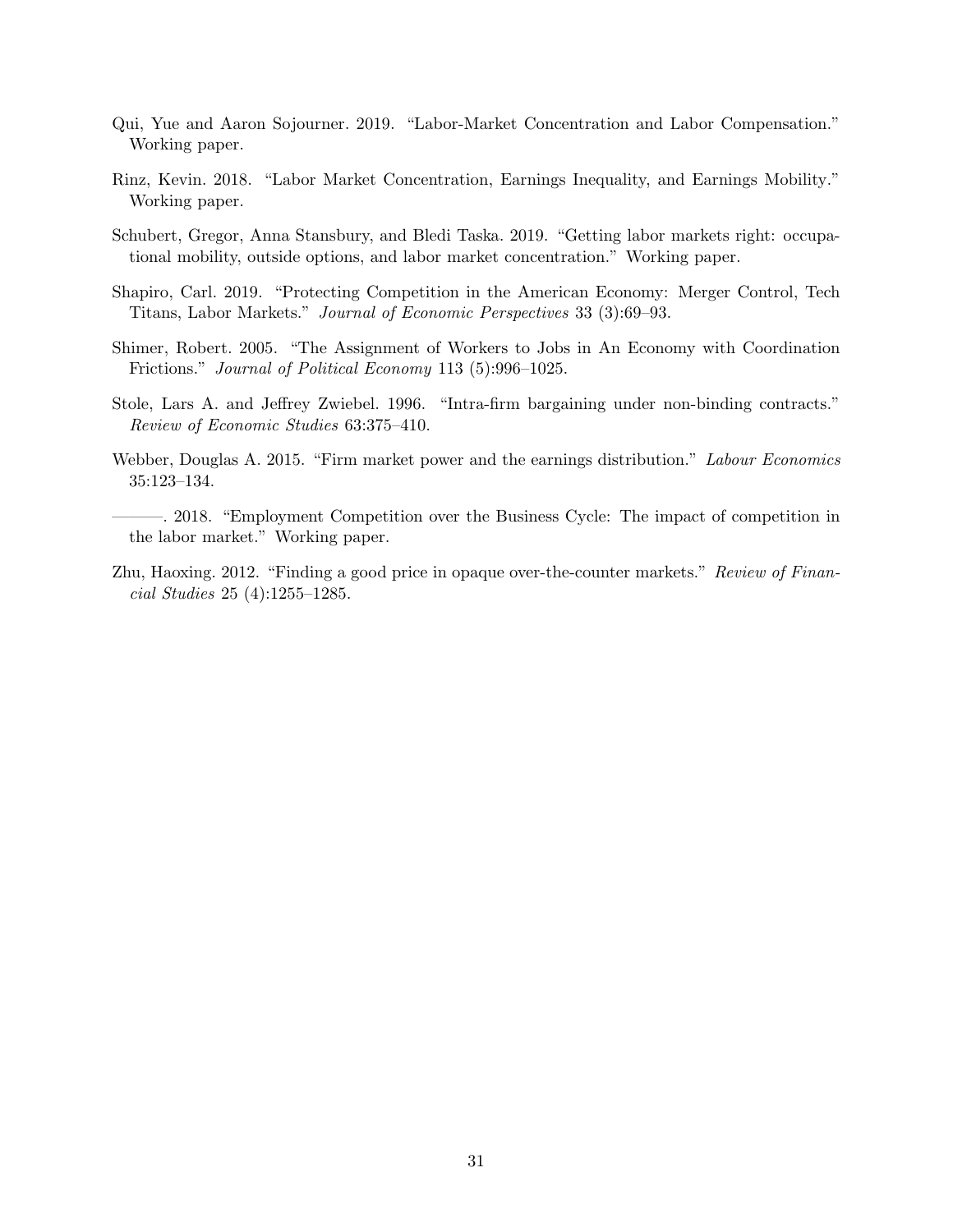Qui, Yue and Aaron Sojourner. 2019. "Labor-Market Concentration and Labor Compensation." Working paper.

Rinz, Kevin. 2018. "Labor Market Concentration, Earnings Inequality, and Earnings Mobility." Working paper.

Schubert, Gregor, Anna Stansbury, and Bledi Taska. 2019. "Getting labor markets right: occupational mobility, outside options, and labor market concentration." Working paper.

Shapiro, Carl. 2019. "Protecting Competition in the American Economy: Merger Control, Tech Titans, Labor Markets." *Journal of Economic Perspectives* 33 (3):69–93.

Shimer, Robert. 2005. "The Assignment of Workers to Jobs in An Economy with Coordination Frictions." *Journal of Political Economy* 113 (5):996–1025.

Stole, Lars A. and Jeffrey Zwiebel. 1996. "Intra-firm bargaining under non-binding contracts." *Review of Economic Studies* 63:375–410.

Webber, Douglas A. 2015. "Firm market power and the earnings distribution." *Labour Economics* 35:123–134.

———. 2018. "Employment Competition over the Business Cycle: The impact of competition in the labor market." Working paper.

Zhu, Haoxing. 2012. "Finding a good price in opaque over-the-counter markets." *Review of Financial Studies* 25 (4):1255–1285.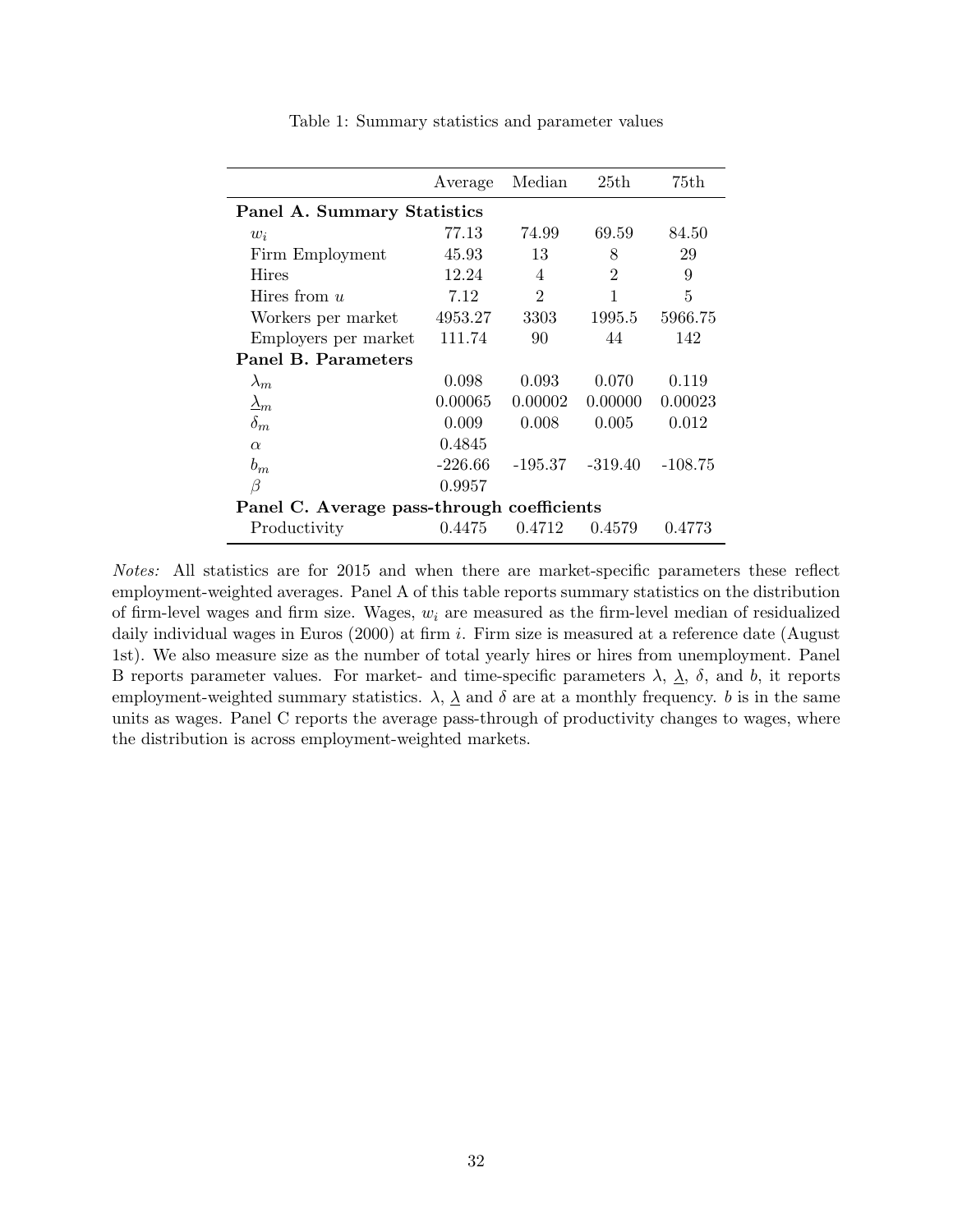Table 1: Summary statistics and parameter values

| | Average | Median | 25th | 75th |
|---|---|---|---|---|
| **Panel A. Summary Statistics** | | | | |
| $w_i$ | 77.13 | 74.99 | 69.59 | 84.50 |
| Firm Employment | 45.93 | 13 | 8 | 29 |
| Hires | 12.24 | 4 | 2 | 9 |
| Hires from $u$ | 7.12 | 2 | 1 | 5 |
| Workers per market | 4953.27 | 3303 | 1995.5 | 5966.75 |
| Employers per market | 111.74 | 90 | 44 | 142 |
| **Panel B. Parameters** | | | | |
| $\lambda_m$ | 0.098 | 0.093 | 0.070 | 0.119 |
| $\underline{\lambda}_m$ | 0.00065 | 0.00002 | 0.00000 | 0.00023 |
| $\delta_m$ | 0.009 | 0.008 | 0.005 | 0.012 |
| $\alpha$ | 0.4845 | | | |
| $b_m$ | -226.66 | -195.37 | -319.40 | -108.75 |
| $\beta$ | 0.9957 | | | |
| **Panel C. Average pass-through coefficients** | | | | |
| Productivity | 0.4475 | 0.4712 | 0.4579 | 0.4773 |

*Notes:* All statistics are for 2015 and when there are market-specific parameters these reflect employment-weighted averages. Panel A of this table reports summary statistics on the distribution of firm-level wages and firm size. Wages, $w_i$ are measured as the firm-level median of residualized daily individual wages in Euros (2000) at firm $i$. Firm size is measured at a reference date (August 1st). We also measure size as the number of total yearly hires or hires from unemployment. Panel B reports parameter values. For market- and time-specific parameters $\lambda$, $\underline{\lambda}$, $\delta$, and $b$, it reports employment-weighted summary statistics. $\lambda$, $\underline{\lambda}$ and $\delta$ are at a monthly frequency. $b$ is in the same units as wages. Panel C reports the average pass-through of productivity changes to wages, where the distribution is across employment-weighted markets.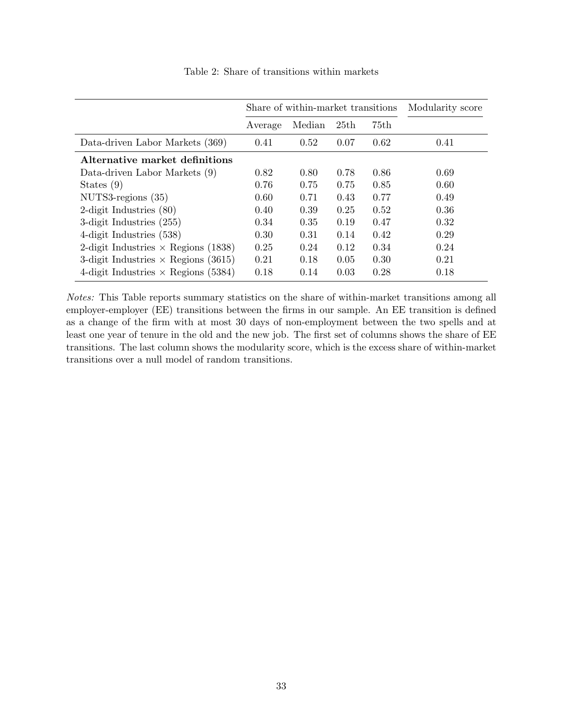Table 2: Share of transitions within markets

| | Share of within-market transitions | | | | Modularity score |
|---|---|---|---|---|---|
| | Average | Median | 25th | 75th | |
| Data-driven Labor Markets (369) | 0.41 | 0.52 | 0.07 | 0.62 | 0.41 |
| **Alternative market definitions** | | | | | |
| Data-driven Labor Markets (9) | 0.82 | 0.80 | 0.78 | 0.86 | 0.69 |
| States (9) | 0.76 | 0.75 | 0.75 | 0.85 | 0.60 |
| NUTS3-regions (35) | 0.60 | 0.71 | 0.43 | 0.77 | 0.49 |
| 2-digit Industries (80) | 0.40 | 0.39 | 0.25 | 0.52 | 0.36 |
| 3-digit Industries (255) | 0.34 | 0.35 | 0.19 | 0.47 | 0.32 |
| 4-digit Industries (538) | 0.30 | 0.31 | 0.14 | 0.42 | 0.29 |
| 2-digit Industries $\times$ Regions (1838) | 0.25 | 0.24 | 0.12 | 0.34 | 0.24 |
| 3-digit Industries $\times$ Regions (3615) | 0.21 | 0.18 | 0.05 | 0.30 | 0.21 |
| 4-digit Industries $\times$ Regions (5384) | 0.18 | 0.14 | 0.03 | 0.28 | 0.18 |

*Notes:* This Table reports summary statistics on the share of within-market transitions among all employer-employer (EE) transitions between the firms in our sample. An EE transition is defined as a change of the firm with at most 30 days of non-employment between the two spells and at least one year of tenure in the old and the new job. The first set of columns shows the share of EE transitions. The last column shows the modularity score, which is the excess share of within-market transitions over a null model of random transitions.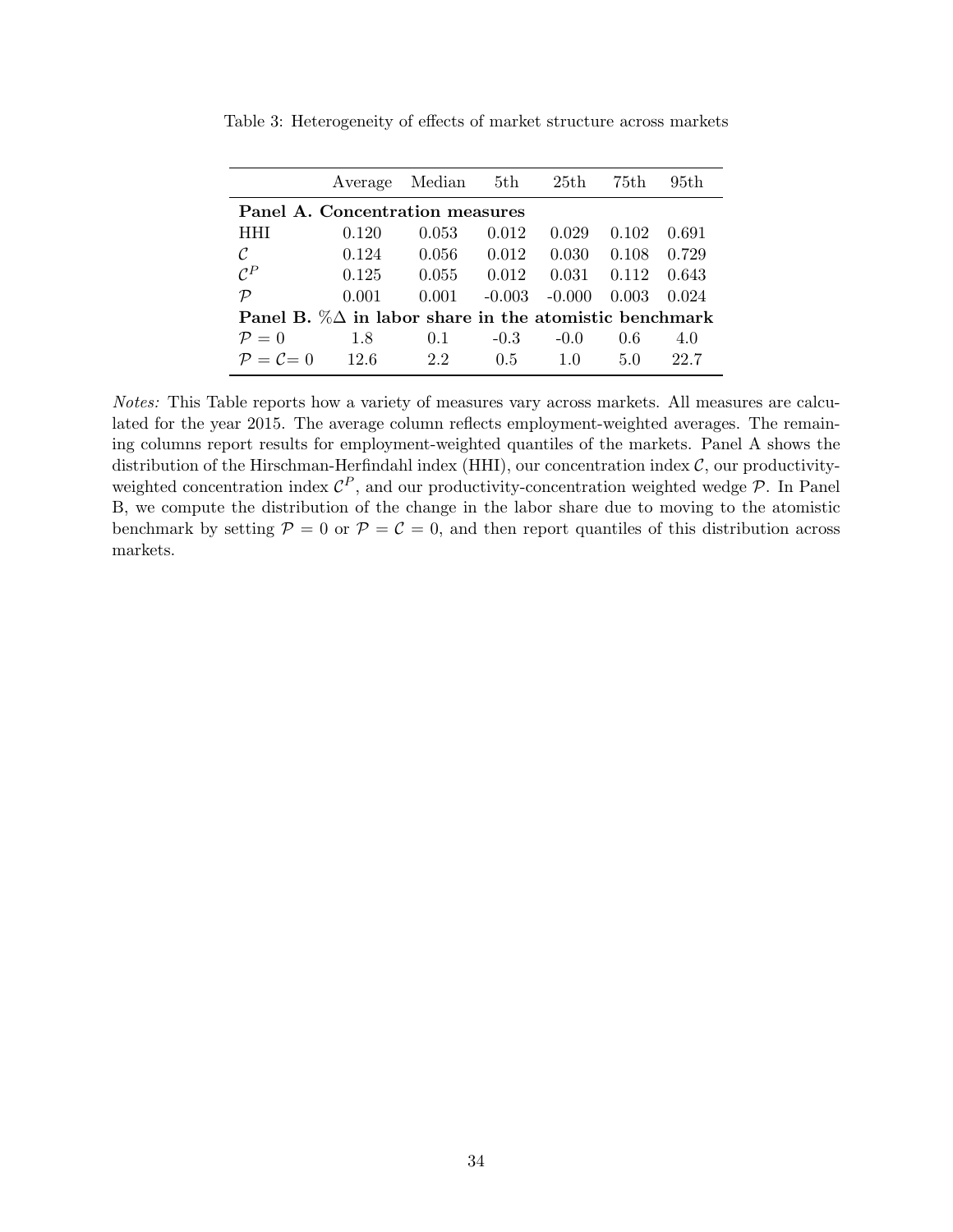Table 3: Heterogeneity of effects of market structure across markets

| | Average | Median | 5th | 25th | 75th | 95th |
|---|---|---|---|---|---|---|
| **Panel A. Concentration measures** | | | | | | |
| HHI | 0.120 | 0.053 | 0.012 | 0.029 | 0.102 | 0.691 |
| $\mathcal{C}$ | 0.124 | 0.056 | 0.012 | 0.030 | 0.108 | 0.729 |
| $\mathcal{C}^P$ | 0.125 | 0.055 | 0.012 | 0.031 | 0.112 | 0.643 |
| $\mathcal{P}$ | 0.001 | 0.001 | -0.003 | -0.000 | 0.003 | 0.024 |
| **Panel B. %$\Delta$ in labor share in the atomistic benchmark** | | | | | | |
| $\mathcal{P} = 0$ | 1.8 | 0.1 | -0.3 | -0.0 | 0.6 | 4.0 |
| $\mathcal{P} = \mathcal{C} = 0$ | 12.6 | 2.2 | 0.5 | 1.0 | 5.0 | 22.7 |

*Notes:* This Table reports how a variety of measures vary across markets. All measures are calculated for the year 2015. The average column reflects employment-weighted averages. The remaining columns report results for employment-weighted quantiles of the markets. Panel A shows the distribution of the Hirschman-Herfindahl index (HHI), our concentration index $\mathcal{C}$, our productivity-weighted concentration index $\mathcal{C}^P$, and our productivity-concentration weighted wedge $\mathcal{P}$. In Panel B, we compute the distribution of the change in the labor share due to moving to the atomistic benchmark by setting $\mathcal{P} = 0$ or $\mathcal{P} = \mathcal{C} = 0$, and then report quantiles of this distribution across markets.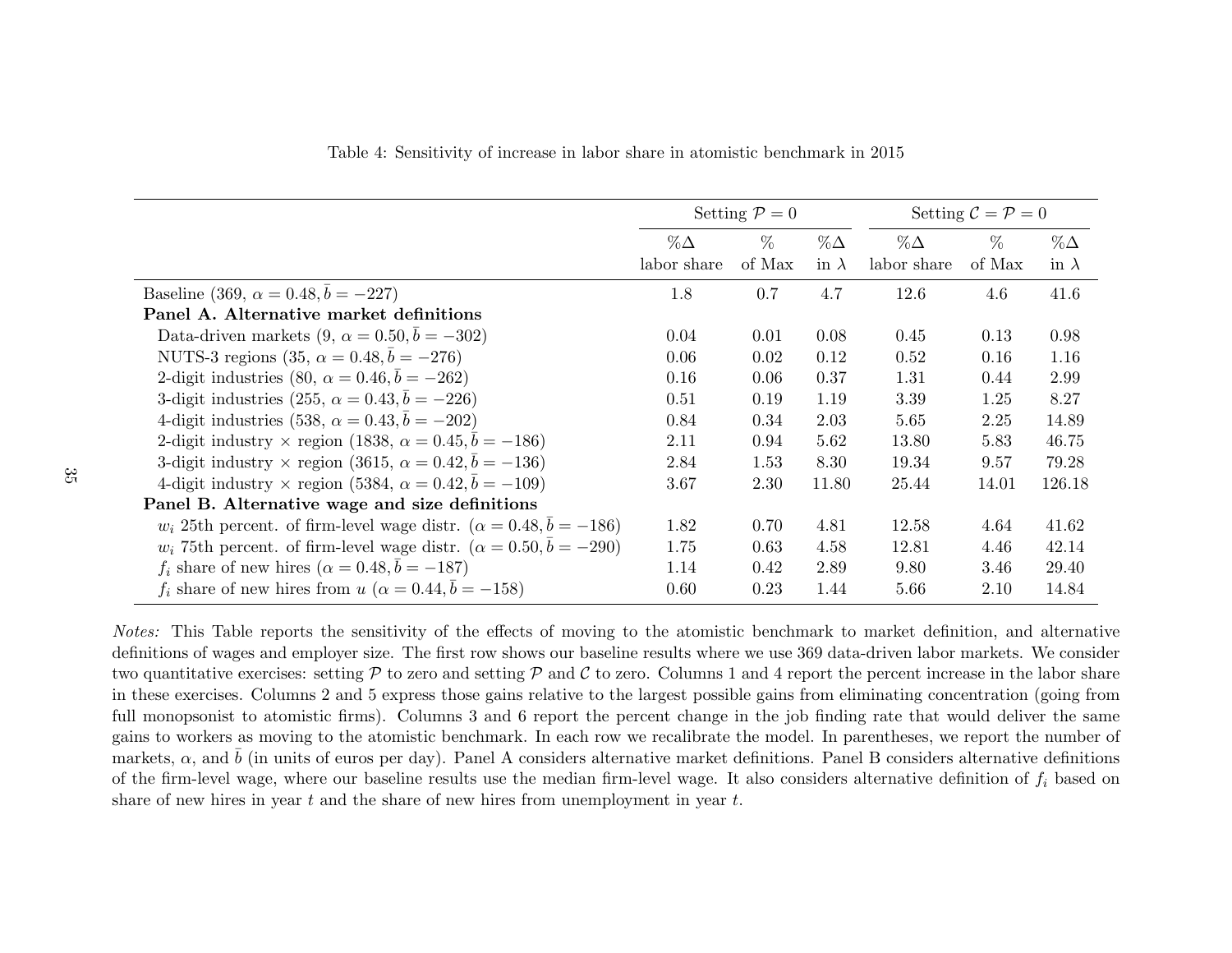Table 4: Sensitivity of increase in labor share in atomistic benchmark in 2015

| | Setting $\mathcal{P} = 0$ | | | Setting $\mathcal{C} = \mathcal{P} = 0$ | | |
|---|---|---|---|---|---|---|
| | %Δ labor share | % of Max | %Δ in $\lambda$ | %Δ labor share | % of Max | %Δ in $\lambda$ |
| Baseline (369, $\alpha = 0.48, \bar{b} = -227$) | 1.8 | 0.7 | 4.7 | 12.6 | 4.6 | 41.6 |
| **Panel A. Alternative market definitions** | | | | | | |
| Data-driven markets (9, $\alpha = 0.50, \bar{b} = -302$) | 0.04 | 0.01 | 0.08 | 0.45 | 0.13 | 0.98 |
| NUTS-3 regions (35, $\alpha = 0.48, \bar{b} = -276$) | 0.06 | 0.02 | 0.12 | 0.52 | 0.16 | 1.16 |
| 2-digit industries (80, $\alpha = 0.46, \bar{b} = -262$) | 0.16 | 0.06 | 0.37 | 1.31 | 0.44 | 2.99 |
| 3-digit industries (255, $\alpha = 0.43, \bar{b} = -226$) | 0.51 | 0.19 | 1.19 | 3.39 | 1.25 | 8.27 |
| 4-digit industries (538, $\alpha = 0.43, \bar{b} = -202$) | 0.84 | 0.34 | 2.03 | 5.65 | 2.25 | 14.89 |
| 2-digit industry × region (1838, $\alpha = 0.45, \bar{b} = -186$) | 2.11 | 0.94 | 5.62 | 13.80 | 5.83 | 46.75 |
| 3-digit industry × region (3615, $\alpha = 0.42, \bar{b} = -136$) | 2.84 | 1.53 | 8.30 | 19.34 | 9.57 | 79.28 |
| 4-digit industry × region (5384, $\alpha = 0.42, \bar{b} = -109$) | 3.67 | 2.30 | 11.80 | 25.44 | 14.01 | 126.18 |
| **Panel B. Alternative wage and size definitions** | | | | | | |
| $w_i$ 25th percent. of firm-level wage distr. ($\alpha = 0.48, \bar{b} = -186$) | 1.82 | 0.70 | 4.81 | 12.58 | 4.64 | 41.62 |
| $w_i$ 75th percent. of firm-level wage distr. ($\alpha = 0.50, \bar{b} = -290$) | 1.75 | 0.63 | 4.58 | 12.81 | 4.46 | 42.14 |
| $f_i$ share of new hires ($\alpha = 0.48, \bar{b} = -187$) | 1.14 | 0.42 | 2.89 | 9.80 | 3.46 | 29.40 |
| $f_i$ share of new hires from $u$ ($\alpha = 0.44, \bar{b} = -158$) | 0.60 | 0.23 | 1.44 | 5.66 | 2.10 | 14.84 |

*Notes:* This Table reports the sensitivity of the effects of moving to the atomistic benchmark to market definition, and alternative definitions of wages and employer size. The first row shows our baseline results where we use 369 data-driven labor markets. We consider two quantitative exercises: setting $\mathcal{P}$ to zero and setting $\mathcal{P}$ and $\mathcal{C}$ to zero. Columns 1 and 4 report the percent increase in the labor share in these exercises. Columns 2 and 5 express those gains relative to the largest possible gains from eliminating concentration (going from full monopsonist to atomistic firms). Columns 3 and 6 report the percent change in the job finding rate that would deliver the same gains to workers as moving to the atomistic benchmark. In each row we recalibrate the model. In parentheses, we report the number of markets, $\alpha$, and $\bar{b}$ (in units of euros per day). Panel A considers alternative market definitions. Panel B considers alternative definitions of the firm-level wage, where our baseline results use the median firm-level wage. It also considers alternative definition of $f_i$ based on share of new hires in year $t$ and the share of new hires from unemployment in year $t$.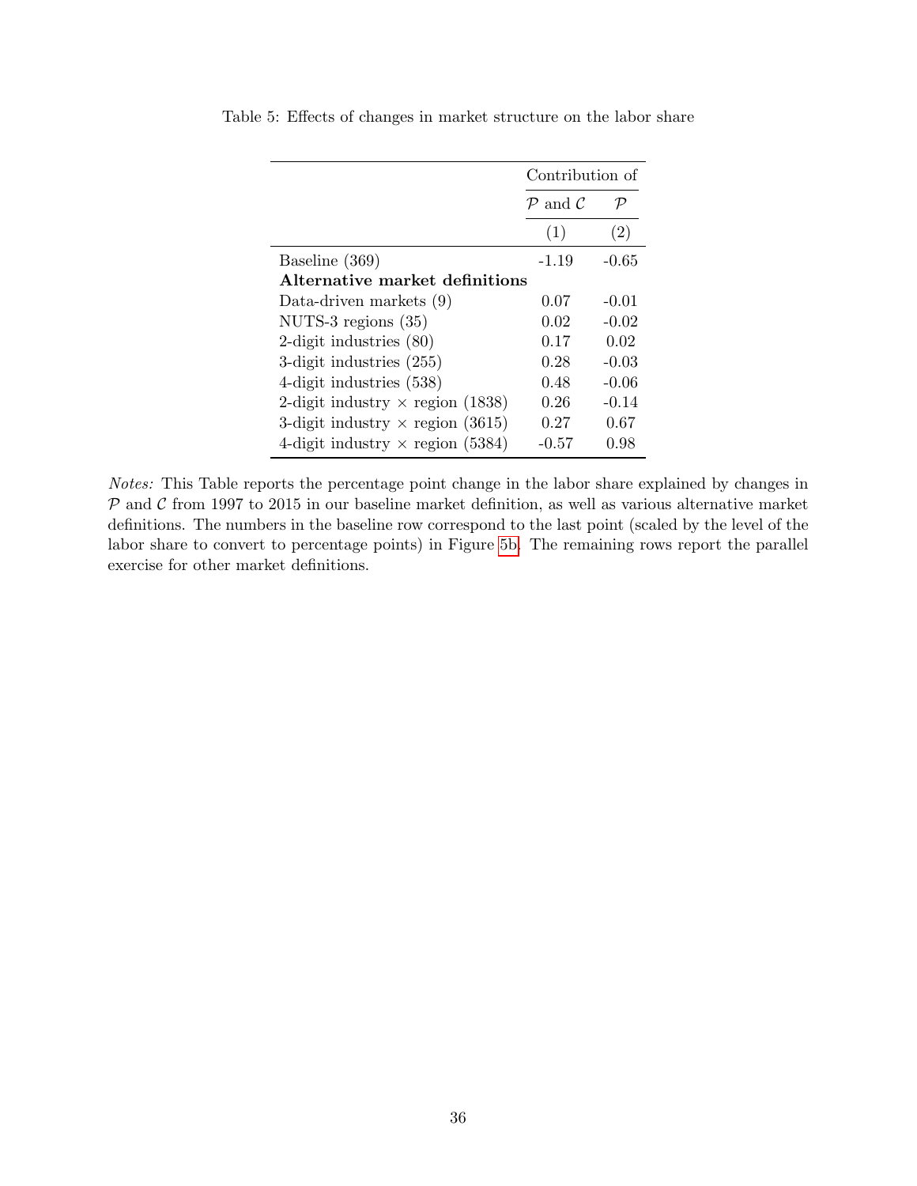Table 5: Effects of changes in market structure on the labor share

| | Contribution of | |
|---|---|---|
| | $\mathcal{P}$ and $\mathcal{C}$ | $\mathcal{P}$ |
| | (1) | (2) |
| Baseline (369) | -1.19 | -0.65 |
| **Alternative market definitions** | | |
| Data-driven markets (9) | 0.07 | -0.01 |
| NUTS-3 regions (35) | 0.02 | -0.02 |
| 2-digit industries (80) | 0.17 | 0.02 |
| 3-digit industries (255) | 0.28 | -0.03 |
| 4-digit industries (538) | 0.48 | -0.06 |
| 2-digit industry × region (1838) | 0.26 | -0.14 |
| 3-digit industry × region (3615) | 0.27 | 0.67 |
| 4-digit industry × region (5384) | -0.57 | 0.98 |

*Notes:* This Table reports the percentage point change in the labor share explained by changes in $\mathcal{P}$ and $\mathcal{C}$ from 1997 to 2015 in our baseline market definition, as well as various alternative market definitions. The numbers in the baseline row correspond to the last point (scaled by the level of the labor share to convert to percentage points) in Figure 5b. The remaining rows report the parallel exercise for other market definitions.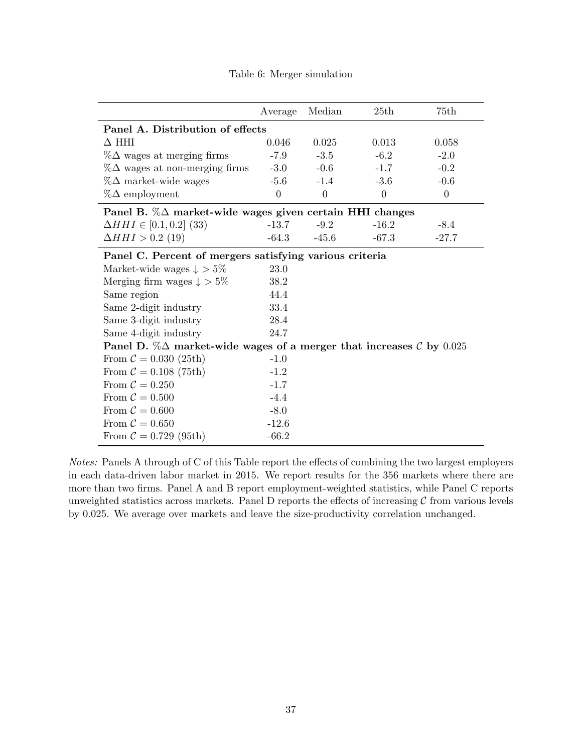Table 6: Merger simulation

| | Average | Median | 25th | 75th |
|---|---|---|---|---|
| **Panel A. Distribution of effects** | | | | |
| $\Delta$ HHI | 0.046 | 0.025 | 0.013 | 0.058 |
| $\%\Delta$ wages at merging firms | -7.9 | -3.5 | -6.2 | -2.0 |
| $\%\Delta$ wages at non-merging firms | -3.0 | -0.6 | -1.7 | -0.2 |
| $\%\Delta$ market-wide wages | -5.6 | -1.4 | -3.6 | -0.6 |
| $\%\Delta$ employment | 0 | 0 | 0 | 0 |
| **Panel B. $\%\Delta$ market-wide wages given certain HHI changes** | | | | |
| $\Delta HHI \in [0.1, 0.2]$ (33) | -13.7 | -9.2 | -16.2 | -8.4 |
| $\Delta HHI > 0.2$ (19) | -64.3 | -45.6 | -67.3 | -27.7 |
| **Panel C. Percent of mergers satisfying various criteria** | | | | |
| Market-wide wages $\downarrow > 5\%$ | 23.0 | | | |
| Merging firm wages $\downarrow > 5\%$ | 38.2 | | | |
| Same region | 44.4 | | | |
| Same 2-digit industry | 33.4 | | | |
| Same 3-digit industry | 28.4 | | | |
| Same 4-digit industry | 24.7 | | | |
| **Panel D. $\%\Delta$ market-wide wages of a merger that increases $\mathcal{C}$ by 0.025** | | | | |
| From $\mathcal{C} = 0.030$ (25th) | -1.0 | | | |
| From $\mathcal{C} = 0.108$ (75th) | -1.2 | | | |
| From $\mathcal{C} = 0.250$ | -1.7 | | | |
| From $\mathcal{C} = 0.500$ | -4.4 | | | |
| From $\mathcal{C} = 0.600$ | -8.0 | | | |
| From $\mathcal{C} = 0.650$ | -12.6 | | | |
| From $\mathcal{C} = 0.729$ (95th) | -66.2 | | | |

*Notes:* Panels A through of C of this Table report the effects of combining the two largest employers in each data-driven labor market in 2015. We report results for the 356 markets where there are more than two firms. Panel A and B report employment-weighted statistics, while Panel C reports unweighted statistics across markets. Panel D reports the effects of increasing $\mathcal{C}$ from various levels by 0.025. We average over markets and leave the size-productivity correlation unchanged.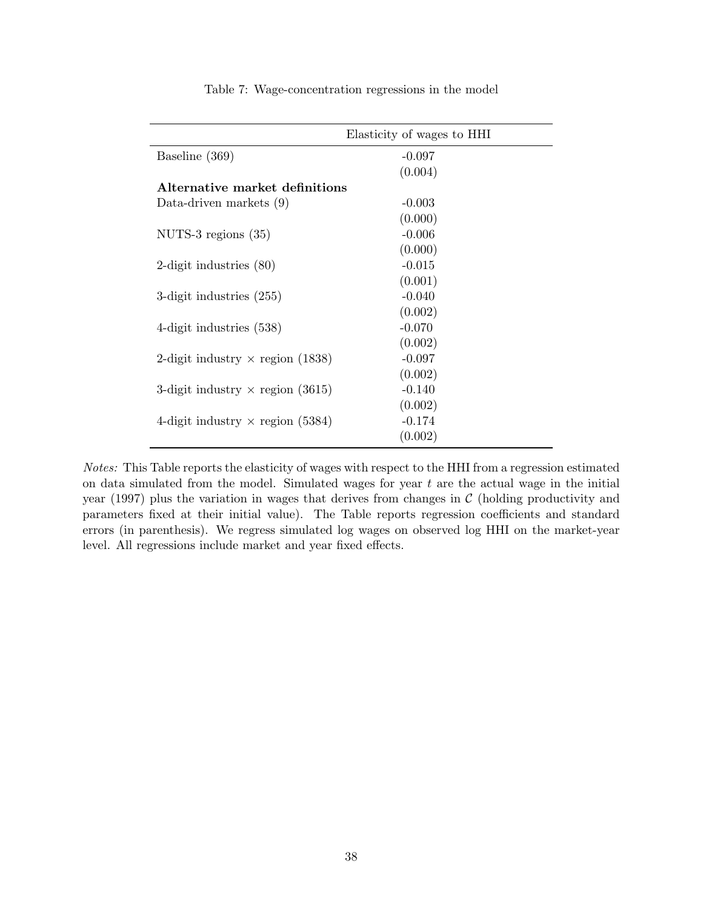Table 7: Wage-concentration regressions in the model

| | Elasticity of wages to HHI |
|---|---|
| Baseline (369) | -0.097 |
| | (0.004) |
| **Alternative market definitions** | |
| Data-driven markets (9) | -0.003 |
| | (0.000) |
| NUTS-3 regions (35) | -0.006 |
| | (0.000) |
| 2-digit industries (80) | -0.015 |
| | (0.001) |
| 3-digit industries (255) | -0.040 |
| | (0.002) |
| 4-digit industries (538) | -0.070 |
| | (0.002) |
| 2-digit industry × region (1838) | -0.097 |
| | (0.002) |
| 3-digit industry × region (3615) | -0.140 |
| | (0.002) |
| 4-digit industry × region (5384) | -0.174 |
| | (0.002) |

*Notes:* This Table reports the elasticity of wages with respect to the HHI from a regression estimated on data simulated from the model. Simulated wages for year $t$ are the actual wage in the initial year (1997) plus the variation in wages that derives from changes in $\mathcal{C}$ (holding productivity and parameters fixed at their initial value). The Table reports regression coefficients and standard errors (in parenthesis). We regress simulated log wages on observed log HHI on the market-year level. All regressions include market and year fixed effects.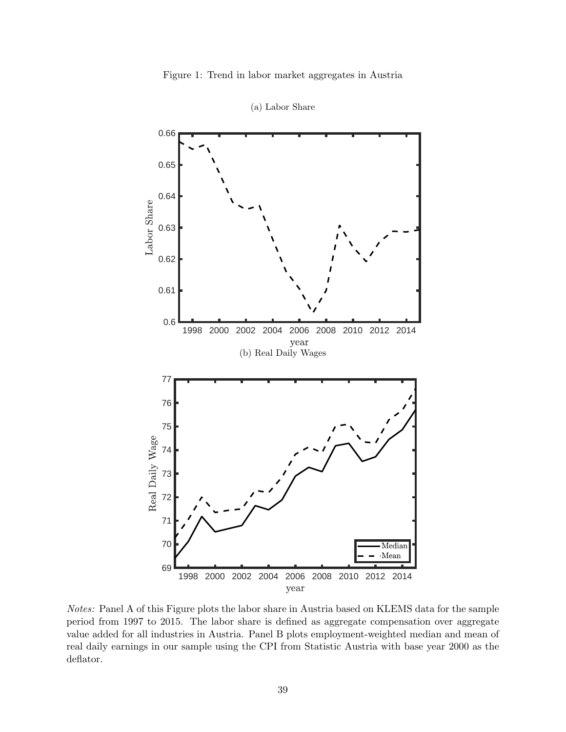Figure 1: Trend in labor market aggregates in Austria

(a) Labor Share

(b) Real Daily Wages

*Notes:* Panel A of this Figure plots the labor share in Austria based on KLEMS data for the sample period from 1997 to 2015. The labor share is defined as aggregate compensation over aggregate value added for all industries in Austria. Panel B plots employment-weighted median and mean of real daily earnings in our sample using the CPI from Statistic Austria with base year 2000 as the deflator.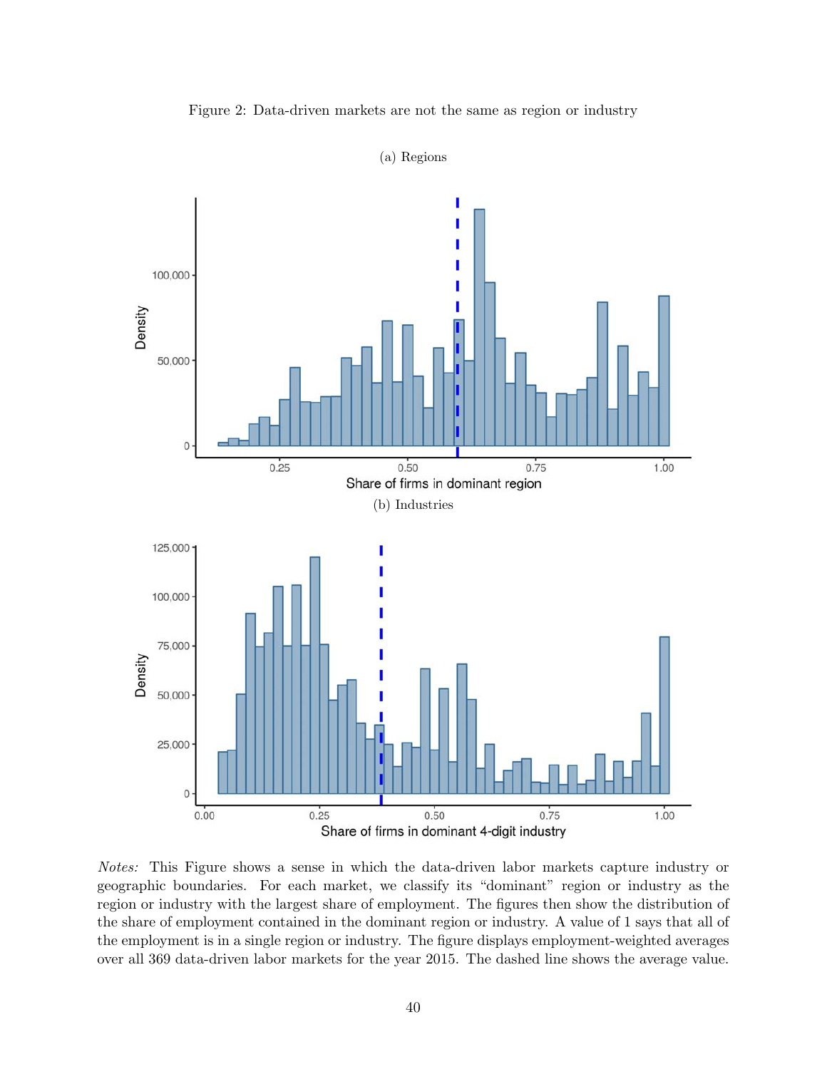Figure 2: Data-driven markets are not the same as region or industry

(a) Regions

(b) Industries

*Notes:* This Figure shows a sense in which the data-driven labor markets capture industry or geographic boundaries. For each market, we classify its "dominant" region or industry as the region or industry with the largest share of employment. The figures then show the distribution of the share of employment contained in the dominant region or industry. A value of 1 says that all of the employment is in a single region or industry. The figure displays employment-weighted averages over all 369 data-driven labor markets for the year 2015. The dashed line shows the average value.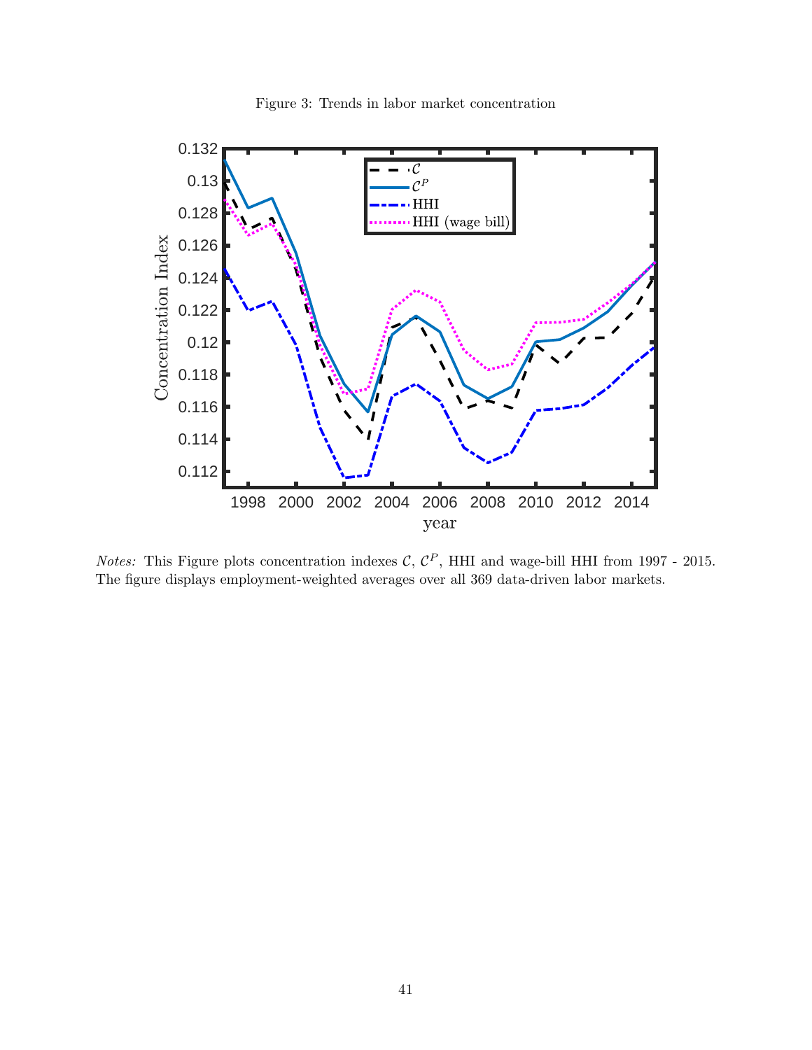Figure 3: Trends in labor market concentration

*Notes:* This Figure plots concentration indexes $\mathcal{C}$, $\mathcal{C}^P$, HHI and wage-bill HHI from 1997 - 2015. The figure displays employment-weighted averages over all 369 data-driven labor markets.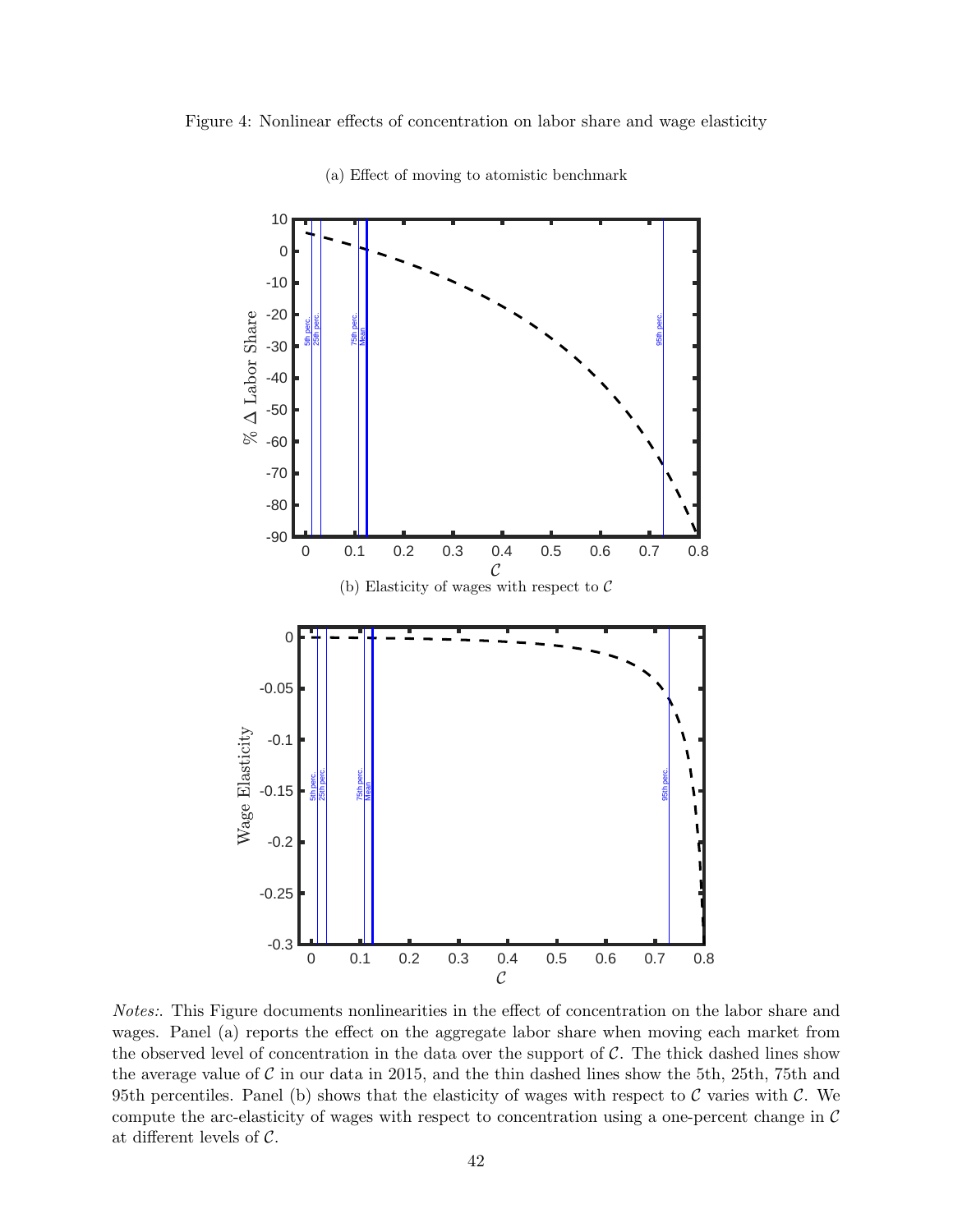Figure 4: Nonlinear effects of concentration on labor share and wage elasticity

(a) Effect of moving to atomistic benchmark

(b) Elasticity of wages with respect to $\mathcal{C}$

*Notes:*. This Figure documents nonlinearities in the effect of concentration on the labor share and wages. Panel (a) reports the effect on the aggregate labor share when moving each market from the observed level of concentration in the data over the support of $\mathcal{C}$. The thick dashed lines show the average value of $\mathcal{C}$ in our data in 2015, and the thin dashed lines show the 5th, 25th, 75th and 95th percentiles. Panel (b) shows that the elasticity of wages with respect to $\mathcal{C}$ varies with $\mathcal{C}$. We compute the arc-elasticity of wages with respect to concentration using a one-percent change in $\mathcal{C}$ at different levels of $\mathcal{C}$.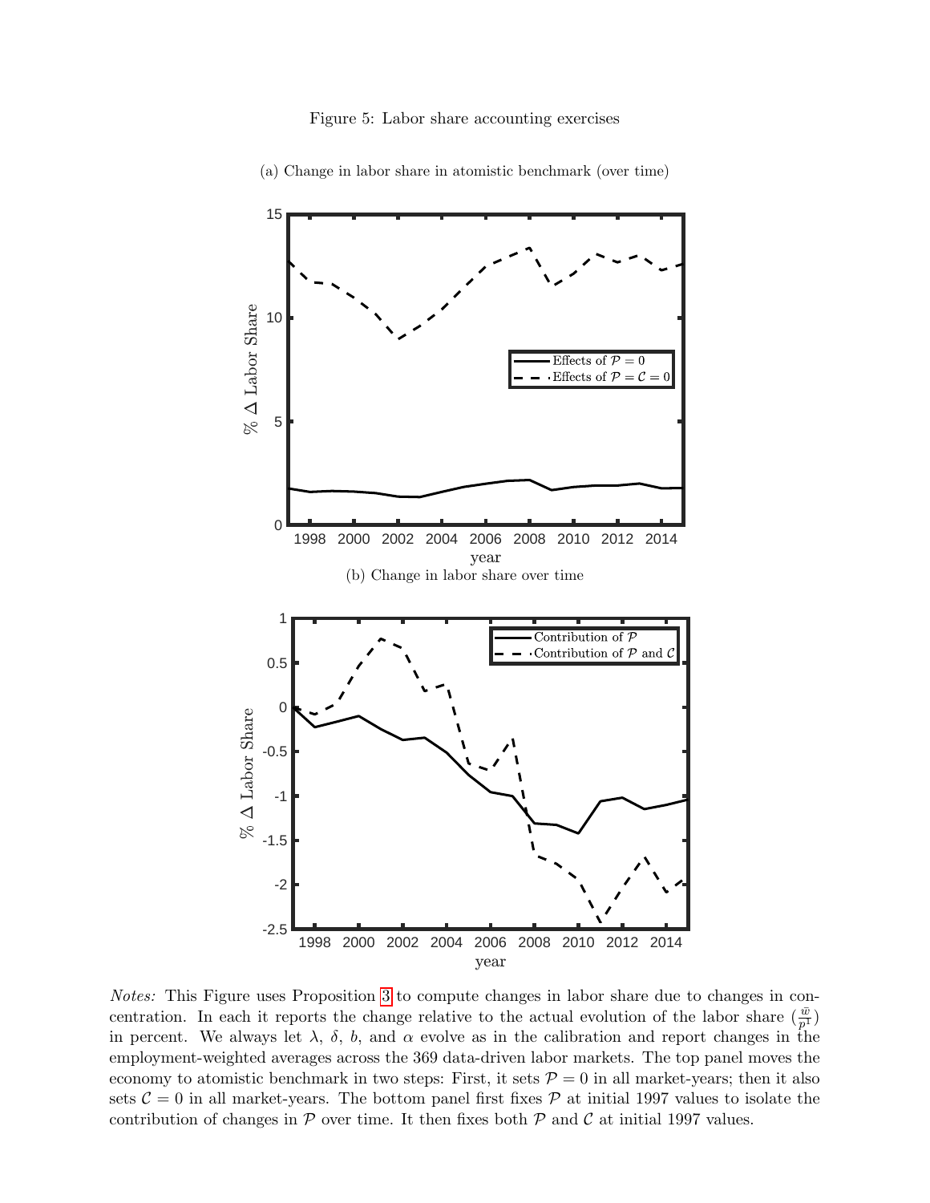Figure 5: Labor share accounting exercises

(a) Change in labor share in atomistic benchmark (over time)

(b) Change in labor share over time

*Notes:* This Figure uses Proposition 3 to compute changes in labor share due to changes in concentration. In each it reports the change relative to the actual evolution of the labor share ($\frac{\bar{w}}{p^{t}}$) in percent. We always let $\lambda$, $\delta$, $b$, and $\alpha$ evolve as in the calibration and report changes in the employment-weighted averages across the 369 data-driven labor markets. The top panel moves the economy to atomistic benchmark in two steps: First, it sets $\mathcal{P} = 0$ in all market-years; then it also sets $\mathcal{C} = 0$ in all market-years. The bottom panel first fixes $\mathcal{P}$ at initial 1997 values to isolate the contribution of changes in $\mathcal{P}$ over time. It then fixes both $\mathcal{P}$ and $\mathcal{C}$ at initial 1997 values.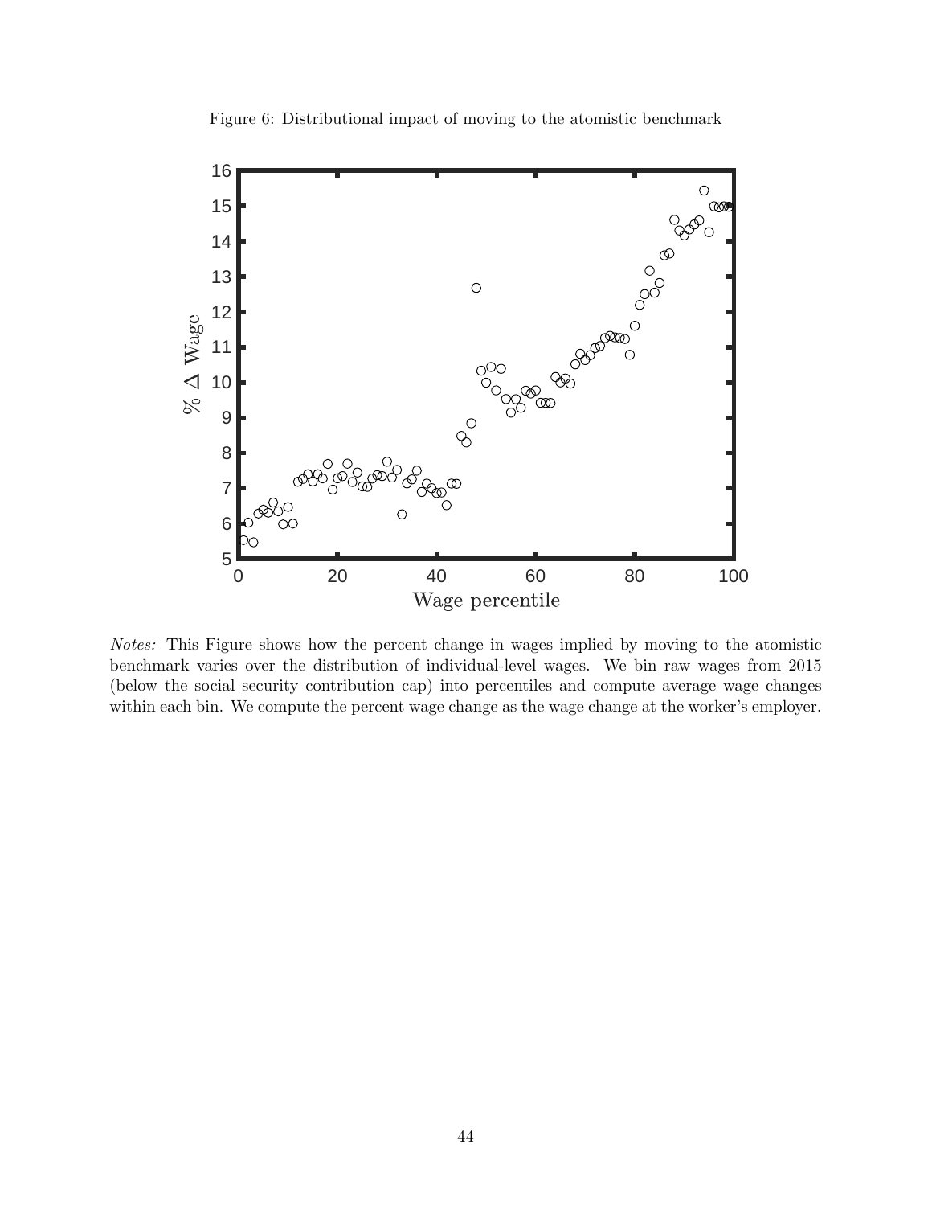Figure 6: Distributional impact of moving to the atomistic benchmark

*Notes:* This Figure shows how the percent change in wages implied by moving to the atomistic benchmark varies over the distribution of individual-level wages. We bin raw wages from 2015 (below the social security contribution cap) into percentiles and compute average wage changes within each bin. We compute the percent wage change as the wage change at the worker's employer.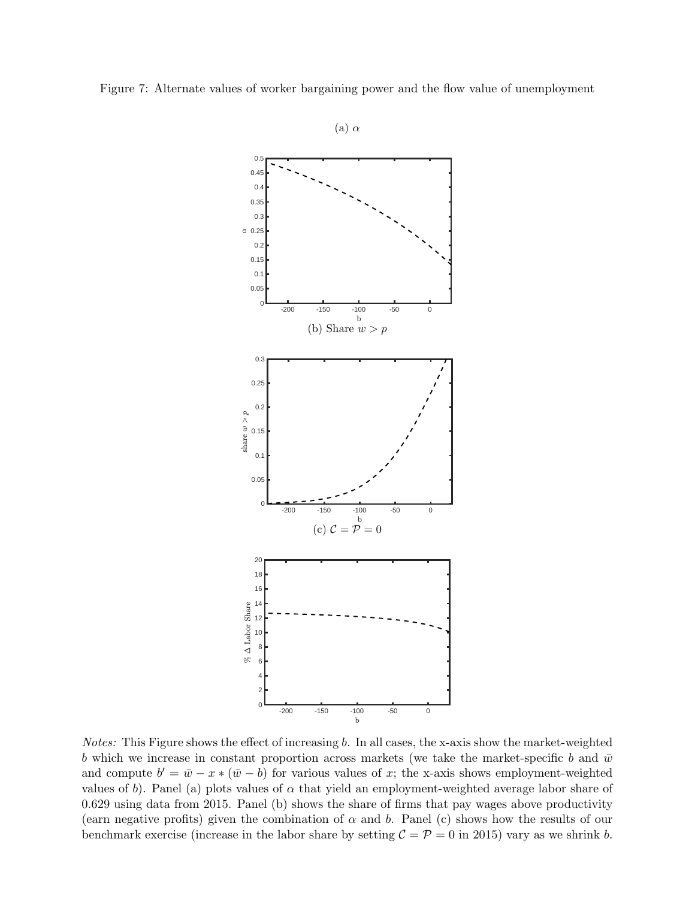Figure 7: Alternate values of worker bargaining power and the flow value of unemployment

(a) $\alpha$

(b) Share $w > p$

(c) $\mathcal{C} = \mathcal{P} = 0$

*Notes:* This Figure shows the effect of increasing $b$. In all cases, the x-axis show the market-weighted $b$ which we increase in constant proportion across markets (we take the market-specific $b$ and $\bar{w}$ and compute $b' = \bar{w} - x * (\bar{w} - b)$ for various values of $x$; the x-axis shows employment-weighted values of $b$). Panel (a) plots values of $\alpha$ that yield an employment-weighted average labor share of 0.629 using data from 2015. Panel (b) shows the share of firms that pay wages above productivity (earn negative profits) given the combination of $\alpha$ and $b$. Panel (c) shows how the results of our benchmark exercise (increase in the labor share by setting $\mathcal{C} = \mathcal{P} = 0$ in 2015) vary as we shrink $b$.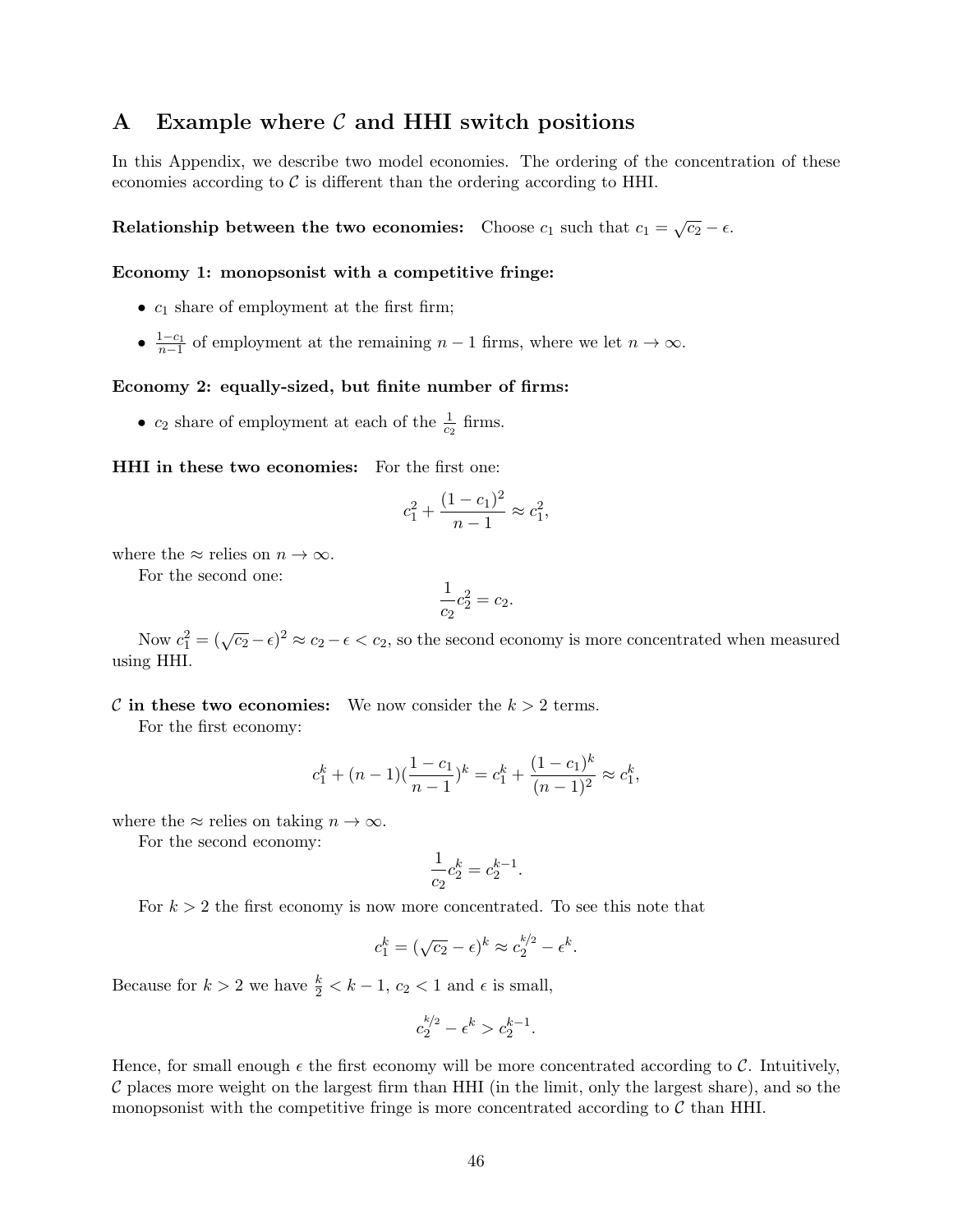# A Example where $\mathcal{C}$ and HHI switch positions

In this Appendix, we describe two model economies. The ordering of the concentration of these economies according to $\mathcal{C}$ is different than the ordering according to HHI.

**Relationship between the two economies:** Choose $c_1$ such that $c_1 = \sqrt{c_2} - \epsilon$.

**Economy 1: monopsonist with a competitive fringe:**

- $c_1$ share of employment at the first firm;
- $\frac{1-c_1}{n-1}$ of employment at the remaining $n-1$ firms, where we let $n \to \infty$.

**Economy 2: equally-sized, but finite number of firms:**

- $c_2$ share of employment at each of the $\frac{1}{c_2}$ firms.

**HHI in these two economies:** For the first one:

$$c_1^2 + \frac{(1-c_1)^2}{n-1} \approx c_1^2,$$

where the $\approx$ relies on $n \to \infty$.

For the second one:

$$\frac{1}{c_2} c_2^2 = c_2.$$

Now $c_1^2 = (\sqrt{c_2} - \epsilon)^2 \approx c_2 - \epsilon < c_2$, so the second economy is more concentrated when measured using HHI.

**$\mathcal{C}$ in these two economies:** We now consider the $k > 2$ terms.

For the first economy:

$$c_1^k + (n-1)(\frac{1-c_1}{n-1})^k = c_1^k + \frac{(1-c_1)^k}{(n-1)^2} \approx c_1^k,$$

where the $\approx$ relies on taking $n \to \infty$.

For the second economy:

$$\frac{1}{c_2} c_2^k = c_2^{k-1}.$$

For $k > 2$ the first economy is now more concentrated. To see this note that

$$c_1^k = (\sqrt{c_2} - \epsilon)^k \approx c_2^{k/2} - \epsilon^k.$$

Because for $k > 2$ we have $\frac{k}{2} < k - 1$, $c_2 < 1$ and $\epsilon$ is small,

$$c_2^{k/2} - \epsilon^k > c_2^{k-1}.$$

Hence, for small enough $\epsilon$ the first economy will be more concentrated according to $\mathcal{C}$. Intuitively, $\mathcal{C}$ places more weight on the largest firm than HHI (in the limit, only the largest share), and so the monopsonist with the competitive fringe is more concentrated according to $\mathcal{C}$ than HHI.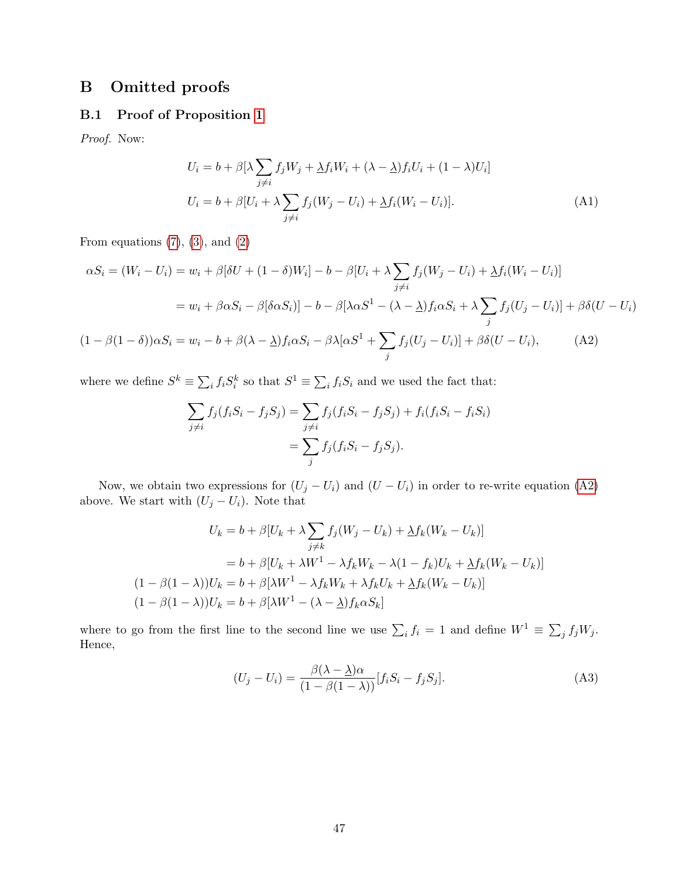# B Omitted proofs

## B.1 Proof of Proposition 1

*Proof.* Now:

$$U_i = b + \beta[\lambda \sum_{j \neq i} f_j W_j + \underline{\lambda} f_i W_i + (\lambda - \underline{\lambda}) f_i U_i + (1-\lambda) U_i]$$

$$U_i = b + \beta[U_i + \lambda \sum_{j \neq i} f_j (W_j - U_i) + \underline{\lambda} f_i (W_i - U_i)]. \tag{A1}$$

From equations (7), (3), and (2)

$$\begin{aligned}
\alpha S_i = (W_i - U_i) &= w_i + \beta[\delta U + (1-\delta) W_i] - b - \beta[U_i + \lambda \sum_{j \neq i} f_j (W_j - U_i) + \underline{\lambda} f_i (W_i - U_i)] \\
&= w_i + \beta \alpha S_i - \beta[\delta \alpha S_i)] - b - \beta[\lambda \alpha S^1 - (\lambda - \underline{\lambda}) f_i \alpha S_i + \lambda \sum_j f_j (U_j - U_i)] + \beta\delta(U - U_i) \\
(1 - \beta(1-\delta))\alpha S_i &= w_i - b + \beta(\lambda - \underline{\lambda}) f_i \alpha S_i - \beta\lambda[\alpha S^1 + \sum_j f_j (U_j - U_i)] + \beta\delta(U - U_i),
\end{aligned} \tag{A2}$$

where we define $S^k \equiv \sum_i f_i S_i^k$ so that $S^1 \equiv \sum_i f_i S_i$ and we used the fact that:

$$\begin{aligned}
\sum_{j \neq i} f_j (f_i S_i - f_j S_j) &= \sum_{j \neq i} f_j (f_i S_i - f_j S_j) + f_i (f_i S_i - f_i S_i) \\
&= \sum_j f_j (f_i S_i - f_j S_j).
\end{aligned}$$

Now, we obtain two expressions for $(U_j - U_i)$ and $(U - U_i)$ in order to re-write equation (A2) above. We start with $(U_j - U_i)$. Note that

$$\begin{aligned}
U_k &= b + \beta[U_k + \lambda \sum_{j \neq k} f_j (W_j - U_k) + \underline{\lambda} f_k (W_k - U_k)] \\
&= b + \beta[U_k + \lambda W^1 - \lambda f_k W_k - \lambda(1 - f_k) U_k + \underline{\lambda} f_k (W_k - U_k)] \\
(1 - \beta(1-\lambda)) U_k &= b + \beta[\lambda W^1 - \lambda f_k W_k + \lambda f_k U_k + \underline{\lambda} f_k (W_k - U_k)] \\
(1 - \beta(1-\lambda)) U_k &= b + \beta[\lambda W^1 - (\lambda - \underline{\lambda}) f_k \alpha S_k]
\end{aligned}$$

where to go from the first line to the second line we use $\sum_i f_i = 1$ and define $W^1 \equiv \sum_j f_j W_j$. Hence,

$$(U_j - U_i) = \frac{\beta(\lambda - \underline{\lambda})\alpha}{(1 - \beta(1-\lambda))}[f_i S_i - f_j S_j]. \tag{A3}$$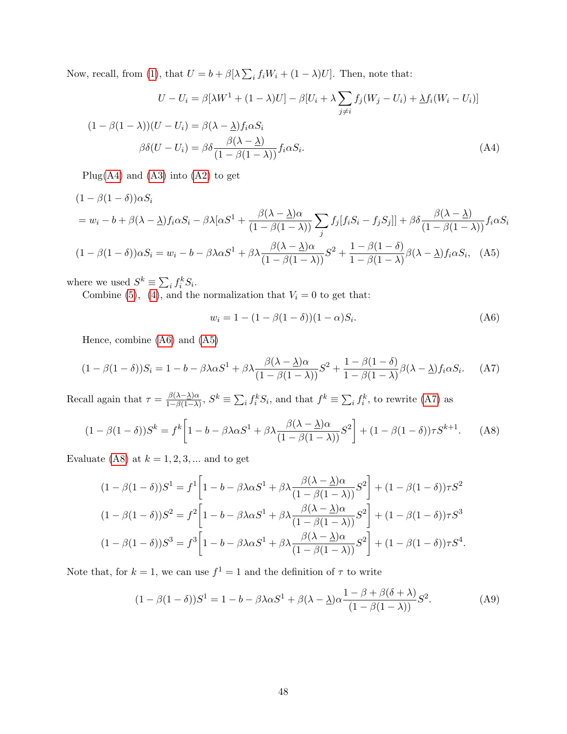Now, recall, from (1), that $U = b + \beta[\lambda \sum_i f_i W_i + (1-\lambda)U]$. Then, note that:

$$U - U_i = \beta[\lambda W^1 + (1-\lambda)U] - \beta[U_i + \lambda \sum_{j \neq i} f_j (W_j - U_i) + \underline{\lambda} f_i (W_i - U_i)]$$

$$(1 - \beta(1-\lambda))(U - U_i) = \beta(\lambda - \underline{\lambda}) f_i \alpha S_i$$

$$\beta\delta(U - U_i) = \beta\delta \frac{\beta(\lambda - \underline{\lambda})}{(1 - \beta(1-\lambda))} f_i \alpha S_i. \tag{A4}$$

Plug(A4) and (A3) into (A2) to get

$$\begin{aligned}
&(1 - \beta(1-\delta))\alpha S_i \\
&= w_i - b + \beta(\lambda - \underline{\lambda}) f_i \alpha S_i - \beta\lambda[\alpha S^1 + \frac{\beta(\lambda - \underline{\lambda})\alpha}{(1 - \beta(1-\lambda))} \sum_j f_j [f_i S_i - f_j S_j]] + \beta\delta \frac{\beta(\lambda - \underline{\lambda})}{(1 - \beta(1-\lambda))} f_i \alpha S_i \\
&(1 - \beta(1-\delta))\alpha S_i = w_i - b - \beta\lambda\alpha S^1 + \beta\lambda \frac{\beta(\lambda - \underline{\lambda})\alpha}{(1 - \beta(1-\lambda))} S^2 + \frac{1 - \beta(1-\delta)}{1 - \beta(1-\lambda)} \beta(\lambda - \underline{\lambda}) f_i \alpha S_i,
\end{aligned} \tag{A5}$$

where we used $S^k \equiv \sum_i f_i^k S_i$.

Combine (5), (4), and the normalization that $V_i = 0$ to get that:

$$w_i = 1 - (1 - \beta(1-\delta))(1-\alpha) S_i. \tag{A6}$$

Hence, combine (A6) and (A5)

$$(1 - \beta(1-\delta)) S_i = 1 - b - \beta\lambda\alpha S^1 + \beta\lambda \frac{\beta(\lambda - \underline{\lambda})\alpha}{(1 - \beta(1-\lambda))} S^2 + \frac{1 - \beta(1-\delta)}{1 - \beta(1-\lambda)} \beta(\lambda - \underline{\lambda}) f_i \alpha S_i. \tag{A7}$$

Recall again that $\tau = \frac{\beta(\lambda - \underline{\lambda})\alpha}{1 - \beta(1-\lambda)}$, $S^k \equiv \sum_i f_i^k S_i$, and that $f^k \equiv \sum_i f_i^k$, to rewrite (A7) as

$$(1 - \beta(1-\delta)) S^k = f^k \left[ 1 - b - \beta\lambda\alpha S^1 + \beta\lambda \frac{\beta(\lambda - \underline{\lambda})\alpha}{(1 - \beta(1-\lambda))} S^2 \right] + (1 - \beta(1-\delta))\tau S^{k+1}. \tag{A8}$$

Evaluate (A8) at $k = 1, 2, 3, \ldots$ and to get

$$\begin{aligned}
(1 - \beta(1-\delta)) S^1 &= f^1 \left[ 1 - b - \beta\lambda\alpha S^1 + \beta\lambda \frac{\beta(\lambda - \underline{\lambda})\alpha}{(1 - \beta(1-\lambda))} S^2 \right] + (1 - \beta(1-\delta))\tau S^2 \\
(1 - \beta(1-\delta)) S^2 &= f^2 \left[ 1 - b - \beta\lambda\alpha S^1 + \beta\lambda \frac{\beta(\lambda - \underline{\lambda})\alpha}{(1 - \beta(1-\lambda))} S^2 \right] + (1 - \beta(1-\delta))\tau S^3 \\
(1 - \beta(1-\delta)) S^3 &= f^3 \left[ 1 - b - \beta\lambda\alpha S^1 + \beta\lambda \frac{\beta(\lambda - \underline{\lambda})\alpha}{(1 - \beta(1-\lambda))} S^2 \right] + (1 - \beta(1-\delta))\tau S^4.
\end{aligned}$$

Note that, for $k = 1$, we can use $f^1 = 1$ and the definition of $\tau$ to write

$$(1 - \beta(1-\delta)) S^1 = 1 - b - \beta\lambda\alpha S^1 + \beta(\lambda - \underline{\lambda})\alpha \frac{1 - \beta + \beta(\delta + \lambda)}{(1 - \beta(1-\lambda))} S^2. \tag{A9}$$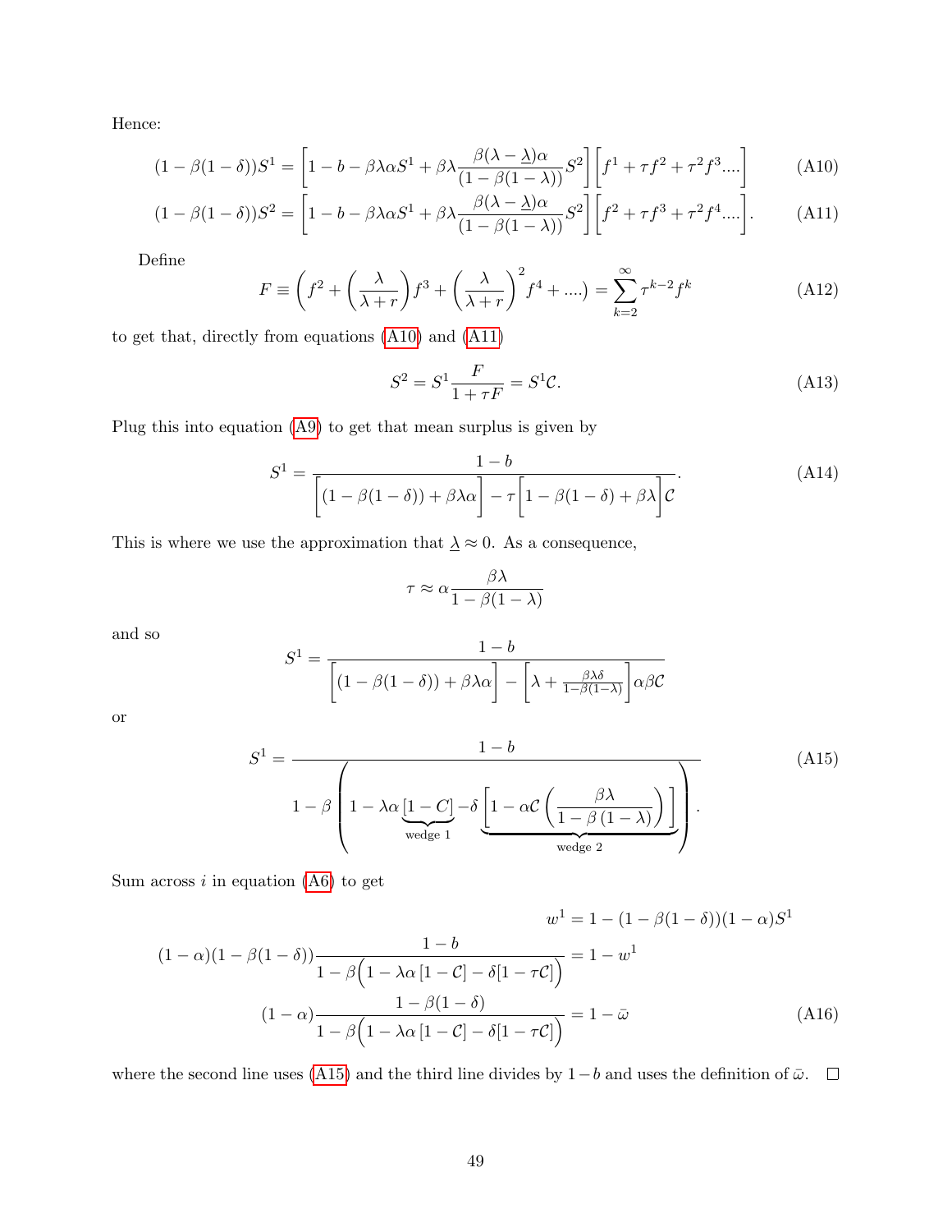Hence:

$$(1-\beta(1-\delta))S^1 = \left[1 - b - \beta\lambda\alpha S^1 + \beta\lambda\frac{\beta(\lambda-\underline{\lambda})\alpha}{(1-\beta(1-\lambda))}S^2\right]\left[f^1 + \tau f^2 + \tau^2 f^3 ....\right] \tag{A10}$$

$$(1-\beta(1-\delta))S^2 = \left[1 - b - \beta\lambda\alpha S^1 + \beta\lambda\frac{\beta(\lambda-\underline{\lambda})\alpha}{(1-\beta(1-\lambda))}S^2\right]\left[f^2 + \tau f^3 + \tau^2 f^4 ....\right]. \tag{A11}$$

Define

$$F \equiv \left(f^2 + \left(\frac{\lambda}{\lambda+r}\right)f^3 + \left(\frac{\lambda}{\lambda+r}\right)^2 f^4 + ....\right) = \sum_{k=2}^{\infty} \tau^{k-2} f^k \tag{A12}$$

to get that, directly from equations (A10) and (A11)

$$S^2 = S^1 \frac{F}{1+\tau F} = S^1 \mathcal{C}. \tag{A13}$$

Plug this into equation (A9) to get that mean surplus is given by

$$S^1 = \frac{1-b}{\left[(1-\beta(1-\delta)) + \beta\lambda\alpha\right] - \tau\left[1-\beta(1-\delta)+\beta\lambda\right]\mathcal{C}}. \tag{A14}$$

This is where we use the approximation that $\underline{\lambda} \approx 0$. As a consequence,

$$\tau \approx \alpha\frac{\beta\lambda}{1-\beta(1-\lambda)}$$

and so

$$S^1 = \frac{1-b}{\left[(1-\beta(1-\delta)) + \beta\lambda\alpha\right] - \left[\lambda + \frac{\beta\lambda\delta}{1-\beta(1-\lambda)}\right]\alpha\beta\mathcal{C}}$$

or

$$S^1 = \frac{1-b}{1-\beta\left(1 - \lambda\alpha\underbrace{\left[1-C\right]}_{\text{wedge 1}} - \delta\underbrace{\left[1-\alpha\mathcal{C}\left(\frac{\beta\lambda}{1-\beta\left(1-\lambda\right)}\right)\right]}_{\text{wedge 2}}\right)}. \tag{A15}$$

Sum across $i$ in equation (A6) to get

$$\begin{aligned}
w^1 &= 1 - (1-\beta(1-\delta))(1-\alpha)S^1 \\
(1-\alpha)(1-\beta(1-\delta))\frac{1-b}{1-\beta\Big(1-\lambda\alpha\left[1-\mathcal{C}\right]-\delta[1-\tau\mathcal{C}]\Big)} &= 1 - w^1 \\
(1-\alpha)\frac{1-\beta(1-\delta)}{1-\beta\Big(1-\lambda\alpha\left[1-\mathcal{C}\right]-\delta[1-\tau\mathcal{C}]\Big)} &= 1-\bar{\omega}
\end{aligned} \tag{A16}$$

where the second line uses (A15) and the third line divides by $1-b$ and uses the definition of $\bar{\omega}$. □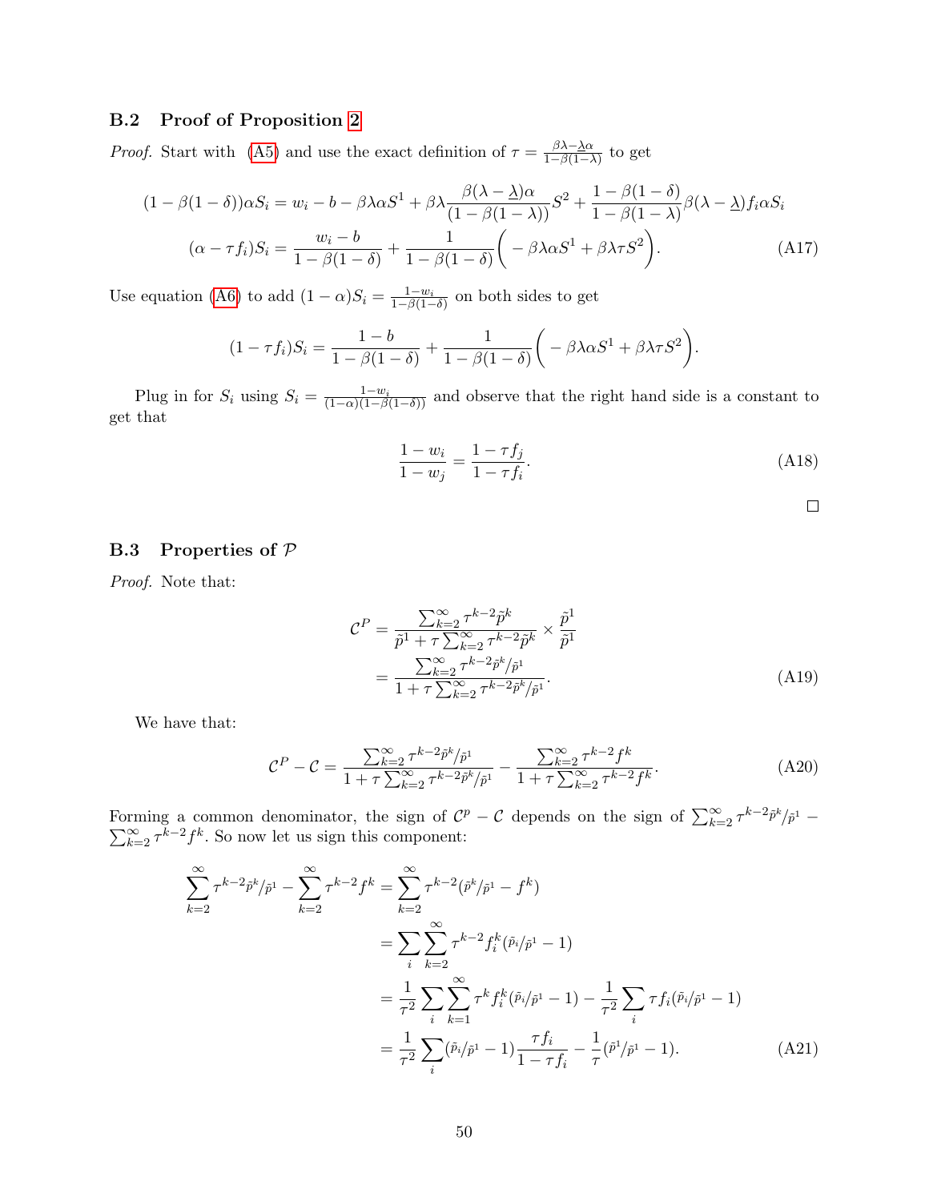### B.2 Proof of Proposition 2

*Proof.* Start with (A5) and use the exact definition of $\tau = \frac{\beta\lambda - \underline{\lambda}\alpha}{1-\beta(1-\lambda)}$ to get

$$(1-\beta(1-\delta))\alpha S_i = w_i - b - \beta\lambda\alpha S^1 + \beta\lambda\frac{\beta(\lambda-\underline{\lambda})\alpha}{(1-\beta(1-\lambda))}S^2 + \frac{1-\beta(1-\delta)}{1-\beta(1-\lambda)}\beta(\lambda-\underline{\lambda})f_i\alpha S_i$$

$$(\alpha - \tau f_i)S_i = \frac{w_i - b}{1-\beta(1-\delta)} + \frac{1}{1-\beta(1-\delta)}\Big(-\beta\lambda\alpha S^1 + \beta\lambda\tau S^2\Big). \tag{A17}$$

Use equation (A6) to add $(1-\alpha)S_i = \frac{1-w_i}{1-\beta(1-\delta)}$ on both sides to get

$$(1-\tau f_i)S_i = \frac{1-b}{1-\beta(1-\delta)} + \frac{1}{1-\beta(1-\delta)}\Big(-\beta\lambda\alpha S^1 + \beta\lambda\tau S^2\Big).$$

Plug in for $S_i$ using $S_i = \frac{1-w_i}{(1-\alpha)(1-\beta(1-\delta))}$ and observe that the right hand side is a constant to get that

$$\frac{1-w_i}{1-w_j} = \frac{1-\tau f_j}{1-\tau f_i}. \tag{A18}$$

□

### B.3 Properties of $\mathcal{P}$

*Proof.* Note that:

$$\begin{aligned}
\mathcal{C}^P &= \frac{\sum_{k=2}^{\infty}\tau^{k-2}\tilde{p}^k}{\tilde{p}^1 + \tau\sum_{k=2}^{\infty}\tau^{k-2}\tilde{p}^k} \times \frac{\tilde{p}^1}{\tilde{p}^1} \\
&= \frac{\sum_{k=2}^{\infty}\tau^{k-2}\tilde{p}^k/\tilde{p}^1}{1 + \tau\sum_{k=2}^{\infty}\tau^{k-2}\tilde{p}^k/\tilde{p}^1}.
\end{aligned} \tag{A19}$$

We have that:

$$\mathcal{C}^P - \mathcal{C} = \frac{\sum_{k=2}^{\infty}\tau^{k-2}\tilde{p}^k/\tilde{p}^1}{1 + \tau\sum_{k=2}^{\infty}\tau^{k-2}\tilde{p}^k/\tilde{p}^1} - \frac{\sum_{k=2}^{\infty}\tau^{k-2}f^k}{1 + \tau\sum_{k=2}^{\infty}\tau^{k-2}f^k}. \tag{A20}$$

Forming a common denominator, the sign of $\mathcal{C}^p - \mathcal{C}$ depends on the sign of $\sum_{k=2}^{\infty}\tau^{k-2}\tilde{p}^k/\tilde{p}^1 - \sum_{k=2}^{\infty}\tau^{k-2}f^k$. So now let us sign this component:

$$\begin{aligned}
\sum_{k=2}^{\infty}\tau^{k-2}\tilde{p}^k/\tilde{p}^1 - \sum_{k=2}^{\infty}\tau^{k-2}f^k &= \sum_{k=2}^{\infty}\tau^{k-2}(\tilde{p}^k/\tilde{p}^1 - f^k) \\
&= \sum_i\sum_{k=2}^{\infty}\tau^{k-2}f_i^k(\tilde{p}_i/\tilde{p}^1 - 1) \\
&= \frac{1}{\tau^2}\sum_i\sum_{k=1}^{\infty}\tau^k f_i^k(\tilde{p}_i/\tilde{p}^1 - 1) - \frac{1}{\tau^2}\sum_i\tau f_i(\tilde{p}_i/\tilde{p}^1 - 1) \\
&= \frac{1}{\tau^2}\sum_i(\tilde{p}_i/\tilde{p}^1 - 1)\frac{\tau f_i}{1-\tau f_i} - \frac{1}{\tau}(\tilde{p}^1/\tilde{p}^1 - 1).
\end{aligned} \tag{A21}$$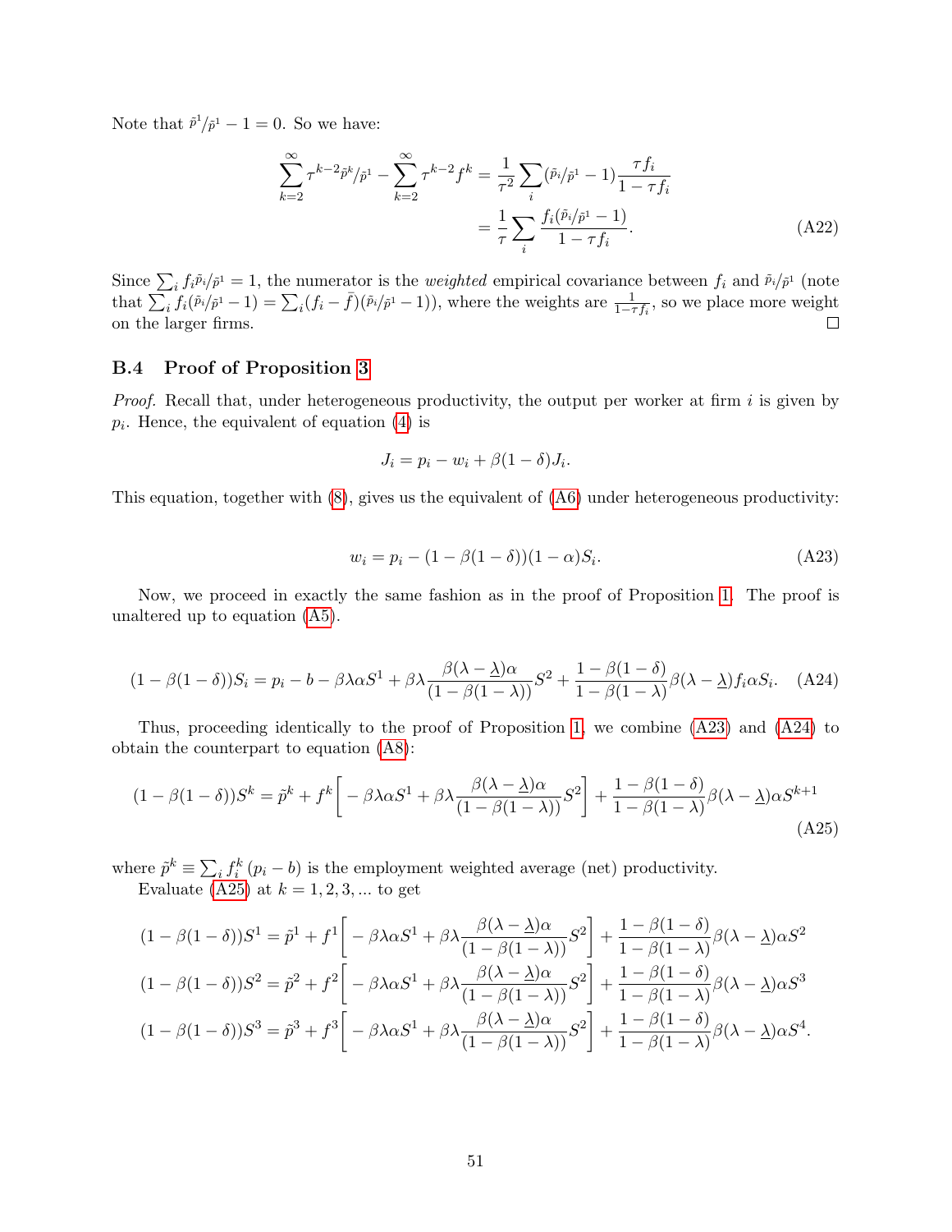Note that $\tilde{p}^1/\tilde{p}^1 - 1 = 0$. So we have:

$$\sum_{k=2}^{\infty} \tau^{k-2} \tilde{p}^k/\tilde{p}^1 - \sum_{k=2}^{\infty} \tau^{k-2} f^k = \frac{1}{\tau^2} \sum_i (\tilde{p}_i/\tilde{p}^1 - 1) \frac{\tau f_i}{1 - \tau f_i}$$
$$= \frac{1}{\tau} \sum_i \frac{f_i (\tilde{p}_i/\tilde{p}^1 - 1)}{1 - \tau f_i}. \tag{A22}$$

Since $\sum_i f_i \tilde{p}_i/\tilde{p}^1 = 1$, the numerator is the *weighted* empirical covariance between $f_i$ and $\tilde{p}_i/\tilde{p}^1$ (note that $\sum_i f_i(\tilde{p}_i/\tilde{p}^1 - 1) = \sum_i (f_i - \bar{f})(\tilde{p}_i/\tilde{p}^1 - 1)$), where the weights are $\frac{1}{1-\tau f_i}$, so we place more weight on the larger firms. □

### B.4 Proof of Proposition 3

*Proof.* Recall that, under heterogeneous productivity, the output per worker at firm $i$ is given by $p_i$. Hence, the equivalent of equation (4) is

$$J_i = p_i - w_i + \beta(1 - \delta) J_i.$$

This equation, together with (8), gives us the equivalent of (A6) under heterogeneous productivity:

$$w_i = p_i - (1 - \beta(1 - \delta))(1 - \alpha) S_i. \tag{A23}$$

Now, we proceed in exactly the same fashion as in the proof of Proposition 1. The proof is unaltered up to equation (A5).

$$(1 - \beta(1 - \delta)) S_i = p_i - b - \beta \lambda \alpha S^1 + \beta \lambda \frac{\beta(\lambda - \underline{\lambda})\alpha}{(1 - \beta(1 - \lambda))} S^2 + \frac{1 - \beta(1 - \delta)}{1 - \beta(1 - \lambda)} \beta(\lambda - \underline{\lambda}) f_i \alpha S_i. \tag{A24}$$

Thus, proceeding identically to the proof of Proposition 1, we combine (A23) and (A24) to obtain the counterpart to equation (A8):

$$(1 - \beta(1 - \delta)) S^k = \tilde{p}^k + f^k \left[ - \beta \lambda \alpha S^1 + \beta \lambda \frac{\beta(\lambda - \underline{\lambda})\alpha}{(1 - \beta(1 - \lambda))} S^2 \right] + \frac{1 - \beta(1 - \delta)}{1 - \beta(1 - \lambda)} \beta(\lambda - \underline{\lambda}) \alpha S^{k+1} \tag{A25}$$

where $\tilde{p}^k \equiv \sum_i f_i^k (p_i - b)$ is the employment weighted average (net) productivity.

Evaluate (A25) at $k = 1, 2, 3, ...$ to get

$$(1 - \beta(1 - \delta)) S^1 = \tilde{p}^1 + f^1 \left[ - \beta \lambda \alpha S^1 + \beta \lambda \frac{\beta(\lambda - \underline{\lambda})\alpha}{(1 - \beta(1 - \lambda))} S^2 \right] + \frac{1 - \beta(1 - \delta)}{1 - \beta(1 - \lambda)} \beta(\lambda - \underline{\lambda}) \alpha S^2$$
$$(1 - \beta(1 - \delta)) S^2 = \tilde{p}^2 + f^2 \left[ - \beta \lambda \alpha S^1 + \beta \lambda \frac{\beta(\lambda - \underline{\lambda})\alpha}{(1 - \beta(1 - \lambda))} S^2 \right] + \frac{1 - \beta(1 - \delta)}{1 - \beta(1 - \lambda)} \beta(\lambda - \underline{\lambda}) \alpha S^3$$
$$(1 - \beta(1 - \delta)) S^3 = \tilde{p}^3 + f^3 \left[ - \beta \lambda \alpha S^1 + \beta \lambda \frac{\beta(\lambda - \underline{\lambda})\alpha}{(1 - \beta(1 - \lambda))} S^2 \right] + \frac{1 - \beta(1 - \delta)}{1 - \beta(1 - \lambda)} \beta(\lambda - \underline{\lambda}) \alpha S^4.$$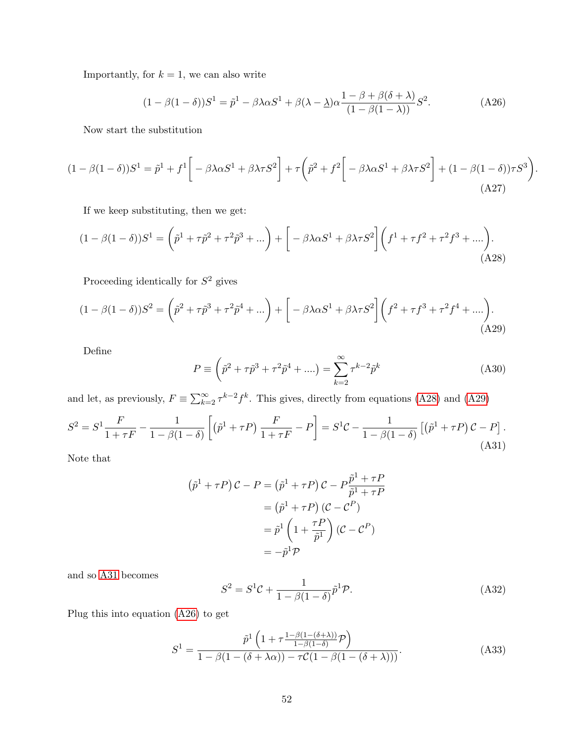Importantly, for $k = 1$, we can also write

$$(1-\beta(1-\delta))S^1 = \tilde{p}^1 - \beta\lambda\alpha S^1 + \beta(\lambda - \underline{\lambda})\alpha \frac{1-\beta+\beta(\delta+\lambda)}{(1-\beta(1-\lambda))} S^2. \tag{A26}$$

Now start the substitution

$$(1-\beta(1-\delta))S^1 = \tilde{p}^1 + f^1\Big[-\beta\lambda\alpha S^1 + \beta\lambda\tau S^2\Big] + \tau\bigg(\tilde{p}^2 + f^2\Big[-\beta\lambda\alpha S^1 + \beta\lambda\tau S^2\Big] + (1-\beta(1-\delta))\tau S^3\bigg). \tag{A27}$$

If we keep substituting, then we get:

$$(1-\beta(1-\delta))S^1 = \bigg(\tilde{p}^1 + \tau\tilde{p}^2 + \tau^2\tilde{p}^3 + ...\bigg) + \Big[-\beta\lambda\alpha S^1 + \beta\lambda\tau S^2\Big]\bigg(f^1 + \tau f^2 + \tau^2 f^3 + ....\bigg). \tag{A28}$$

Proceeding identically for $S^2$ gives

$$(1-\beta(1-\delta))S^2 = \bigg(\tilde{p}^2 + \tau\tilde{p}^3 + \tau^2\tilde{p}^4 + ...\bigg) + \Big[-\beta\lambda\alpha S^1 + \beta\lambda\tau S^2\Big]\bigg(f^2 + \tau f^3 + \tau^2 f^4 + ....\bigg). \tag{A29}$$

Define

$$P \equiv \bigg(\tilde{p}^2 + \tau\tilde{p}^3 + \tau^2\tilde{p}^4 + ....\bigg) = \sum_{k=2}^{\infty} \tau^{k-2}\tilde{p}^k \tag{A30}$$

and let, as previously, $F \equiv \sum_{k=2}^{\infty} \tau^{k-2} f^k$. This gives, directly from equations (A28) and (A29)

$$S^2 = S^1 \frac{F}{1+\tau F} - \frac{1}{1-\beta(1-\delta)}\left[\left(\tilde{p}^1 + \tau P\right)\frac{F}{1+\tau F} - P\right] = S^1\mathcal{C} - \frac{1}{1-\beta(1-\delta)}\left[\left(\tilde{p}^1 + \tau P\right)\mathcal{C} - P\right]. \tag{A31}$$

Note that

$$\begin{aligned}
\left(\tilde{p}^1 + \tau P\right)\mathcal{C} - P &= \left(\tilde{p}^1 + \tau P\right)\mathcal{C} - P\frac{\tilde{p}^1 + \tau P}{\tilde{p}^1 + \tau P} \\
&= \left(\tilde{p}^1 + \tau P\right)\left(\mathcal{C} - \mathcal{C}^P\right) \\
&= \tilde{p}^1\left(1 + \frac{\tau P}{\tilde{p}^1}\right)\left(\mathcal{C} - \mathcal{C}^P\right) \\
&= -\tilde{p}^1\mathcal{P}
\end{aligned}$$

and so A31 becomes

$$S^2 = S^1\mathcal{C} + \frac{1}{1-\beta(1-\delta)}\tilde{p}^1\mathcal{P}. \tag{A32}$$

Plug this into equation (A26) to get

$$S^1 = \frac{\tilde{p}^1\left(1 + \tau\frac{1-\beta(1-(\delta+\lambda))}{1-\beta(1-\delta)}\mathcal{P}\right)}{1-\beta(1-(\delta+\lambda\alpha)) - \tau\mathcal{C}(1-\beta(1-(\delta+\lambda)))}. \tag{A33}$$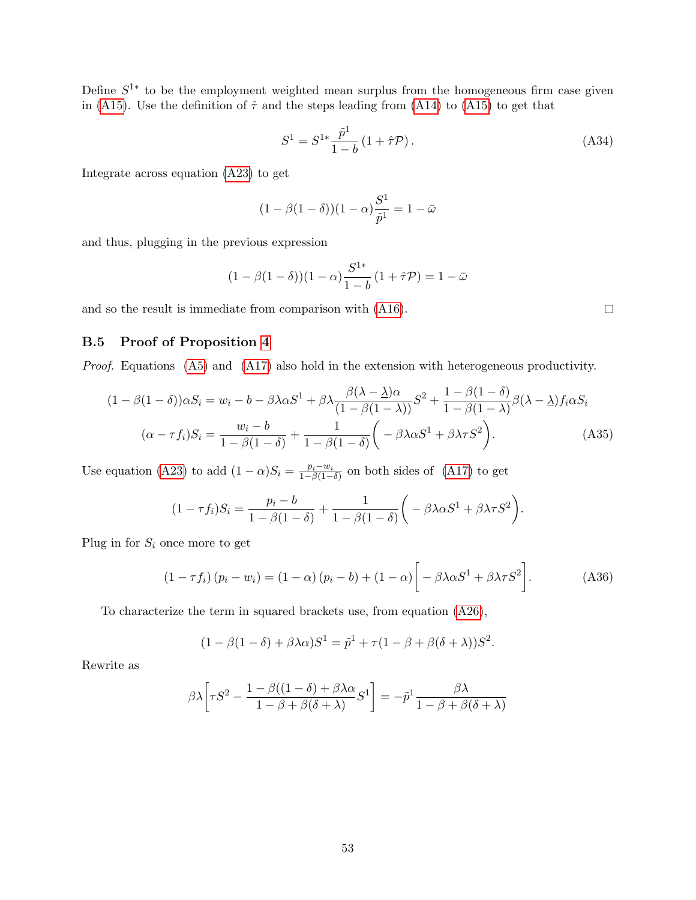Define $S^{1*}$ to be the employment weighted mean surplus from the homogeneous firm case given in (A15). Use the definition of $\hat{\tau}$ and the steps leading from (A14) to (A15) to get that

$$S^1 = S^{1*}\frac{\tilde{p}^1}{1-b}\left(1+\hat{\tau}\mathcal{P}\right). \tag{A34}$$

Integrate across equation (A23) to get

$$(1-\beta(1-\delta))(1-\alpha)\frac{S^1}{\tilde{p}^1} = 1-\bar{\omega}$$

and thus, plugging in the previous expression

$$(1-\beta(1-\delta))(1-\alpha)\frac{S^{1*}}{1-b}\left(1+\hat{\tau}\mathcal{P}\right) = 1-\bar{\omega}$$

and so the result is immediate from comparison with (A16). □

### B.5 Proof of Proposition 4

*Proof.* Equations (A5) and (A17) also hold in the extension with heterogeneous productivity.

$$(1-\beta(1-\delta))\alpha S_i = w_i - b - \beta\lambda\alpha S^1 + \beta\lambda\frac{\beta(\lambda-\underline{\lambda})\alpha}{(1-\beta(1-\lambda))}S^2 + \frac{1-\beta(1-\delta)}{1-\beta(1-\lambda)}\beta(\lambda-\underline{\lambda})f_i\alpha S_i$$

$$(\alpha-\tau f_i)S_i = \frac{w_i-b}{1-\beta(1-\delta)} + \frac{1}{1-\beta(1-\delta)}\bigg(-\beta\lambda\alpha S^1 + \beta\lambda\tau S^2\bigg). \tag{A35}$$

Use equation (A23) to add $(1-\alpha)S_i = \frac{p_i-w_i}{1-\beta(1-\delta)}$ on both sides of (A17) to get

$$(1-\tau f_i)S_i = \frac{p_i-b}{1-\beta(1-\delta)} + \frac{1}{1-\beta(1-\delta)}\bigg(-\beta\lambda\alpha S^1 + \beta\lambda\tau S^2\bigg).$$

Plug in for $S_i$ once more to get

$$\left(1-\tau f_i\right)\left(p_i - w_i\right) = \left(1-\alpha\right)\left(p_i - b\right) + \left(1-\alpha\right)\bigg[-\beta\lambda\alpha S^1 + \beta\lambda\tau S^2\bigg]. \tag{A36}$$

To characterize the term in squared brackets use, from equation (A26),

$$(1-\beta(1-\delta)+\beta\lambda\alpha)S^1 = \tilde{p}^1 + \tau(1-\beta+\beta(\delta+\lambda))S^2.$$

Rewrite as

$$\beta\lambda\bigg[\tau S^2 - \frac{1-\beta((1-\delta)+\beta\lambda\alpha}{1-\beta+\beta(\delta+\lambda)}S^1\bigg] = -\tilde{p}^1\frac{\beta\lambda}{1-\beta+\beta(\delta+\lambda)}$$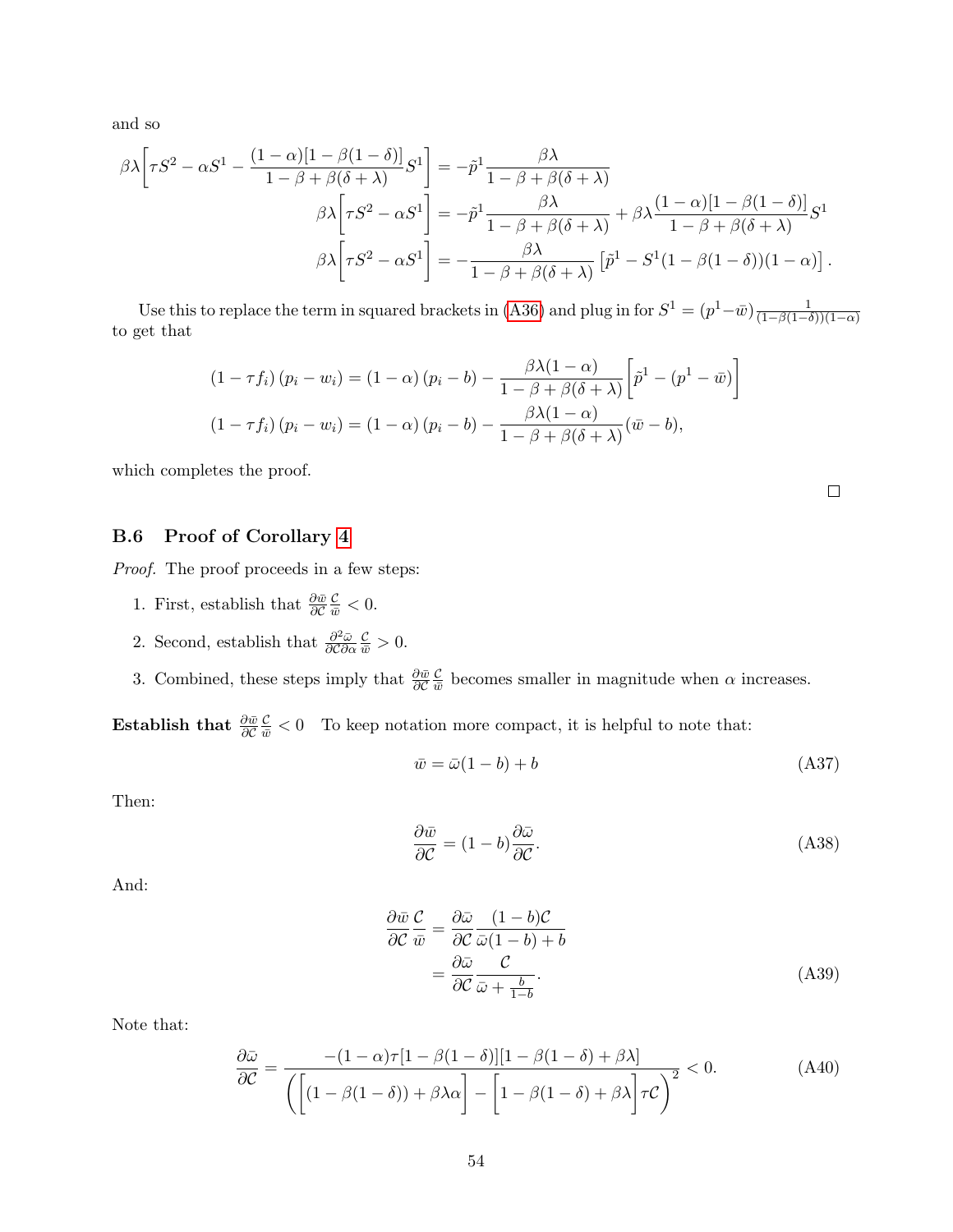and so

$$\beta\lambda\Bigg[\tau S^2 - \alpha S^1 - \frac{(1-\alpha)[1-\beta(1-\delta)]}{1-\beta+\beta(\delta+\lambda)}S^1\Bigg] = -\tilde{p}^1\frac{\beta\lambda}{1-\beta+\beta(\delta+\lambda)}$$

$$\beta\lambda\Bigg[\tau S^2 - \alpha S^1\Bigg] = -\tilde{p}^1\frac{\beta\lambda}{1-\beta+\beta(\delta+\lambda)} + \beta\lambda\frac{(1-\alpha)[1-\beta(1-\delta)]}{1-\beta+\beta(\delta+\lambda)}S^1$$

$$\beta\lambda\Bigg[\tau S^2 - \alpha S^1\Bigg] = -\frac{\beta\lambda}{1-\beta+\beta(\delta+\lambda)}\left[\tilde{p}^1 - S^1(1-\beta(1-\delta))(1-\alpha)\right].$$

Use this to replace the term in squared brackets in (A36) and plug in for $S^1 = (p^1-\bar{w})\frac{1}{(1-\beta(1-\delta))(1-\alpha)}$ to get that

$$(1-\tau f_i)(p_i - w_i) = (1-\alpha)(p_i - b) - \frac{\beta\lambda(1-\alpha)}{1-\beta+\beta(\delta+\lambda)}\Bigg[\tilde{p}^1 - (p^1 - \bar{w})\Bigg]$$

$$(1-\tau f_i)(p_i - w_i) = (1-\alpha)(p_i - b) - \frac{\beta\lambda(1-\alpha)}{1-\beta+\beta(\delta+\lambda)}(\bar{w} - b),$$

which completes the proof.

□

### B.6 Proof of Corollary 4

*Proof.* The proof proceeds in a few steps:

1. First, establish that $\frac{\partial\bar{w}}{\partial\mathcal{C}}\frac{\mathcal{C}}{\bar{w}} < 0$.
2. Second, establish that $\frac{\partial^2\bar{\omega}}{\partial\mathcal{C}\partial\alpha}\frac{\mathcal{C}}{\bar{w}} > 0$.
3. Combined, these steps imply that $\frac{\partial\bar{w}}{\partial\mathcal{C}}\frac{\mathcal{C}}{\bar{w}}$ becomes smaller in magnitude when $\alpha$ increases.

**Establish that $\frac{\partial\bar{w}}{\partial\mathcal{C}}\frac{\mathcal{C}}{\bar{w}} < 0$** To keep notation more compact, it is helpful to note that:

$$\bar{w} = \bar{\omega}(1-b) + b \tag{A37}$$

Then:

$$\frac{\partial\bar{w}}{\partial\mathcal{C}} = (1-b)\frac{\partial\bar{\omega}}{\partial\mathcal{C}}. \tag{A38}$$

And:

$$\frac{\partial\bar{w}}{\partial\mathcal{C}}\frac{\mathcal{C}}{\bar{w}} = \frac{\partial\bar{\omega}}{\partial\mathcal{C}}\frac{(1-b)\mathcal{C}}{\bar{\omega}(1-b)+b} = \frac{\partial\bar{\omega}}{\partial\mathcal{C}}\frac{\mathcal{C}}{\bar{\omega}+\frac{b}{1-b}}. \tag{A39}$$

Note that:

$$\frac{\partial\bar{\omega}}{\partial\mathcal{C}} = \frac{-(1-\alpha)\tau[1-\beta(1-\delta)][1-\beta(1-\delta)+\beta\lambda]}{\left(\Big[(1-\beta(1-\delta))+\beta\lambda\alpha\Big] - \Big[1-\beta(1-\delta)+\beta\lambda\Big]\tau\mathcal{C}\right)^2} < 0. \tag{A40}$$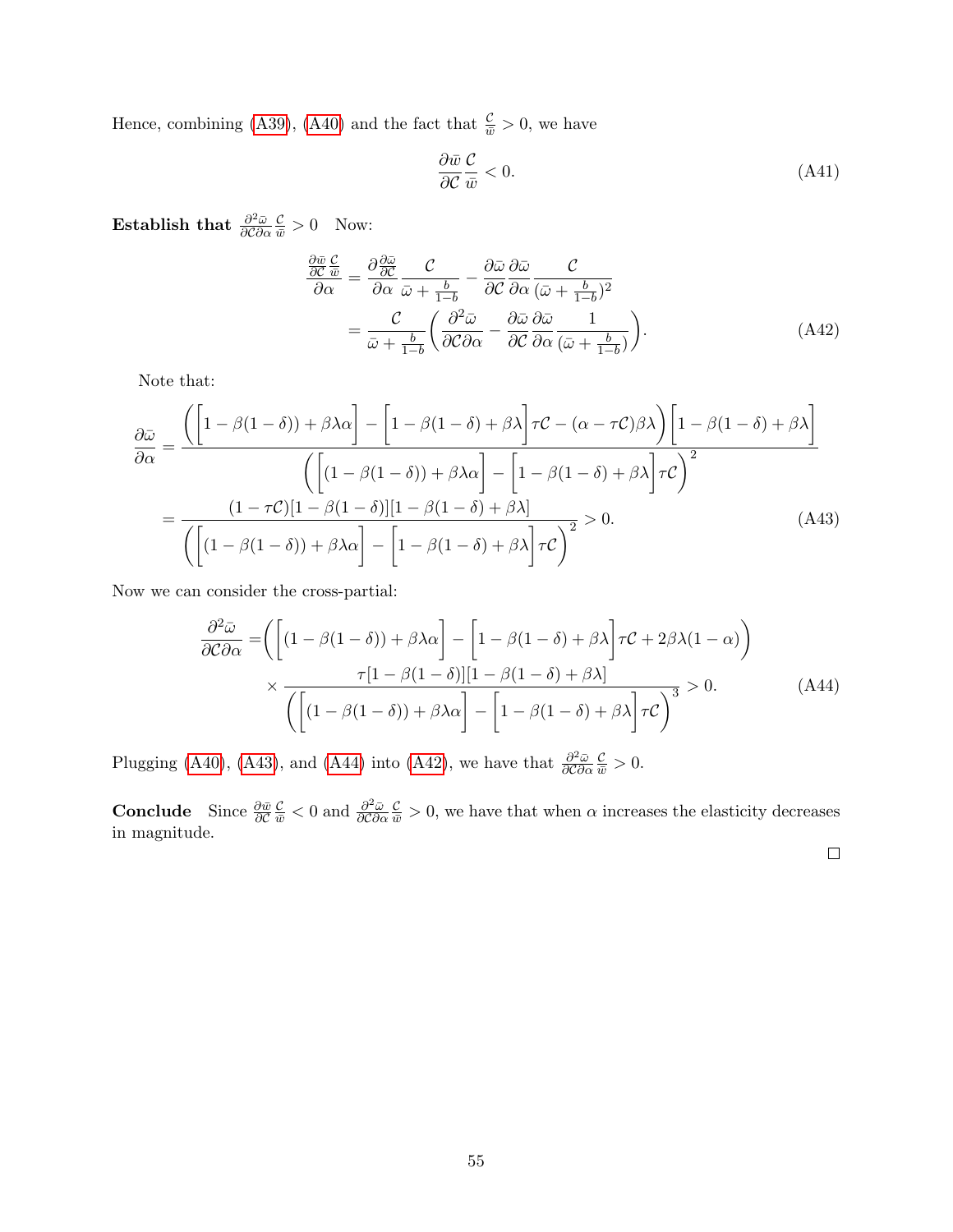Hence, combining (A39), (A40) and the fact that $\frac{\mathcal{C}}{\bar{w}} > 0$, we have

$$\frac{\partial \bar{w}}{\partial \mathcal{C}} \frac{\mathcal{C}}{\bar{w}} < 0. \tag{A41}$$

**Establish that $\frac{\partial^2 \bar{\omega}}{\partial \mathcal{C} \partial \alpha} \frac{\mathcal{C}}{\bar{w}} > 0$** Now:

$$\begin{aligned}
\frac{\partial \frac{\partial \bar{w}}{\partial \mathcal{C}} \frac{\mathcal{C}}{\bar{w}}}{\partial \alpha} &= \frac{\partial \frac{\partial \bar{\omega}}{\partial \mathcal{C}}}{\partial \alpha} \frac{\mathcal{C}}{\bar{\omega} + \frac{b}{1-b}} - \frac{\partial \bar{\omega}}{\partial \mathcal{C}} \frac{\partial \bar{\omega}}{\partial \alpha} \frac{\mathcal{C}}{(\bar{\omega} + \frac{b}{1-b})^2} \\
&= \frac{\mathcal{C}}{\bar{\omega} + \frac{b}{1-b}} \left( \frac{\partial^2 \bar{\omega}}{\partial \mathcal{C} \partial \alpha} - \frac{\partial \bar{\omega}}{\partial \mathcal{C}} \frac{\partial \bar{\omega}}{\partial \alpha} \frac{1}{(\bar{\omega} + \frac{b}{1-b})} \right).
\end{aligned} \tag{A42}$$

Note that:

$$\begin{aligned}
\frac{\partial \bar{\omega}}{\partial \alpha} &= \frac{\left( \Big[ 1 - \beta(1-\delta)) + \beta\lambda\alpha \Big] - \Big[ 1 - \beta(1-\delta) + \beta\lambda \Big] \tau\mathcal{C} - (\alpha - \tau\mathcal{C})\beta\lambda \right) \Big[ 1 - \beta(1-\delta) + \beta\lambda \Big]}{\left( \Big[ (1 - \beta(1-\delta)) + \beta\lambda\alpha \Big] - \Big[ 1 - \beta(1-\delta) + \beta\lambda \Big] \tau\mathcal{C} \right)^2} \\
&= \frac{(1 - \tau\mathcal{C})[1 - \beta(1-\delta)][1 - \beta(1-\delta) + \beta\lambda]}{\left( \Big[ (1 - \beta(1-\delta)) + \beta\lambda\alpha \Big] - \Big[ 1 - \beta(1-\delta) + \beta\lambda \Big] \tau\mathcal{C} \right)^2} > 0.
\end{aligned} \tag{A43}$$

Now we can consider the cross-partial:

$$\begin{aligned}
\frac{\partial^2 \bar{\omega}}{\partial \mathcal{C} \partial \alpha} =& \left( \Big[ (1 - \beta(1-\delta)) + \beta\lambda\alpha \Big] - \Big[ 1 - \beta(1-\delta) + \beta\lambda \Big] \tau\mathcal{C} + 2\beta\lambda(1-\alpha) \right) \\
&\times \frac{\tau[1 - \beta(1-\delta)][1 - \beta(1-\delta) + \beta\lambda]}{\left( \Big[ (1 - \beta(1-\delta)) + \beta\lambda\alpha \Big] - \Big[ 1 - \beta(1-\delta) + \beta\lambda \Big] \tau\mathcal{C} \right)^3} > 0.
\end{aligned} \tag{A44}$$

Plugging (A40), (A43), and (A44) into (A42), we have that $\frac{\partial^2 \bar{\omega}}{\partial \mathcal{C} \partial \alpha} \frac{\mathcal{C}}{\bar{w}} > 0$.

**Conclude** Since $\frac{\partial \bar{w}}{\partial \mathcal{C}} \frac{\mathcal{C}}{\bar{w}} < 0$ and $\frac{\partial^2 \bar{\omega}}{\partial \mathcal{C} \partial \alpha} \frac{\mathcal{C}}{\bar{w}} > 0$, we have that when $\alpha$ increases the elasticity decreases in magnitude.

□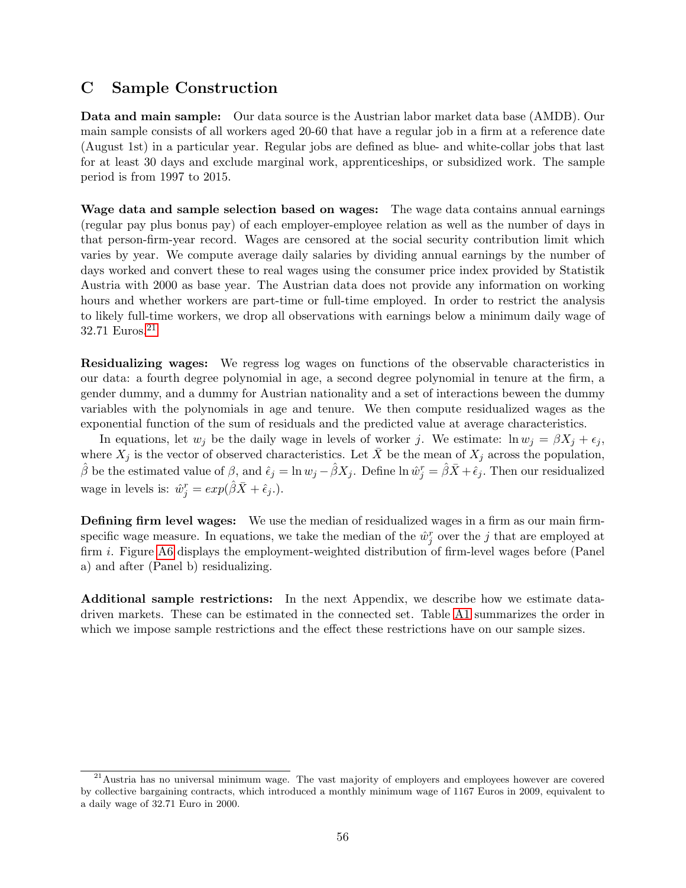# C Sample Construction

**Data and main sample:** Our data source is the Austrian labor market data base (AMDB). Our main sample consists of all workers aged 20-60 that have a regular job in a firm at a reference date (August 1st) in a particular year. Regular jobs are defined as blue- and white-collar jobs that last for at least 30 days and exclude marginal work, apprenticeships, or subsidized work. The sample period is from 1997 to 2015.

**Wage data and sample selection based on wages:** The wage data contains annual earnings (regular pay plus bonus pay) of each employer-employee relation as well as the number of days in that person-firm-year record. Wages are censored at the social security contribution limit which varies by year. We compute average daily salaries by dividing annual earnings by the number of days worked and convert these to real wages using the consumer price index provided by Statistik Austria with 2000 as base year. The Austrian data does not provide any information on working hours and whether workers are part-time or full-time employed. In order to restrict the analysis to likely full-time workers, we drop all observations with earnings below a minimum daily wage of 32.71 Euros.[21]

**Residualizing wages:** We regress log wages on functions of the observable characteristics in our data: a fourth degree polynomial in age, a second degree polynomial in tenure at the firm, a gender dummy, and a dummy for Austrian nationality and a set of interactions beween the dummy variables with the polynomials in age and tenure. We then compute residualized wages as the exponential function of the sum of residuals and the predicted value at average characteristics.

In equations, let $w_j$ be the daily wage in levels of worker $j$. We estimate: $\ln w_j = \beta X_j + \epsilon_j$, where $X_j$ is the vector of observed characteristics. Let $\bar{X}$ be the mean of $X_j$ across the population, $\hat{\beta}$ be the estimated value of $\beta$, and $\hat{\epsilon}_j = \ln w_j - \hat{\beta} X_j$. Define $\ln \hat{w}_j^r = \hat{\beta}\bar{X} + \hat{\epsilon}_j$. Then our residualized wage in levels is: $\hat{w}_j^r = exp(\hat{\beta}\bar{X} + \hat{\epsilon}_j.)$.

**Defining firm level wages:** We use the median of residualized wages in a firm as our main firm-specific wage measure. In equations, we take the median of the $\hat{w}_j^r$ over the $j$ that are employed at firm $i$. Figure A6 displays the employment-weighted distribution of firm-level wages before (Panel a) and after (Panel b) residualizing.

**Additional sample restrictions:** In the next Appendix, we describe how we estimate data-driven markets. These can be estimated in the connected set. Table A1 summarizes the order in which we impose sample restrictions and the effect these restrictions have on our sample sizes.

[21] Austria has no universal minimum wage. The vast majority of employers and employees however are covered by collective bargaining contracts, which introduced a monthly minimum wage of 1167 Euros in 2009, equivalent to a daily wage of 32.71 Euro in 2000.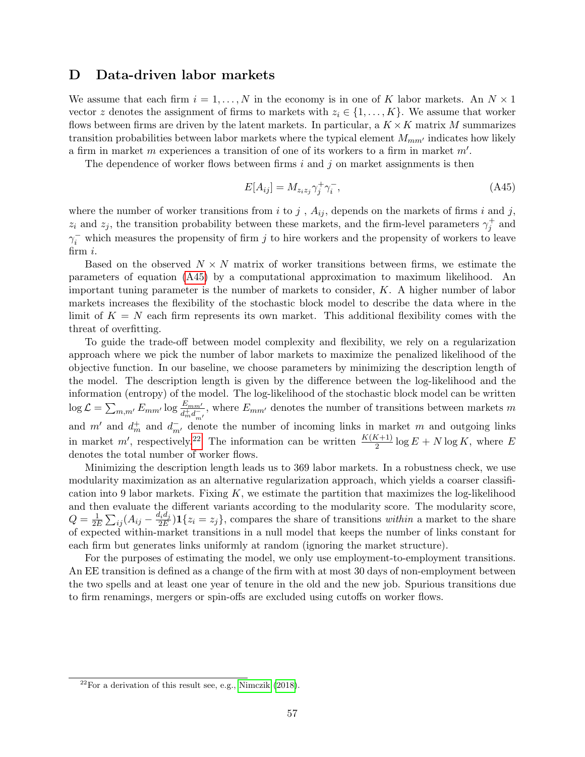# D Data-driven labor markets

We assume that each firm $i = 1, \ldots, N$ in the economy is in one of $K$ labor markets. An $N \times 1$ vector $z$ denotes the assignment of firms to markets with $z_i \in \{1, \ldots, K\}$. We assume that worker flows between firms are driven by the latent markets. In particular, a $K \times K$ matrix $M$ summarizes transition probabilities between labor markets where the typical element $M_{mm'}$ indicates how likely a firm in market $m$ experiences a transition of one of its workers to a firm in market $m'$.

The dependence of worker flows between firms $i$ and $j$ on market assignments is then

$$E[A_{ij}] = M_{z_i z_j} \gamma_j^+ \gamma_i^-, \tag{A45}$$

where the number of worker transitions from $i$ to $j$ , $A_{ij}$, depends on the markets of firms $i$ and $j$, $z_i$ and $z_j$, the transition probability between these markets, and the firm-level parameters $\gamma_j^+$ and $\gamma_i^-$ which measures the propensity of firm $j$ to hire workers and the propensity of workers to leave firm $i$.

Based on the observed $N \times N$ matrix of worker transitions between firms, we estimate the parameters of equation (A45) by a computational approximation to maximum likelihood. An important tuning parameter is the number of markets to consider, $K$. A higher number of labor markets increases the flexibility of the stochastic block model to describe the data where in the limit of $K = N$ each firm represents its own market. This additional flexibility comes with the threat of overfitting.

To guide the trade-off between model complexity and flexibility, we rely on a regularization approach where we pick the number of labor markets to maximize the penalized likelihood of the objective function. In our baseline, we choose parameters by minimizing the description length of the model. The description length is given by the difference between the log-likelihood and the information (entropy) of the model. The log-likelihood of the stochastic block model can be written $\log \mathcal{L} = \sum_{m,m'} E_{mm'} \log \frac{E_{mm'}}{d_m^+ d_{m'}^-}$, where $E_{mm'}$ denotes the number of transitions between markets $m$ and $m'$ and $d_m^+$ and $d_{m'}^-$ denote the number of incoming links in market $m$ and outgoing links in market $m'$, respectively.[22] The information can be written $\frac{K(K+1)}{2} \log E + N \log K$, where $E$ denotes the total number of worker flows.

Minimizing the description length leads us to 369 labor markets. In a robustness check, we use modularity maximization as an alternative regularization approach, which yields a coarser classification into 9 labor markets. Fixing $K$, we estimate the partition that maximizes the log-likelihood and then evaluate the different variants according to the modularity score. The modularity score, $Q = \frac{1}{2E} \sum_{ij} (A_{ij} - \frac{d_i d_j}{2E}) \mathbf{1}\{z_i = z_j\}$, compares the share of transitions *within* a market to the share of expected within-market transitions in a null model that keeps the number of links constant for each firm but generates links uniformly at random (ignoring the market structure).

For the purposes of estimating the model, we only use employment-to-employment transitions. An EE transition is defined as a change of the firm with at most 30 days of non-employment between the two spells and at least one year of tenure in the old and the new job. Spurious transitions due to firm renamings, mergers or spin-offs are excluded using cutoffs on worker flows.

[22] For a derivation of this result see, e.g., Nimczik (2018).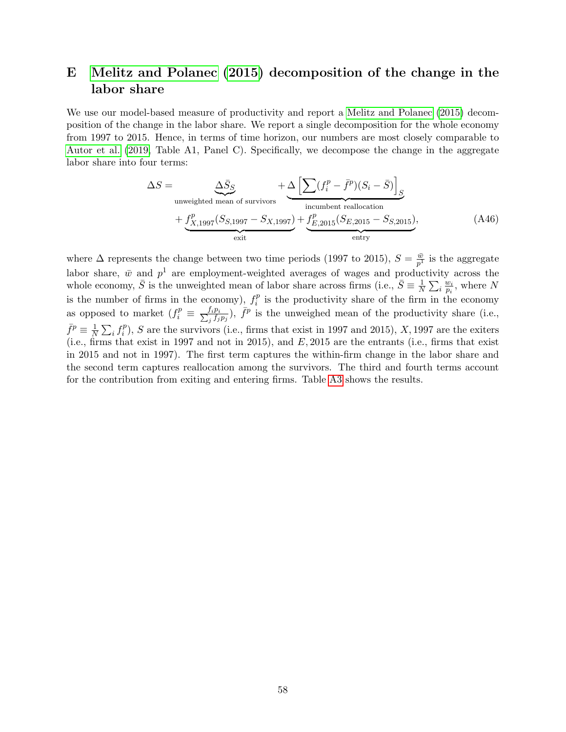# E Melitz and Polanec (2015) decomposition of the change in the labor share

We use our model-based measure of productivity and report a Melitz and Polanec (2015) decomposition of the change in the labor share. We report a single decomposition for the whole economy from 1997 to 2015. Hence, in terms of time horizon, our numbers are most closely comparable to Autor et al. (2019, Table A1, Panel C). Specifically, we decompose the change in the aggregate labor share into four terms:

$$
\begin{aligned}
\Delta S = & \underbrace{\Delta \bar{S}_S}_{\text{unweighted mean of survivors}} + \underbrace{\Delta \left[ \sum (f_i^p - \bar{f}^p)(S_i - \bar{S}) \right]_S}_{\text{incumbent reallocation}} \\
& + \underbrace{f_{X,1997}^p (S_{S,1997} - S_{X,1997})}_{\text{exit}} + \underbrace{f_{E,2015}^p (S_{E,2015} - S_{S,2015})}_{\text{entry}},
\end{aligned} \tag{A46}
$$

where $\Delta$ represents the change between two time periods (1997 to 2015), $S = \frac{\bar{w}}{p^1}$ is the aggregate labor share, $\bar{w}$ and $p^1$ are employment-weighted averages of wages and productivity across the whole economy, $\bar{S}$ is the unweighted mean of labor share across firms (i.e., $\bar{S} \equiv \frac{1}{N} \sum_i \frac{w_i}{p_i}$, where $N$ is the number of firms in the economy), $f_i^p$ is the productivity share of the firm in the economy as opposed to market ($f_i^p \equiv \frac{f_i p_i}{\sum_j f_j p_j}$), $\bar{f}^p$ is the unweighed mean of the productivity share (i.e., $\bar{f}^p \equiv \frac{1}{N} \sum_i f_i^p$), $S$ are the survivors (i.e., firms that exist in 1997 and 2015), $X, 1997$ are the exiters (i.e., firms that exist in 1997 and not in 2015), and $E, 2015$ are the entrants (i.e., firms that exist in 2015 and not in 1997). The first term captures the within-firm change in the labor share and the second term captures reallocation among the survivors. The third and fourth terms account for the contribution from exiting and entering firms. Table A3 shows the results.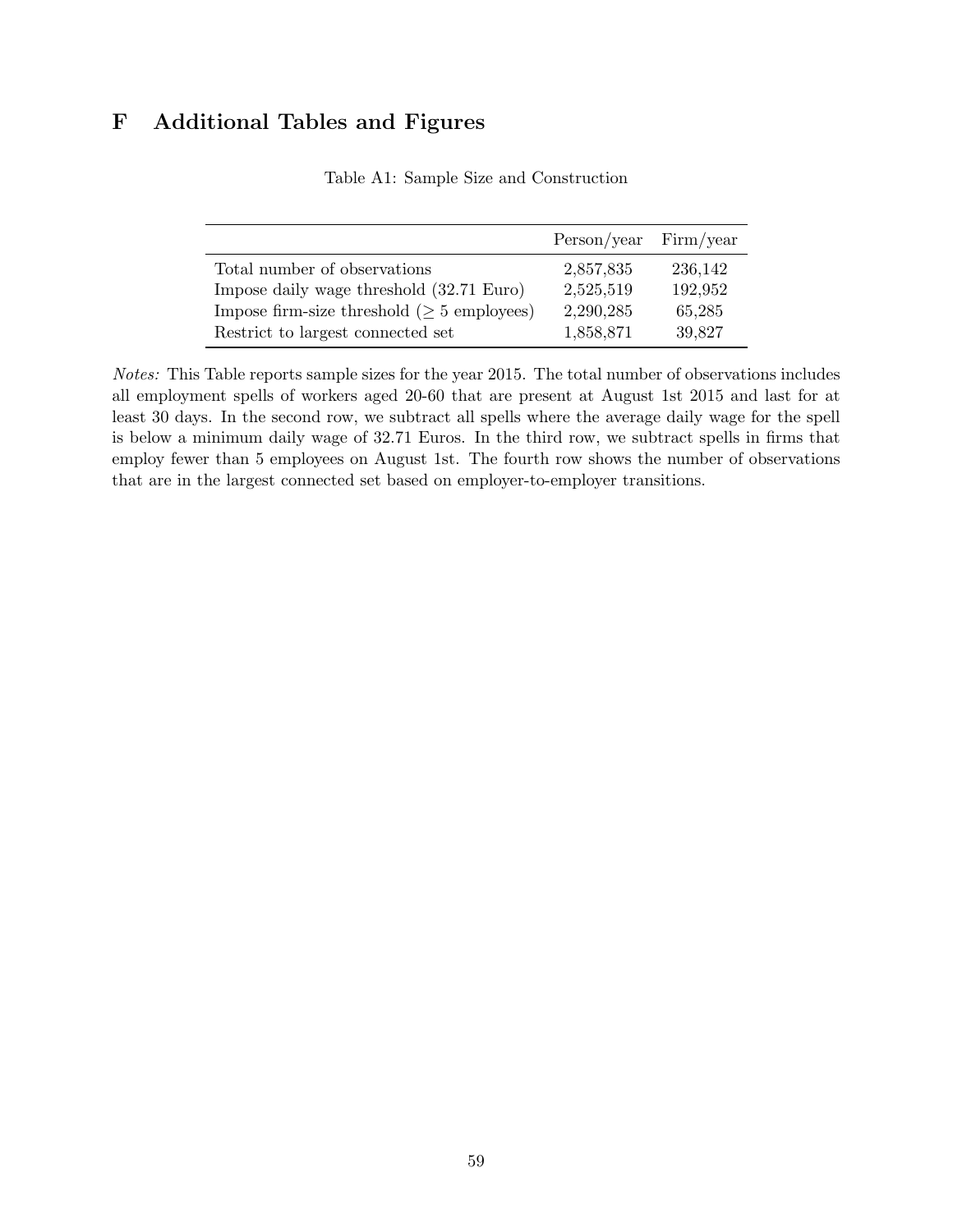# F Additional Tables and Figures

Table A1: Sample Size and Construction

| | Person/year | Firm/year |
|---|---|---|
| Total number of observations | 2,857,835 | 236,142 |
| Impose daily wage threshold (32.71 Euro) | 2,525,519 | 192,952 |
| Impose firm-size threshold ($\geq$ 5 employees) | 2,290,285 | 65,285 |
| Restrict to largest connected set | 1,858,871 | 39,827 |

*Notes:* This Table reports sample sizes for the year 2015. The total number of observations includes all employment spells of workers aged 20-60 that are present at August 1st 2015 and last for at least 30 days. In the second row, we subtract all spells where the average daily wage for the spell is below a minimum daily wage of 32.71 Euros. In the third row, we subtract spells in firms that employ fewer than 5 employees on August 1st. The fourth row shows the number of observations that are in the largest connected set based on employer-to-employer transitions.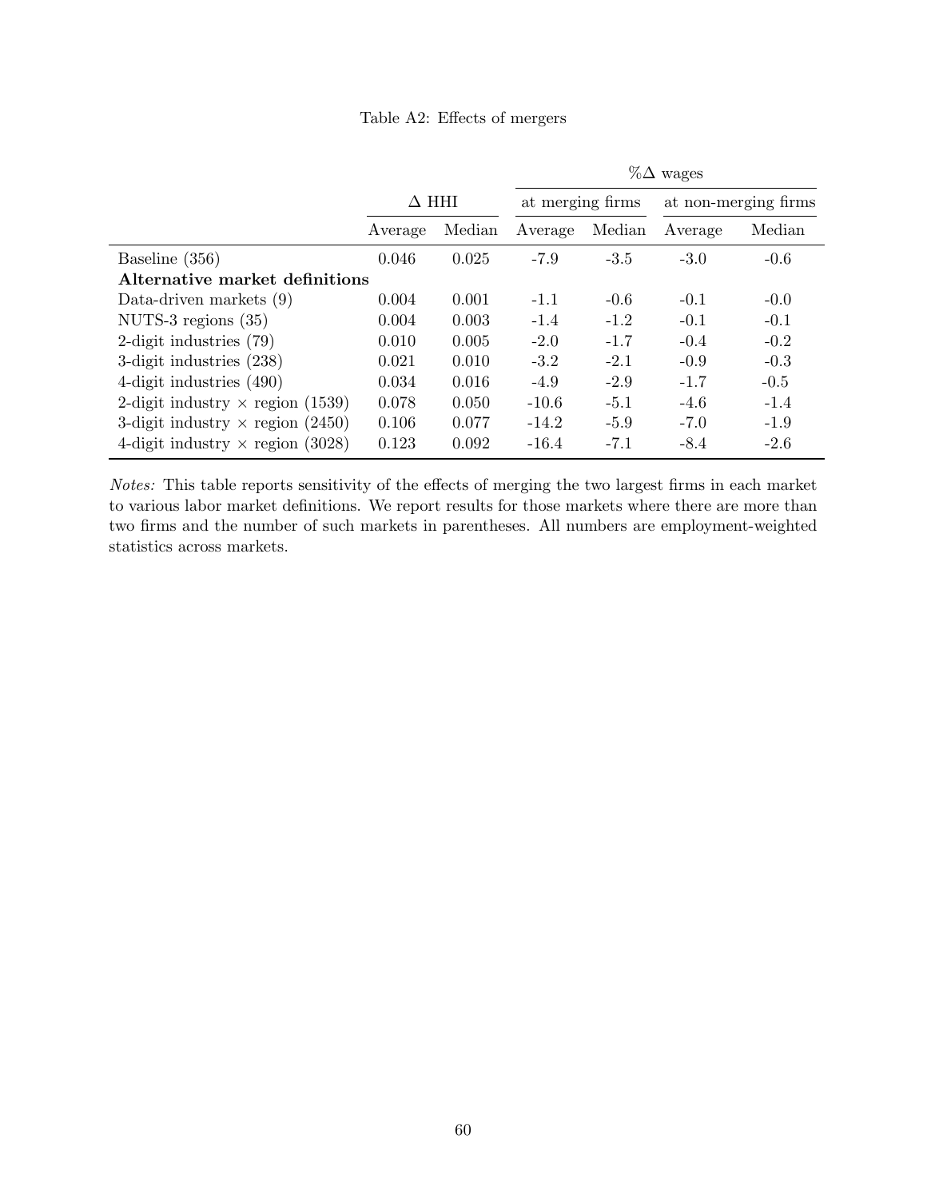Table A2: Effects of mergers

| | $\Delta$ HHI | | %$\Delta$ wages | | | |
|---|---|---|---|---|---|---|
| | | | at merging firms | | at non-merging firms | |
| | Average | Median | Average | Median | Average | Median |
| Baseline (356) | 0.046 | 0.025 | -7.9 | -3.5 | -3.0 | -0.6 |
| **Alternative market definitions** | | | | | | |
| Data-driven markets (9) | 0.004 | 0.001 | -1.1 | -0.6 | -0.1 | -0.0 |
| NUTS-3 regions (35) | 0.004 | 0.003 | -1.4 | -1.2 | -0.1 | -0.1 |
| 2-digit industries (79) | 0.010 | 0.005 | -2.0 | -1.7 | -0.4 | -0.2 |
| 3-digit industries (238) | 0.021 | 0.010 | -3.2 | -2.1 | -0.9 | -0.3 |
| 4-digit industries (490) | 0.034 | 0.016 | -4.9 | -2.9 | -1.7 | -0.5 |
| 2-digit industry $\times$ region (1539) | 0.078 | 0.050 | -10.6 | -5.1 | -4.6 | -1.4 |
| 3-digit industry $\times$ region (2450) | 0.106 | 0.077 | -14.2 | -5.9 | -7.0 | -1.9 |
| 4-digit industry $\times$ region (3028) | 0.123 | 0.092 | -16.4 | -7.1 | -8.4 | -2.6 |

*Notes:* This table reports sensitivity of the effects of merging the two largest firms in each market to various labor market definitions. We report results for those markets where there are more than two firms and the number of such markets in parentheses. All numbers are employment-weighted statistics across markets.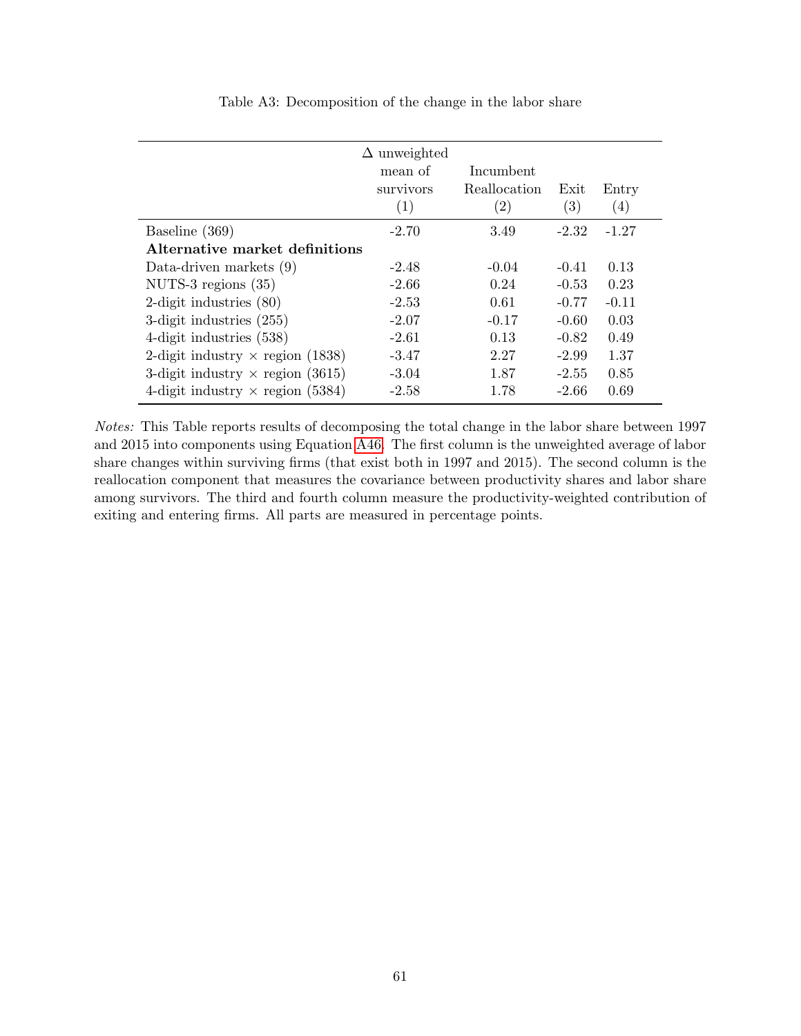Table A3: Decomposition of the change in the labor share

| | $\Delta$ unweighted mean of survivors (1) | Incumbent Reallocation (2) | Exit (3) | Entry (4) |
|---|---|---|---|---|
| Baseline (369) | -2.70 | 3.49 | -2.32 | -1.27 |
| **Alternative market definitions** | | | | |
| Data-driven markets (9) | -2.48 | -0.04 | -0.41 | 0.13 |
| NUTS-3 regions (35) | -2.66 | 0.24 | -0.53 | 0.23 |
| 2-digit industries (80) | -2.53 | 0.61 | -0.77 | -0.11 |
| 3-digit industries (255) | -2.07 | -0.17 | -0.60 | 0.03 |
| 4-digit industries (538) | -2.61 | 0.13 | -0.82 | 0.49 |
| 2-digit industry $\times$ region (1838) | -3.47 | 2.27 | -2.99 | 1.37 |
| 3-digit industry $\times$ region (3615) | -3.04 | 1.87 | -2.55 | 0.85 |
| 4-digit industry $\times$ region (5384) | -2.58 | 1.78 | -2.66 | 0.69 |

*Notes:* This Table reports results of decomposing the total change in the labor share between 1997 and 2015 into components using Equation A46. The first column is the unweighted average of labor share changes within surviving firms (that exist both in 1997 and 2015). The second column is the reallocation component that measures the covariance between productivity shares and labor share among survivors. The third and fourth column measure the productivity-weighted contribution of exiting and entering firms. All parts are measured in percentage points.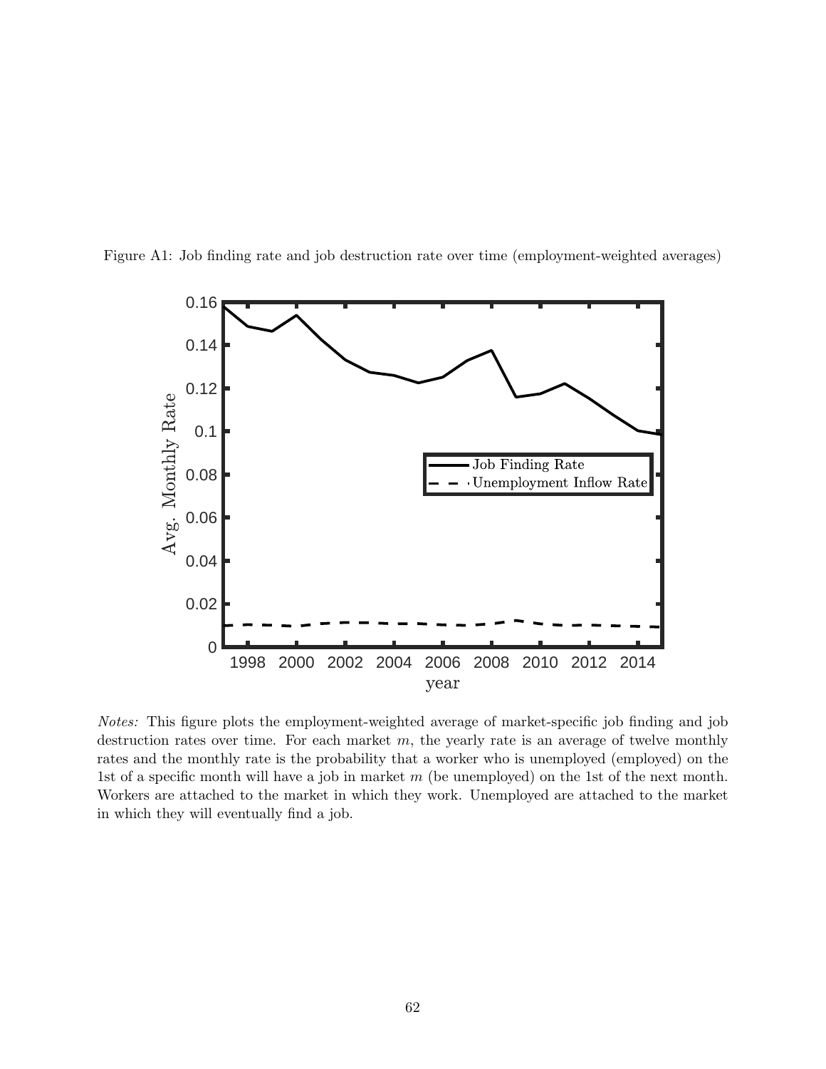Figure A1: Job finding rate and job destruction rate over time (employment-weighted averages)

*Notes:* This figure plots the employment-weighted average of market-specific job finding and job destruction rates over time. For each market $m$, the yearly rate is an average of twelve monthly rates and the monthly rate is the probability that a worker who is unemployed (employed) on the 1st of a specific month will have a job in market $m$ (be unemployed) on the 1st of the next month. Workers are attached to the market in which they work. Unemployed are attached to the market in which they will eventually find a job.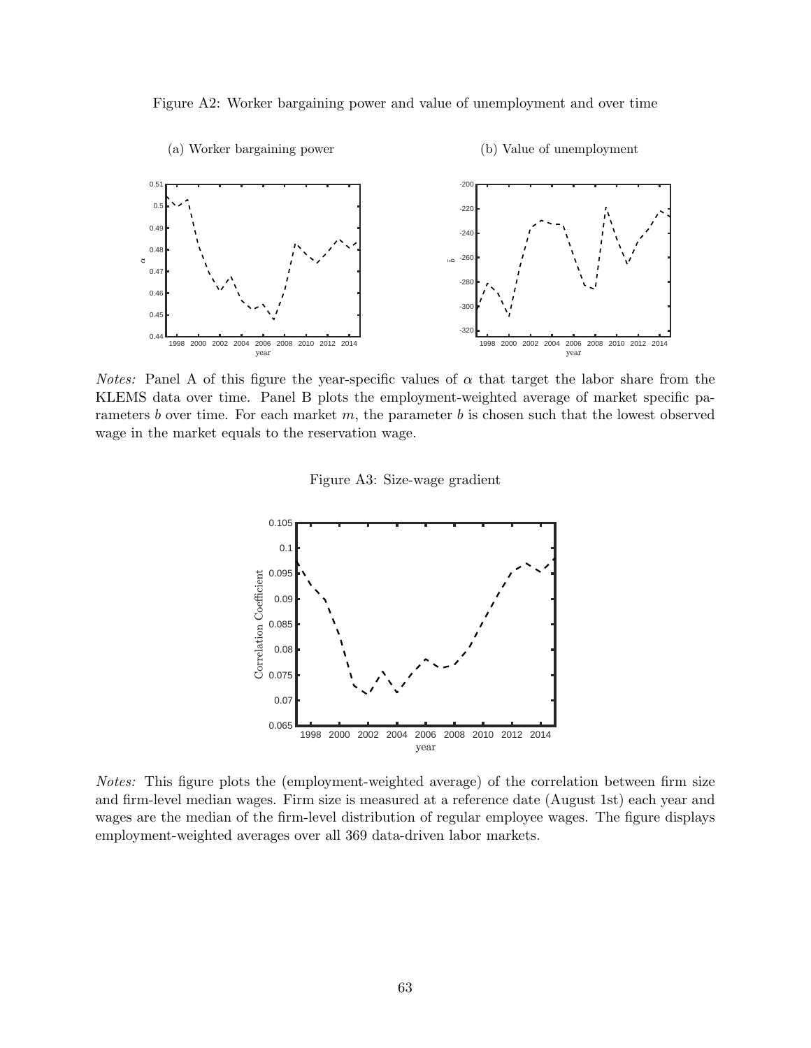Figure A2: Worker bargaining power and value of unemployment and over time

(a) Worker bargaining power

(b) Value of unemployment

*Notes:* Panel A of this figure the year-specific values of $\alpha$ that target the labor share from the KLEMS data over time. Panel B plots the employment-weighted average of market specific parameters $b$ over time. For each market $m$, the parameter $b$ is chosen such that the lowest observed wage in the market equals to the reservation wage.

Figure A3: Size-wage gradient

*Notes:* This figure plots the (employment-weighted average) of the correlation between firm size and firm-level median wages. Firm size is measured at a reference date (August 1st) each year and wages are the median of the firm-level distribution of regular employee wages. The figure displays employment-weighted averages over all 369 data-driven labor markets.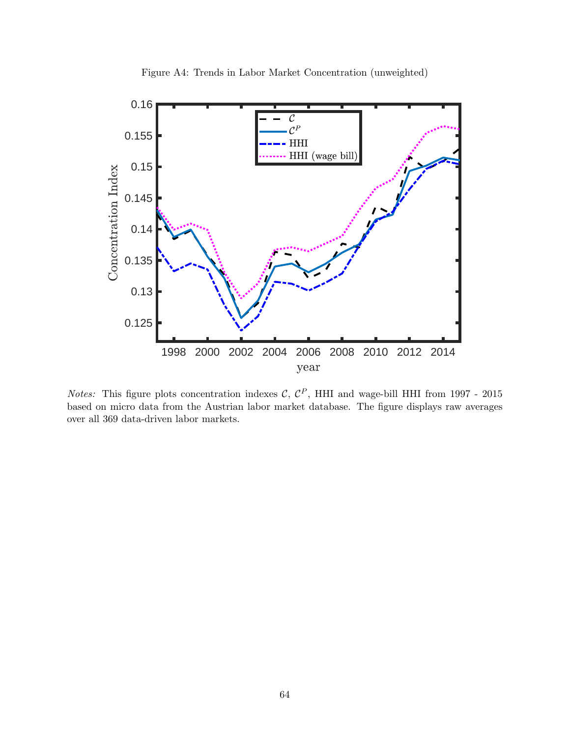Figure A4: Trends in Labor Market Concentration (unweighted)

*Notes:* This figure plots concentration indexes $\mathcal{C}$, $\mathcal{C}^P$, HHI and wage-bill HHI from 1997 - 2015 based on micro data from the Austrian labor market database. The figure displays raw averages over all 369 data-driven labor markets.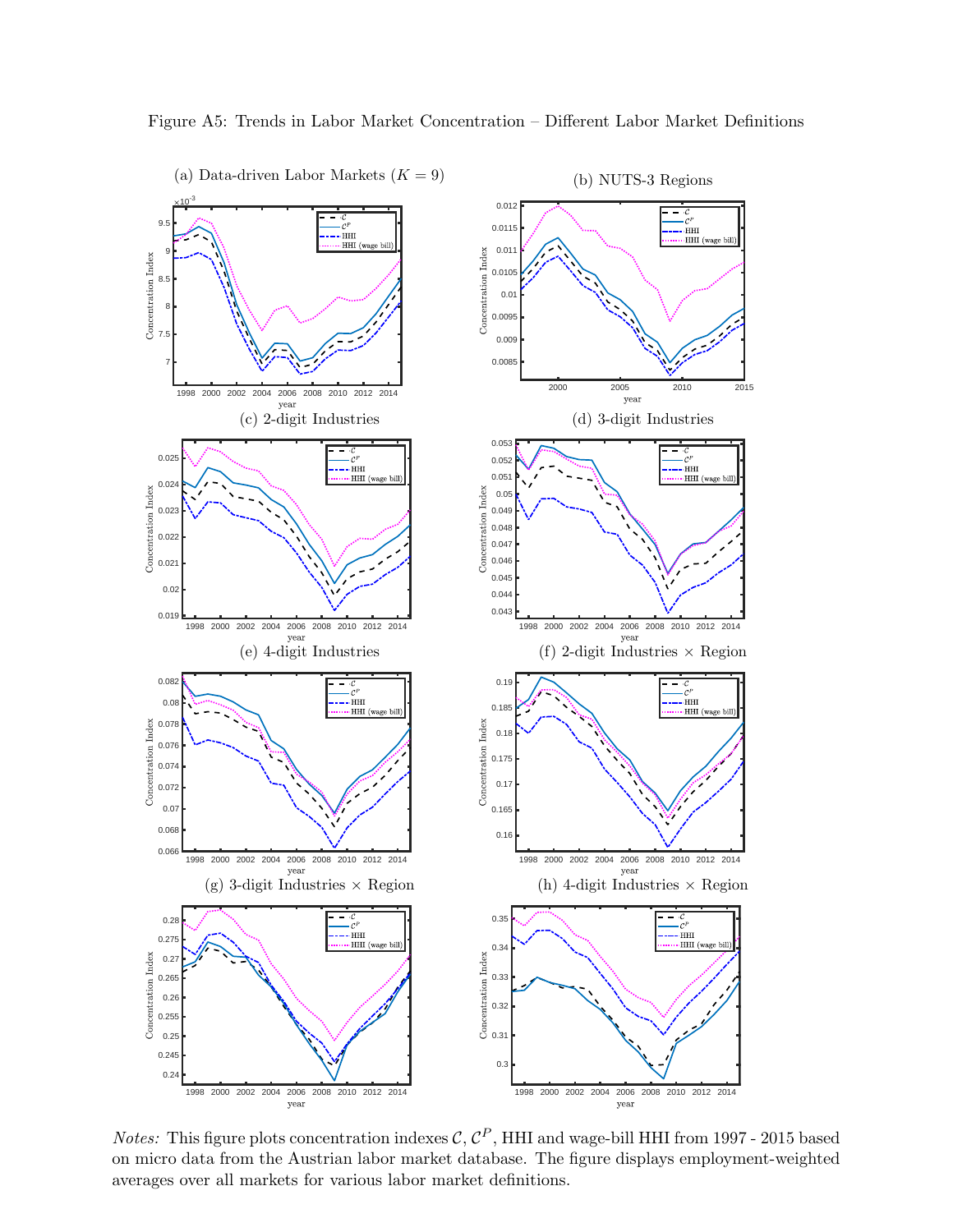Figure A5: Trends in Labor Market Concentration – Different Labor Market Definitions

(a) Data-driven Labor Markets ($K = 9$)

(b) NUTS-3 Regions

(c) 2-digit Industries

(d) 3-digit Industries

(e) 4-digit Industries

(f) 2-digit Industries × Region

(g) 3-digit Industries × Region

(h) 4-digit Industries × Region

*Notes:* This figure plots concentration indexes $\mathcal{C}$, $\mathcal{C}^P$, HHI and wage-bill HHI from 1997 - 2015 based on micro data from the Austrian labor market database. The figure displays employment-weighted averages over all markets for various labor market definitions.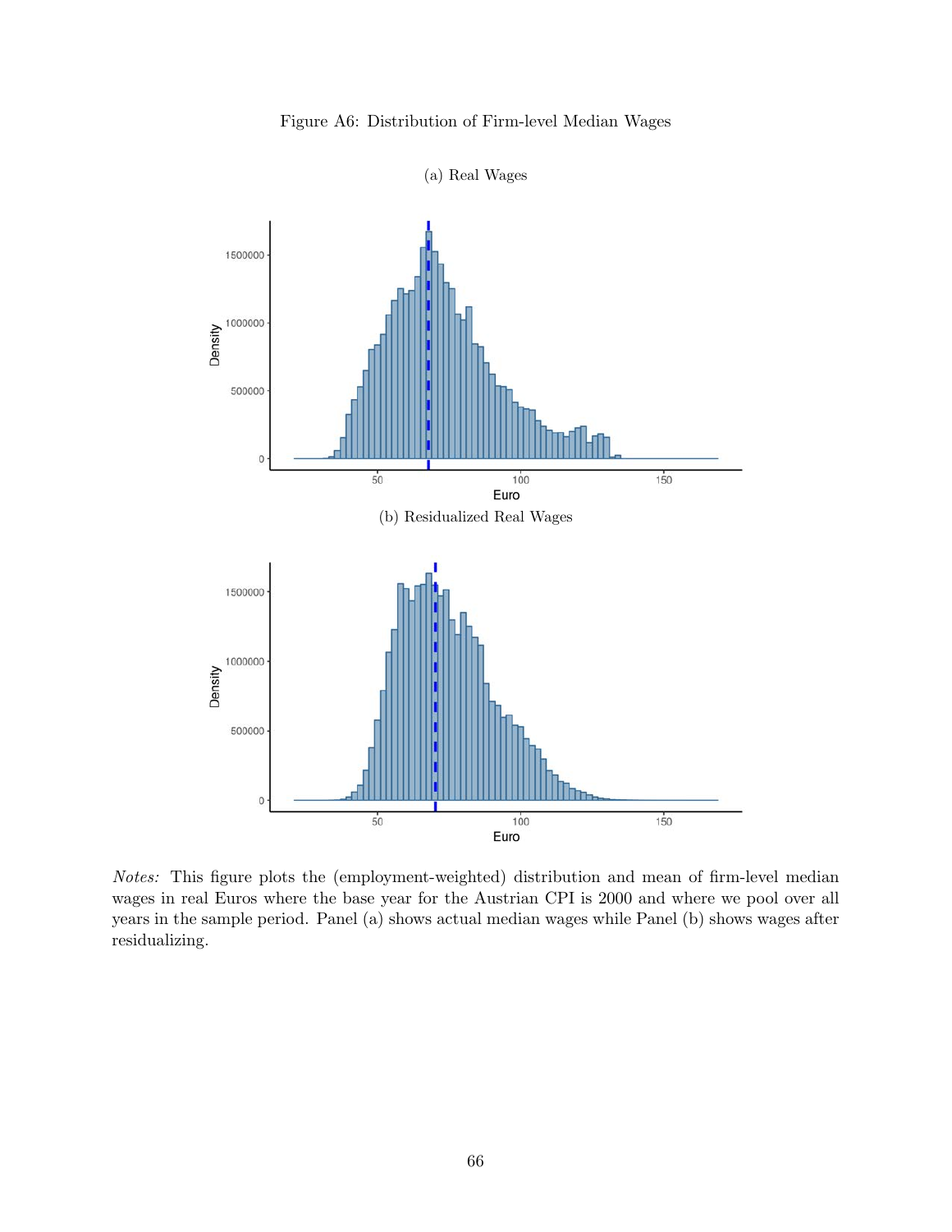Figure A6: Distribution of Firm-level Median Wages

(a) Real Wages

Density

1500000

1000000

500000

0

50

100

150

Euro

(b) Residualized Real Wages

Density

1500000

1000000

500000

0

50

100

150

Euro

*Notes:* This figure plots the (employment-weighted) distribution and mean of firm-level median wages in real Euros where the base year for the Austrian CPI is 2000 and where we pool over all years in the sample period. Panel (a) shows actual median wages while Panel (b) shows wages after residualizing.